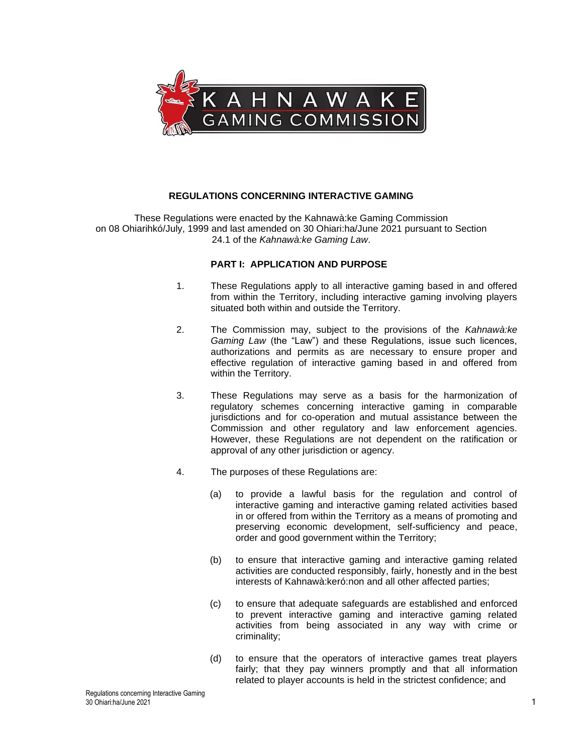# REGULATIONS CONCERNING INTERACTIVE GAMING

These Regulations were enacted by the Kahnawà:ke Gaming Commission on 08 Ohiarihkó/July, 1999 and last amended on 30 Ohiari:ha/June 2021 pursuant to Section 24.1 of the *Kahnawà:ke Gaming Law*.

## PART I: APPLICATION AND PURPOSE

1. These Regulations apply to all interactive gaming based in and offered from within the Territory, including interactive gaming involving players situated both within and outside the Territory.

2. The Commission may, subject to the provisions of the *Kahnawà:ke Gaming Law* (the "Law") and these Regulations, issue such licences, authorizations and permits as are necessary to ensure proper and effective regulation of interactive gaming based in and offered from within the Territory.

3. These Regulations may serve as a basis for the harmonization of regulatory schemes concerning interactive gaming in comparable jurisdictions and for co-operation and mutual assistance between the Commission and other regulatory and law enforcement agencies. However, these Regulations are not dependent on the ratification or approval of any other jurisdiction or agency.

4. The purposes of these Regulations are:

   (a) to provide a lawful basis for the regulation and control of interactive gaming and interactive gaming related activities based in or offered from within the Territory as a means of promoting and preserving economic development, self-sufficiency and peace, order and good government within the Territory;

   (b) to ensure that interactive gaming and interactive gaming related activities are conducted responsibly, fairly, honestly and in the best interests of Kahnawà:keró:non and all other affected parties;

   (c) to ensure that adequate safeguards are established and enforced to prevent interactive gaming and interactive gaming related activities from being associated in any way with crime or criminality;

   (d) to ensure that the operators of interactive games treat players fairly; that they pay winners promptly and that all information related to player accounts is held in the strictest confidence; and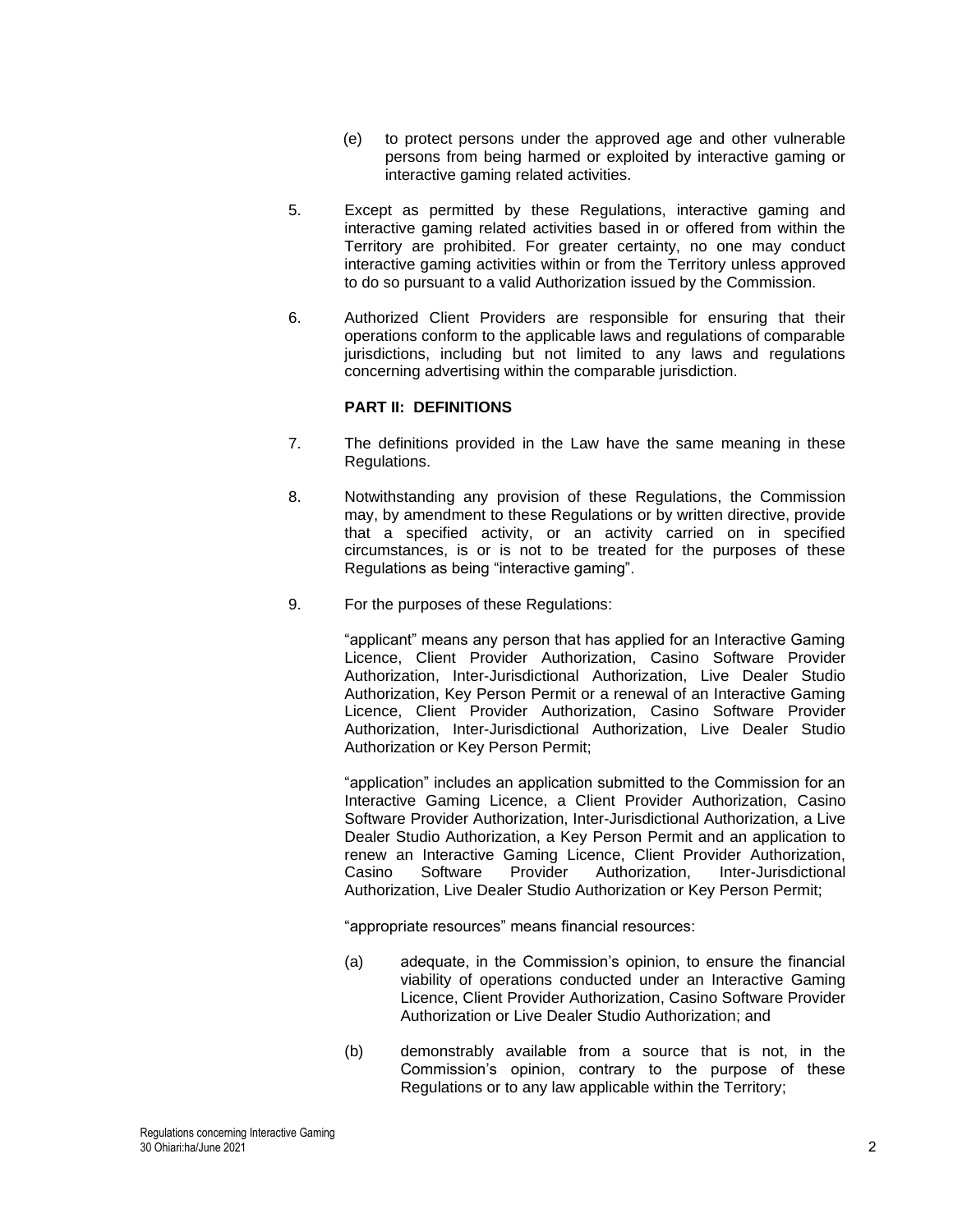(e) to protect persons under the approved age and other vulnerable persons from being harmed or exploited by interactive gaming or interactive gaming related activities.

5. Except as permitted by these Regulations, interactive gaming and interactive gaming related activities based in or offered from within the Territory are prohibited. For greater certainty, no one may conduct interactive gaming activities within or from the Territory unless approved to do so pursuant to a valid Authorization issued by the Commission.

6. Authorized Client Providers are responsible for ensuring that their operations conform to the applicable laws and regulations of comparable jurisdictions, including but not limited to any laws and regulations concerning advertising within the comparable jurisdiction.

**PART II: DEFINITIONS**

7. The definitions provided in the Law have the same meaning in these Regulations.

8. Notwithstanding any provision of these Regulations, the Commission may, by amendment to these Regulations or by written directive, provide that a specified activity, or an activity carried on in specified circumstances, is or is not to be treated for the purposes of these Regulations as being "interactive gaming".

9. For the purposes of these Regulations:

"applicant" means any person that has applied for an Interactive Gaming Licence, Client Provider Authorization, Casino Software Provider Authorization, Inter-Jurisdictional Authorization, Live Dealer Studio Authorization, Key Person Permit or a renewal of an Interactive Gaming Licence, Client Provider Authorization, Casino Software Provider Authorization, Inter-Jurisdictional Authorization, Live Dealer Studio Authorization or Key Person Permit;

"application" includes an application submitted to the Commission for an Interactive Gaming Licence, a Client Provider Authorization, Casino Software Provider Authorization, Inter-Jurisdictional Authorization, a Live Dealer Studio Authorization, a Key Person Permit and an application to renew an Interactive Gaming Licence, Client Provider Authorization, Casino Software Provider Authorization, Inter-Jurisdictional Authorization, Live Dealer Studio Authorization or Key Person Permit;

"appropriate resources" means financial resources:

(a) adequate, in the Commission's opinion, to ensure the financial viability of operations conducted under an Interactive Gaming Licence, Client Provider Authorization, Casino Software Provider Authorization or Live Dealer Studio Authorization; and

(b) demonstrably available from a source that is not, in the Commission's opinion, contrary to the purpose of these Regulations or to any law applicable within the Territory;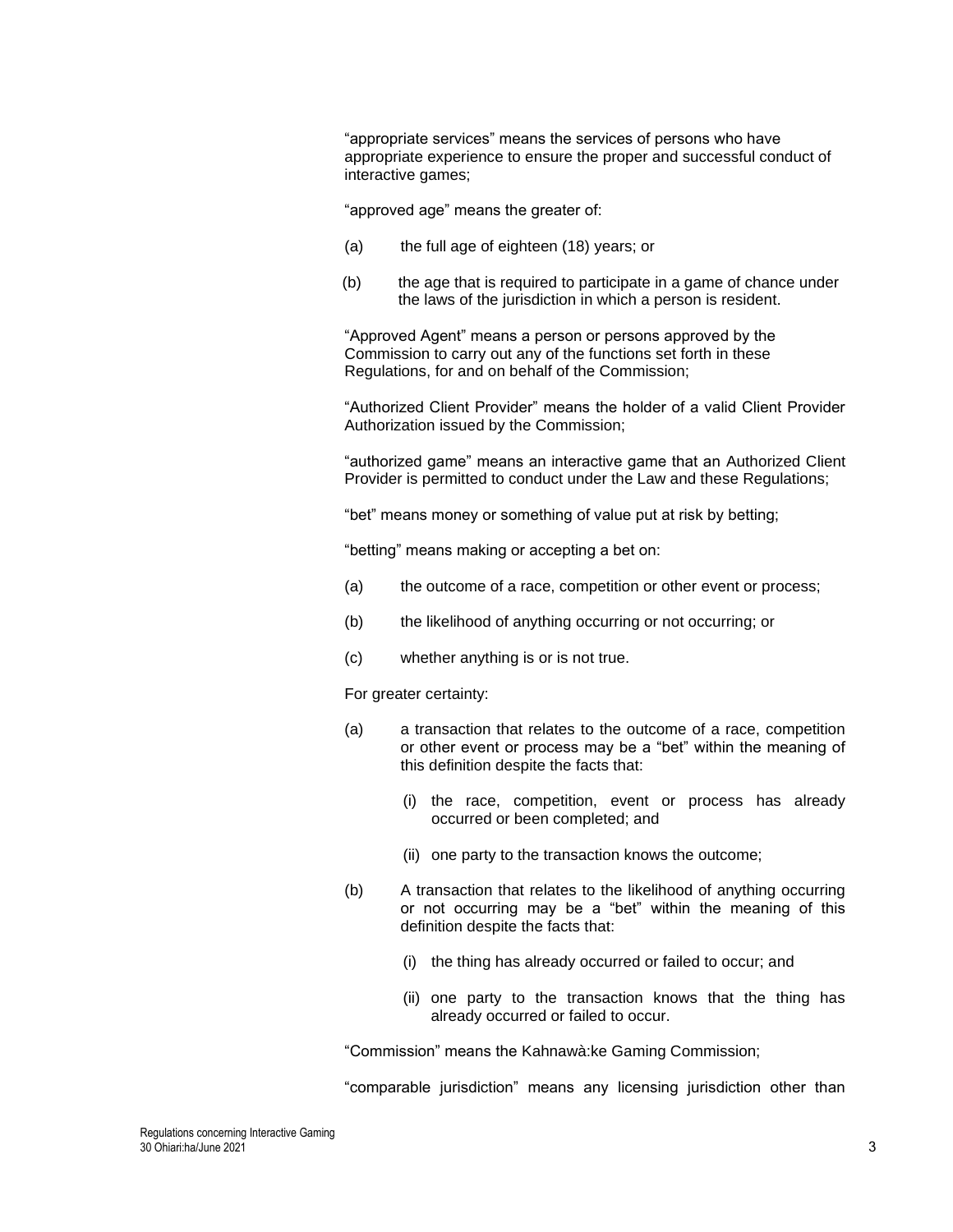"appropriate services" means the services of persons who have appropriate experience to ensure the proper and successful conduct of interactive games;

"approved age" means the greater of:

(a) the full age of eighteen (18) years; or

(b) the age that is required to participate in a game of chance under the laws of the jurisdiction in which a person is resident.

"Approved Agent" means a person or persons approved by the Commission to carry out any of the functions set forth in these Regulations, for and on behalf of the Commission;

"Authorized Client Provider" means the holder of a valid Client Provider Authorization issued by the Commission;

"authorized game" means an interactive game that an Authorized Client Provider is permitted to conduct under the Law and these Regulations;

"bet" means money or something of value put at risk by betting;

"betting" means making or accepting a bet on:

(a) the outcome of a race, competition or other event or process;

(b) the likelihood of anything occurring or not occurring; or

(c) whether anything is or is not true.

For greater certainty:

(a) a transaction that relates to the outcome of a race, competition or other event or process may be a "bet" within the meaning of this definition despite the facts that:

  (i) the race, competition, event or process has already occurred or been completed; and

  (ii) one party to the transaction knows the outcome;

(b) A transaction that relates to the likelihood of anything occurring or not occurring may be a "bet" within the meaning of this definition despite the facts that:

  (i) the thing has already occurred or failed to occur; and

  (ii) one party to the transaction knows that the thing has already occurred or failed to occur.

"Commission" means the Kahnawà:ke Gaming Commission;

"comparable jurisdiction" means any licensing jurisdiction other than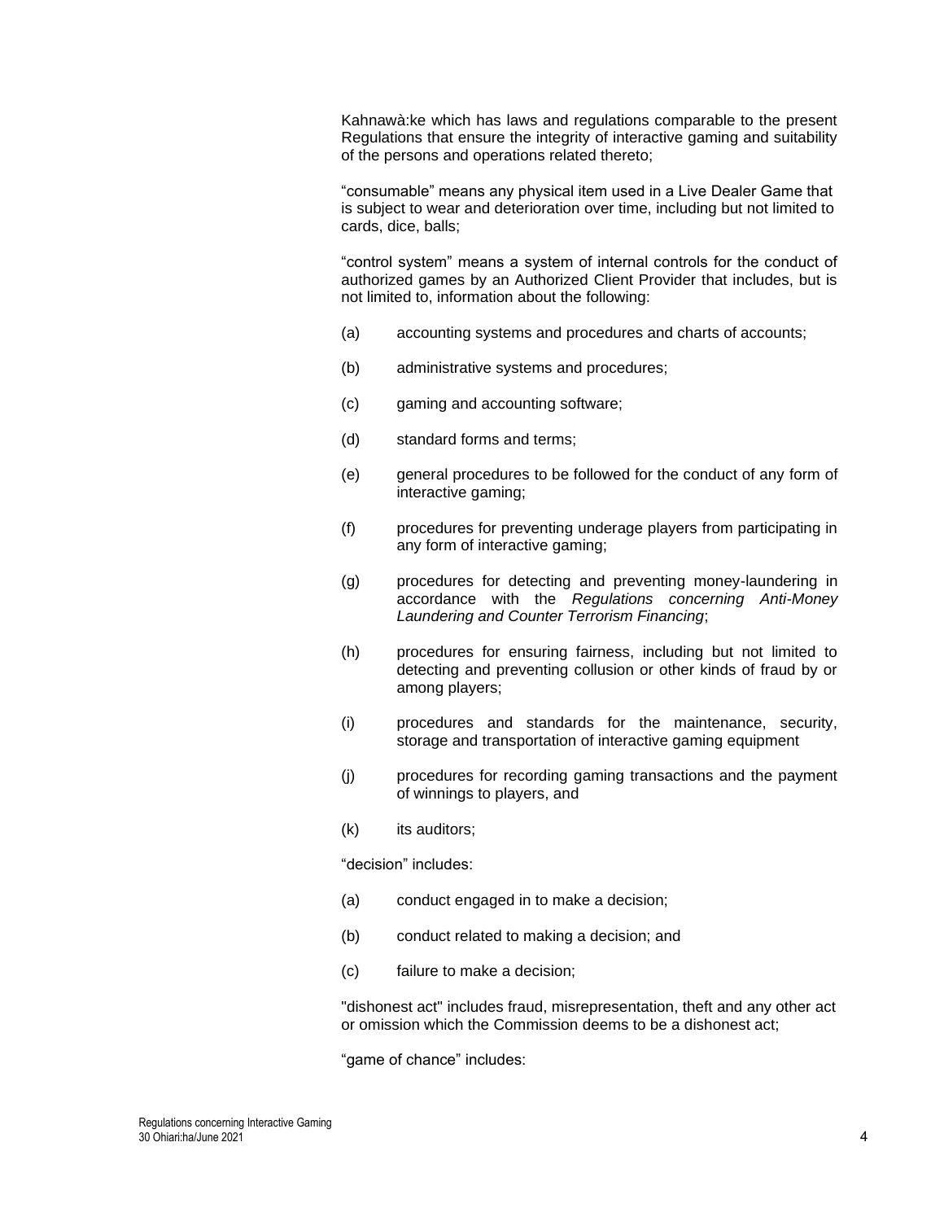Kahnawà:ke which has laws and regulations comparable to the present Regulations that ensure the integrity of interactive gaming and suitability of the persons and operations related thereto;

"consumable" means any physical item used in a Live Dealer Game that is subject to wear and deterioration over time, including but not limited to cards, dice, balls;

"control system" means a system of internal controls for the conduct of authorized games by an Authorized Client Provider that includes, but is not limited to, information about the following:

(a) accounting systems and procedures and charts of accounts;

(b) administrative systems and procedures;

(c) gaming and accounting software;

(d) standard forms and terms;

(e) general procedures to be followed for the conduct of any form of interactive gaming;

(f) procedures for preventing underage players from participating in any form of interactive gaming;

(g) procedures for detecting and preventing money-laundering in accordance with the *Regulations concerning Anti-Money Laundering and Counter Terrorism Financing*;

(h) procedures for ensuring fairness, including but not limited to detecting and preventing collusion or other kinds of fraud by or among players;

(i) procedures and standards for the maintenance, security, storage and transportation of interactive gaming equipment

(j) procedures for recording gaming transactions and the payment of winnings to players, and

(k) its auditors;

"decision" includes:

(a) conduct engaged in to make a decision;

(b) conduct related to making a decision; and

(c) failure to make a decision;

"dishonest act" includes fraud, misrepresentation, theft and any other act or omission which the Commission deems to be a dishonest act;

"game of chance" includes: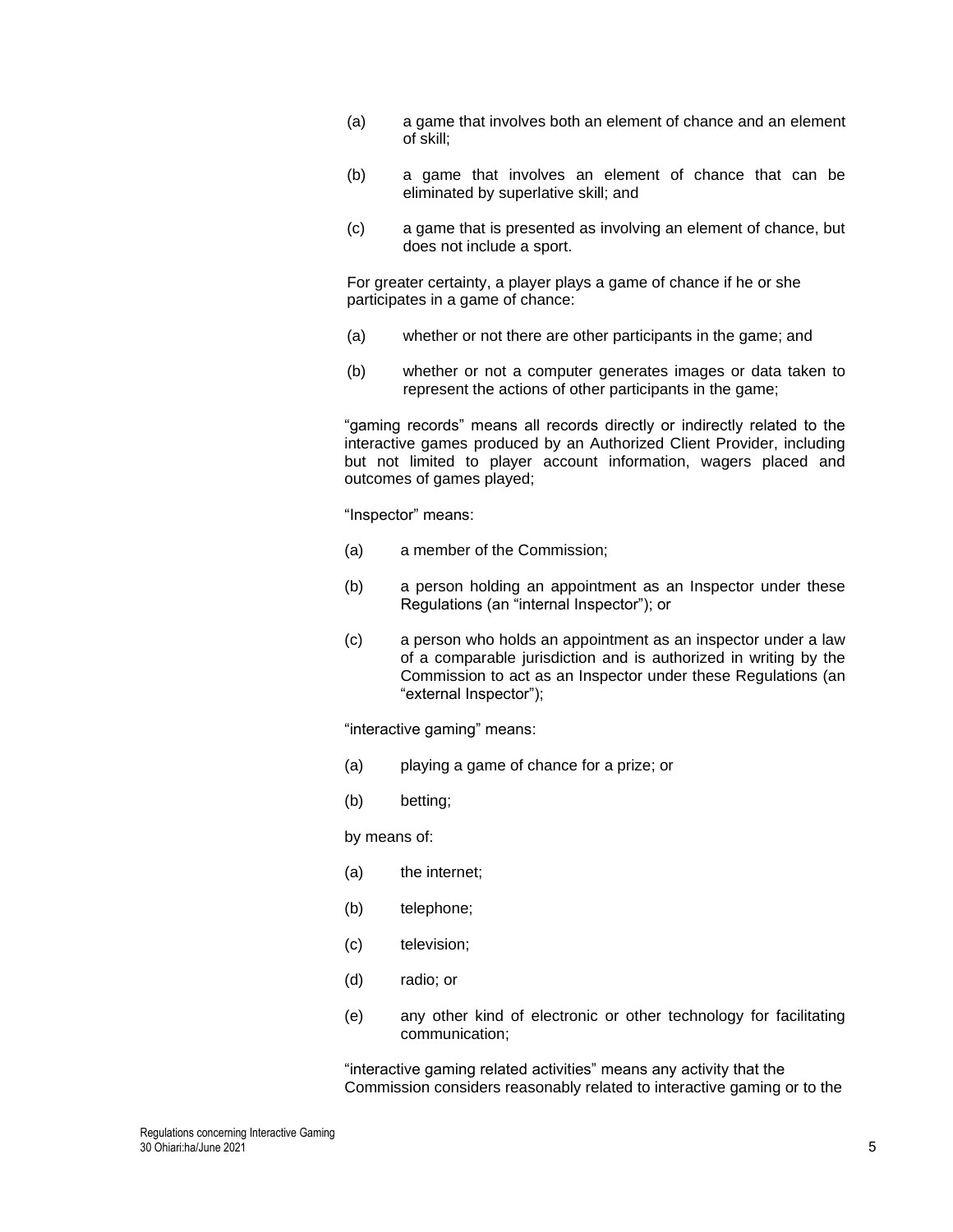(a) a game that involves both an element of chance and an element of skill;

(b) a game that involves an element of chance that can be eliminated by superlative skill; and

(c) a game that is presented as involving an element of chance, but does not include a sport.

For greater certainty, a player plays a game of chance if he or she participates in a game of chance:

(a) whether or not there are other participants in the game; and

(b) whether or not a computer generates images or data taken to represent the actions of other participants in the game;

"gaming records" means all records directly or indirectly related to the interactive games produced by an Authorized Client Provider, including but not limited to player account information, wagers placed and outcomes of games played;

"Inspector" means:

(a) a member of the Commission;

(b) a person holding an appointment as an Inspector under these Regulations (an "internal Inspector"); or

(c) a person who holds an appointment as an inspector under a law of a comparable jurisdiction and is authorized in writing by the Commission to act as an Inspector under these Regulations (an "external Inspector");

"interactive gaming" means:

(a) playing a game of chance for a prize; or

(b) betting;

by means of:

(a) the internet;

(b) telephone;

(c) television;

(d) radio; or

(e) any other kind of electronic or other technology for facilitating communication;

"interactive gaming related activities" means any activity that the Commission considers reasonably related to interactive gaming or to the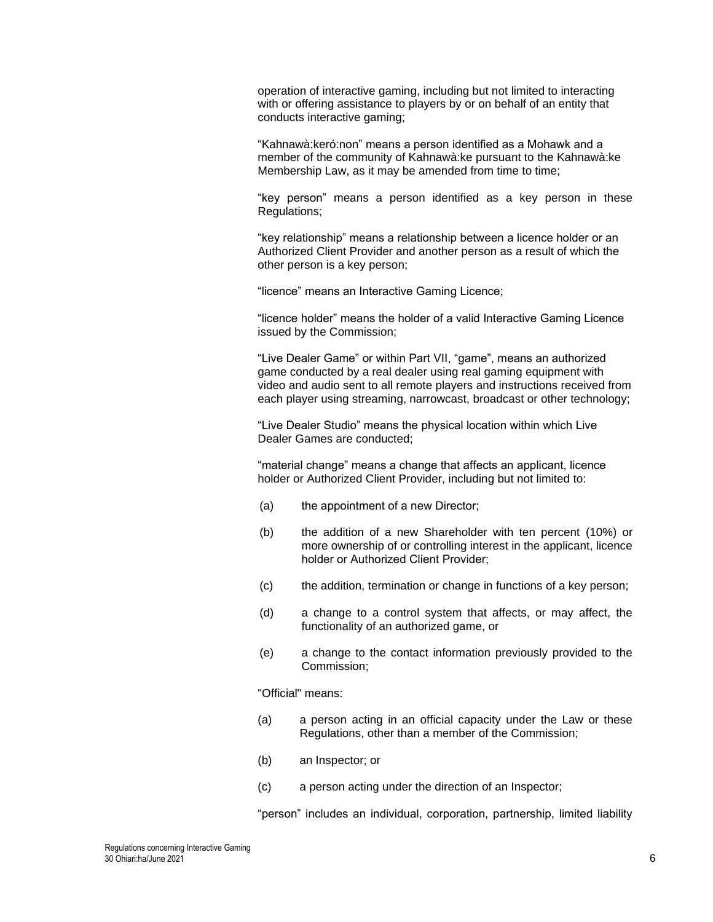operation of interactive gaming, including but not limited to interacting with or offering assistance to players by or on behalf of an entity that conducts interactive gaming;

"Kahnawà:keró:non" means a person identified as a Mohawk and a member of the community of Kahnawà:ke pursuant to the Kahnawà:ke Membership Law, as it may be amended from time to time;

"key person" means a person identified as a key person in these Regulations;

"key relationship" means a relationship between a licence holder or an Authorized Client Provider and another person as a result of which the other person is a key person;

"licence" means an Interactive Gaming Licence;

"licence holder" means the holder of a valid Interactive Gaming Licence issued by the Commission;

"Live Dealer Game" or within Part VII, "game", means an authorized game conducted by a real dealer using real gaming equipment with video and audio sent to all remote players and instructions received from each player using streaming, narrowcast, broadcast or other technology;

"Live Dealer Studio" means the physical location within which Live Dealer Games are conducted;

"material change" means a change that affects an applicant, licence holder or Authorized Client Provider, including but not limited to:

(a) the appointment of a new Director;

(b) the addition of a new Shareholder with ten percent (10%) or more ownership of or controlling interest in the applicant, licence holder or Authorized Client Provider;

(c) the addition, termination or change in functions of a key person;

(d) a change to a control system that affects, or may affect, the functionality of an authorized game, or

(e) a change to the contact information previously provided to the Commission;

"Official" means:

(a) a person acting in an official capacity under the Law or these Regulations, other than a member of the Commission;

(b) an Inspector; or

(c) a person acting under the direction of an Inspector;

"person" includes an individual, corporation, partnership, limited liability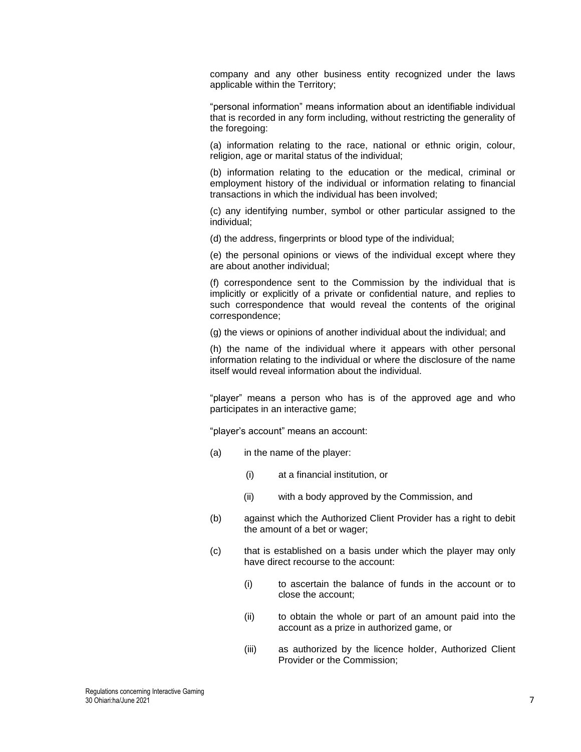company and any other business entity recognized under the laws applicable within the Territory;

"personal information" means information about an identifiable individual that is recorded in any form including, without restricting the generality of the foregoing:

(a) information relating to the race, national or ethnic origin, colour, religion, age or marital status of the individual;

(b) information relating to the education or the medical, criminal or employment history of the individual or information relating to financial transactions in which the individual has been involved;

(c) any identifying number, symbol or other particular assigned to the individual;

(d) the address, fingerprints or blood type of the individual;

(e) the personal opinions or views of the individual except where they are about another individual;

(f) correspondence sent to the Commission by the individual that is implicitly or explicitly of a private or confidential nature, and replies to such correspondence that would reveal the contents of the original correspondence;

(g) the views or opinions of another individual about the individual; and

(h) the name of the individual where it appears with other personal information relating to the individual or where the disclosure of the name itself would reveal information about the individual.

"player" means a person who has is of the approved age and who participates in an interactive game;

"player's account" means an account:

(a) in the name of the player:

  (i) at a financial institution, or

  (ii) with a body approved by the Commission, and

(b) against which the Authorized Client Provider has a right to debit the amount of a bet or wager;

(c) that is established on a basis under which the player may only have direct recourse to the account:

  (i) to ascertain the balance of funds in the account or to close the account;

  (ii) to obtain the whole or part of an amount paid into the account as a prize in authorized game, or

  (iii) as authorized by the licence holder, Authorized Client Provider or the Commission;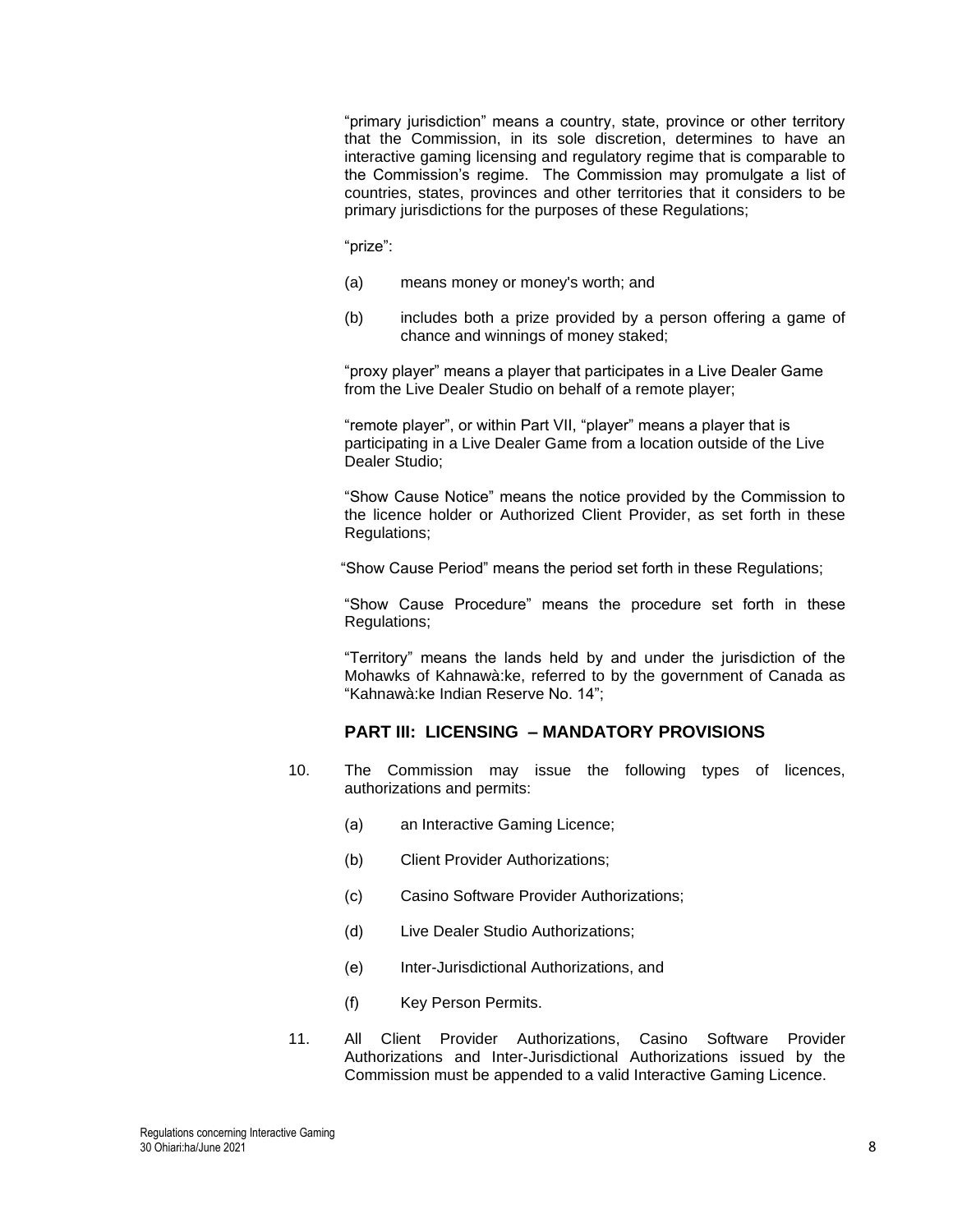"primary jurisdiction" means a country, state, province or other territory that the Commission, in its sole discretion, determines to have an interactive gaming licensing and regulatory regime that is comparable to the Commission's regime. The Commission may promulgate a list of countries, states, provinces and other territories that it considers to be primary jurisdictions for the purposes of these Regulations;

"prize":

(a) means money or money's worth; and

(b) includes both a prize provided by a person offering a game of chance and winnings of money staked;

"proxy player" means a player that participates in a Live Dealer Game from the Live Dealer Studio on behalf of a remote player;

"remote player", or within Part VII, "player" means a player that is participating in a Live Dealer Game from a location outside of the Live Dealer Studio;

"Show Cause Notice" means the notice provided by the Commission to the licence holder or Authorized Client Provider, as set forth in these Regulations;

"Show Cause Period" means the period set forth in these Regulations;

"Show Cause Procedure" means the procedure set forth in these Regulations;

"Territory" means the lands held by and under the jurisdiction of the Mohawks of Kahnawà:ke, referred to by the government of Canada as "Kahnawà:ke Indian Reserve No. 14";

## PART III: LICENSING – MANDATORY PROVISIONS

10. The Commission may issue the following types of licences, authorizations and permits:

    (a) an Interactive Gaming Licence;

    (b) Client Provider Authorizations;

    (c) Casino Software Provider Authorizations;

    (d) Live Dealer Studio Authorizations;

    (e) Inter-Jurisdictional Authorizations, and

    (f) Key Person Permits.

11. All Client Provider Authorizations, Casino Software Provider Authorizations and Inter-Jurisdictional Authorizations issued by the Commission must be appended to a valid Interactive Gaming Licence.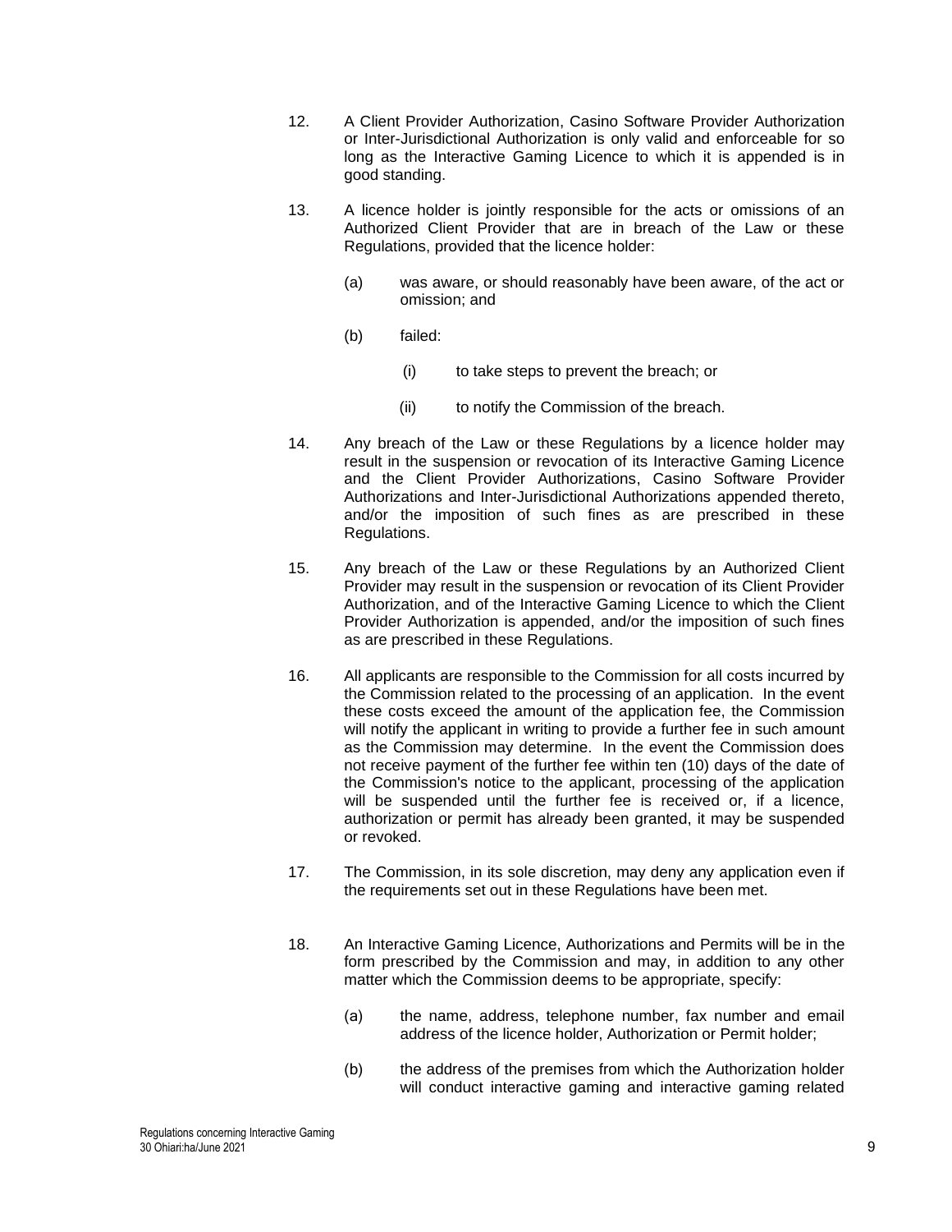12. A Client Provider Authorization, Casino Software Provider Authorization or Inter-Jurisdictional Authorization is only valid and enforceable for so long as the Interactive Gaming Licence to which it is appended is in good standing.

13. A licence holder is jointly responsible for the acts or omissions of an Authorized Client Provider that are in breach of the Law or these Regulations, provided that the licence holder:

    (a) was aware, or should reasonably have been aware, of the act or omission; and

    (b) failed:

        (i) to take steps to prevent the breach; or

        (ii) to notify the Commission of the breach.

14. Any breach of the Law or these Regulations by a licence holder may result in the suspension or revocation of its Interactive Gaming Licence and the Client Provider Authorizations, Casino Software Provider Authorizations and Inter-Jurisdictional Authorizations appended thereto, and/or the imposition of such fines as are prescribed in these Regulations.

15. Any breach of the Law or these Regulations by an Authorized Client Provider may result in the suspension or revocation of its Client Provider Authorization, and of the Interactive Gaming Licence to which the Client Provider Authorization is appended, and/or the imposition of such fines as are prescribed in these Regulations.

16. All applicants are responsible to the Commission for all costs incurred by the Commission related to the processing of an application. In the event these costs exceed the amount of the application fee, the Commission will notify the applicant in writing to provide a further fee in such amount as the Commission may determine. In the event the Commission does not receive payment of the further fee within ten (10) days of the date of the Commission's notice to the applicant, processing of the application will be suspended until the further fee is received or, if a licence, authorization or permit has already been granted, it may be suspended or revoked.

17. The Commission, in its sole discretion, may deny any application even if the requirements set out in these Regulations have been met.

18. An Interactive Gaming Licence, Authorizations and Permits will be in the form prescribed by the Commission and may, in addition to any other matter which the Commission deems to be appropriate, specify:

    (a) the name, address, telephone number, fax number and email address of the licence holder, Authorization or Permit holder;

    (b) the address of the premises from which the Authorization holder will conduct interactive gaming and interactive gaming related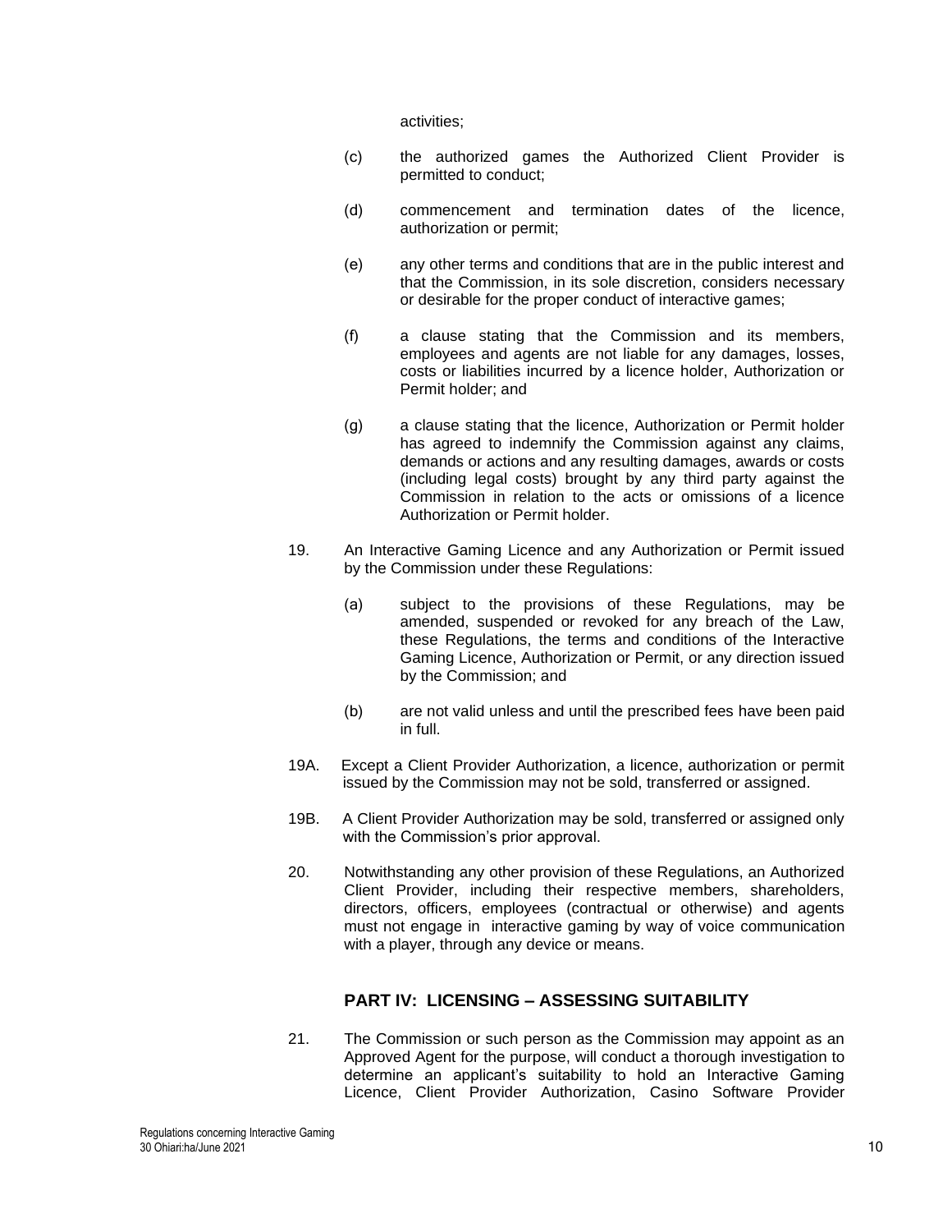activities;

(c) the authorized games the Authorized Client Provider is permitted to conduct;

(d) commencement and termination dates of the licence, authorization or permit;

(e) any other terms and conditions that are in the public interest and that the Commission, in its sole discretion, considers necessary or desirable for the proper conduct of interactive games;

(f) a clause stating that the Commission and its members, employees and agents are not liable for any damages, losses, costs or liabilities incurred by a licence holder, Authorization or Permit holder; and

(g) a clause stating that the licence, Authorization or Permit holder has agreed to indemnify the Commission against any claims, demands or actions and any resulting damages, awards or costs (including legal costs) brought by any third party against the Commission in relation to the acts or omissions of a licence Authorization or Permit holder.

19. An Interactive Gaming Licence and any Authorization or Permit issued by the Commission under these Regulations:

(a) subject to the provisions of these Regulations, may be amended, suspended or revoked for any breach of the Law, these Regulations, the terms and conditions of the Interactive Gaming Licence, Authorization or Permit, or any direction issued by the Commission; and

(b) are not valid unless and until the prescribed fees have been paid in full.

19A. Except a Client Provider Authorization, a licence, authorization or permit issued by the Commission may not be sold, transferred or assigned.

19B. A Client Provider Authorization may be sold, transferred or assigned only with the Commission's prior approval.

20. Notwithstanding any other provision of these Regulations, an Authorized Client Provider, including their respective members, shareholders, directors, officers, employees (contractual or otherwise) and agents must not engage in interactive gaming by way of voice communication with a player, through any device or means.

## PART IV: LICENSING – ASSESSING SUITABILITY

21. The Commission or such person as the Commission may appoint as an Approved Agent for the purpose, will conduct a thorough investigation to determine an applicant's suitability to hold an Interactive Gaming Licence, Client Provider Authorization, Casino Software Provider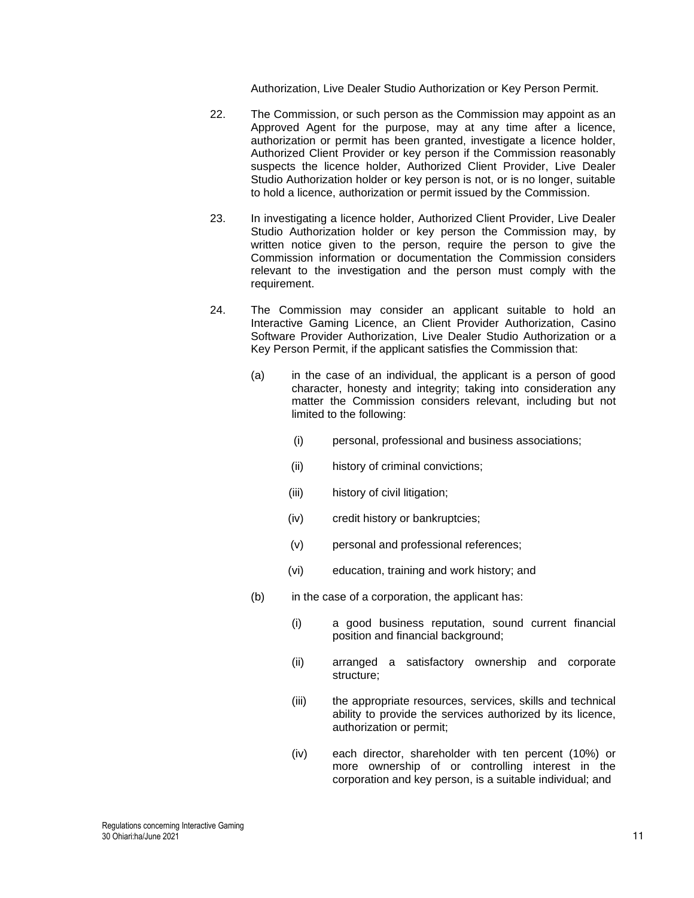Authorization, Live Dealer Studio Authorization or Key Person Permit.

22. The Commission, or such person as the Commission may appoint as an Approved Agent for the purpose, may at any time after a licence, authorization or permit has been granted, investigate a licence holder, Authorized Client Provider or key person if the Commission reasonably suspects the licence holder, Authorized Client Provider, Live Dealer Studio Authorization holder or key person is not, or is no longer, suitable to hold a licence, authorization or permit issued by the Commission.

23. In investigating a licence holder, Authorized Client Provider, Live Dealer Studio Authorization holder or key person the Commission may, by written notice given to the person, require the person to give the Commission information or documentation the Commission considers relevant to the investigation and the person must comply with the requirement.

24. The Commission may consider an applicant suitable to hold an Interactive Gaming Licence, an Client Provider Authorization, Casino Software Provider Authorization, Live Dealer Studio Authorization or a Key Person Permit, if the applicant satisfies the Commission that:

   (a) in the case of an individual, the applicant is a person of good character, honesty and integrity; taking into consideration any matter the Commission considers relevant, including but not limited to the following:

      (i) personal, professional and business associations;

      (ii) history of criminal convictions;

      (iii) history of civil litigation;

      (iv) credit history or bankruptcies;

      (v) personal and professional references;

      (vi) education, training and work history; and

   (b) in the case of a corporation, the applicant has:

      (i) a good business reputation, sound current financial position and financial background;

      (ii) arranged a satisfactory ownership and corporate structure;

      (iii) the appropriate resources, services, skills and technical ability to provide the services authorized by its licence, authorization or permit;

      (iv) each director, shareholder with ten percent (10%) or more ownership of or controlling interest in the corporation and key person, is a suitable individual; and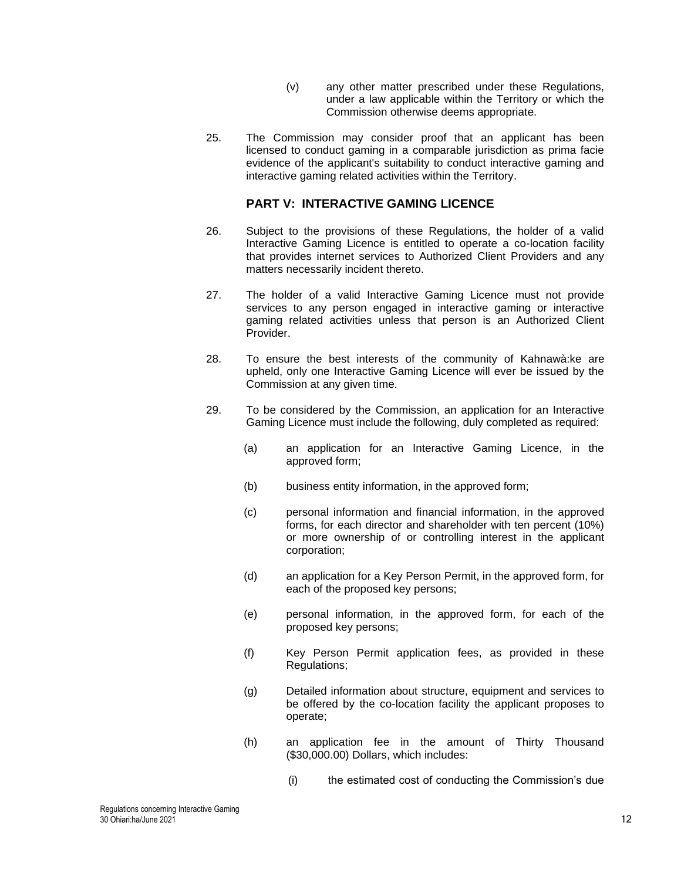(v) any other matter prescribed under these Regulations, under a law applicable within the Territory or which the Commission otherwise deems appropriate.

25. The Commission may consider proof that an applicant has been licensed to conduct gaming in a comparable jurisdiction as prima facie evidence of the applicant's suitability to conduct interactive gaming and interactive gaming related activities within the Territory.

## PART V: INTERACTIVE GAMING LICENCE

26. Subject to the provisions of these Regulations, the holder of a valid Interactive Gaming Licence is entitled to operate a co-location facility that provides internet services to Authorized Client Providers and any matters necessarily incident thereto.

27. The holder of a valid Interactive Gaming Licence must not provide services to any person engaged in interactive gaming or interactive gaming related activities unless that person is an Authorized Client Provider.

28. To ensure the best interests of the community of Kahnawà:ke are upheld, only one Interactive Gaming Licence will ever be issued by the Commission at any given time.

29. To be considered by the Commission, an application for an Interactive Gaming Licence must include the following, duly completed as required:

(a) an application for an Interactive Gaming Licence, in the approved form;

(b) business entity information, in the approved form;

(c) personal information and financial information, in the approved forms, for each director and shareholder with ten percent (10%) or more ownership of or controlling interest in the applicant corporation;

(d) an application for a Key Person Permit, in the approved form, for each of the proposed key persons;

(e) personal information, in the approved form, for each of the proposed key persons;

(f) Key Person Permit application fees, as provided in these Regulations;

(g) Detailed information about structure, equipment and services to be offered by the co-location facility the applicant proposes to operate;

(h) an application fee in the amount of Thirty Thousand ($30,000.00) Dollars, which includes:

(i) the estimated cost of conducting the Commission's due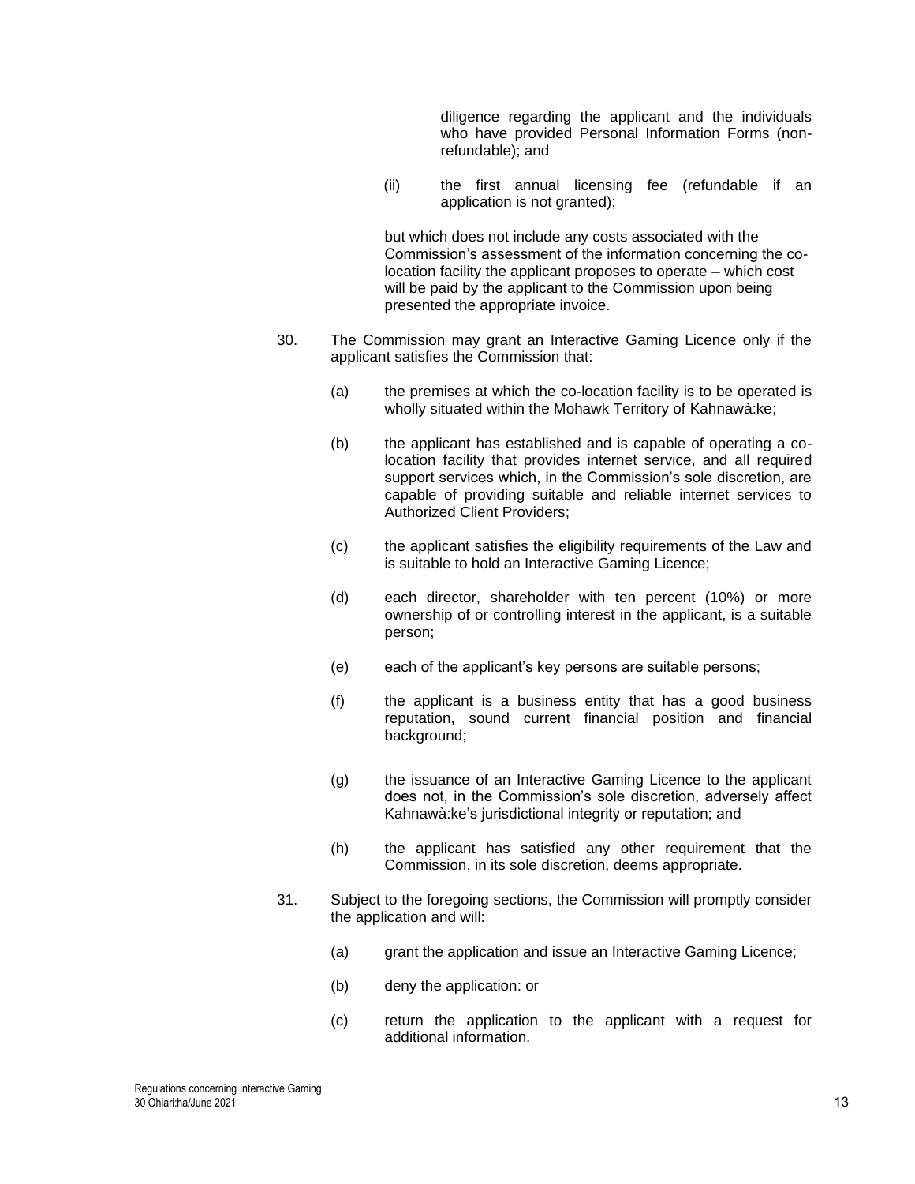diligence regarding the applicant and the individuals who have provided Personal Information Forms (non-refundable); and

(ii) the first annual licensing fee (refundable if an application is not granted);

but which does not include any costs associated with the Commission's assessment of the information concerning the co-location facility the applicant proposes to operate – which cost will be paid by the applicant to the Commission upon being presented the appropriate invoice.

30. The Commission may grant an Interactive Gaming Licence only if the applicant satisfies the Commission that:

(a) the premises at which the co-location facility is to be operated is wholly situated within the Mohawk Territory of Kahnawà:ke;

(b) the applicant has established and is capable of operating a co-location facility that provides internet service, and all required support services which, in the Commission's sole discretion, are capable of providing suitable and reliable internet services to Authorized Client Providers;

(c) the applicant satisfies the eligibility requirements of the Law and is suitable to hold an Interactive Gaming Licence;

(d) each director, shareholder with ten percent (10%) or more ownership of or controlling interest in the applicant, is a suitable person;

(e) each of the applicant's key persons are suitable persons;

(f) the applicant is a business entity that has a good business reputation, sound current financial position and financial background;

(g) the issuance of an Interactive Gaming Licence to the applicant does not, in the Commission's sole discretion, adversely affect Kahnawà:ke's jurisdictional integrity or reputation; and

(h) the applicant has satisfied any other requirement that the Commission, in its sole discretion, deems appropriate.

31. Subject to the foregoing sections, the Commission will promptly consider the application and will:

(a) grant the application and issue an Interactive Gaming Licence;

(b) deny the application: or

(c) return the application to the applicant with a request for additional information.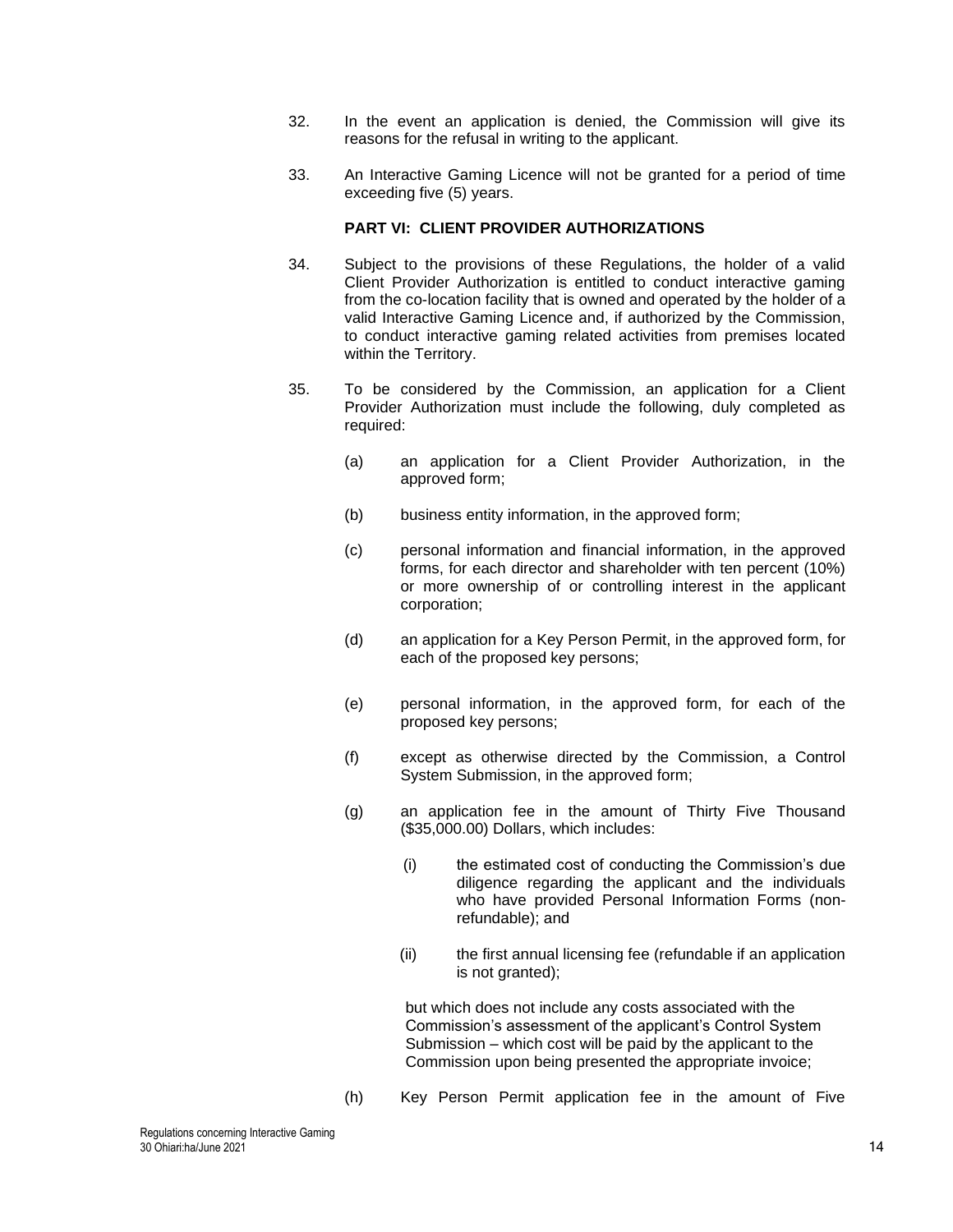32. In the event an application is denied, the Commission will give its reasons for the refusal in writing to the applicant.

33. An Interactive Gaming Licence will not be granted for a period of time exceeding five (5) years.

**PART VI: CLIENT PROVIDER AUTHORIZATIONS**

34. Subject to the provisions of these Regulations, the holder of a valid Client Provider Authorization is entitled to conduct interactive gaming from the co-location facility that is owned and operated by the holder of a valid Interactive Gaming Licence and, if authorized by the Commission, to conduct interactive gaming related activities from premises located within the Territory.

35. To be considered by the Commission, an application for a Client Provider Authorization must include the following, duly completed as required:

(a) an application for a Client Provider Authorization, in the approved form;

(b) business entity information, in the approved form;

(c) personal information and financial information, in the approved forms, for each director and shareholder with ten percent (10%) or more ownership of or controlling interest in the applicant corporation;

(d) an application for a Key Person Permit, in the approved form, for each of the proposed key persons;

(e) personal information, in the approved form, for each of the proposed key persons;

(f) except as otherwise directed by the Commission, a Control System Submission, in the approved form;

(g) an application fee in the amount of Thirty Five Thousand ($35,000.00) Dollars, which includes:

(i) the estimated cost of conducting the Commission's due diligence regarding the applicant and the individuals who have provided Personal Information Forms (non-refundable); and

(ii) the first annual licensing fee (refundable if an application is not granted);

but which does not include any costs associated with the Commission's assessment of the applicant's Control System Submission – which cost will be paid by the applicant to the Commission upon being presented the appropriate invoice;

(h) Key Person Permit application fee in the amount of Five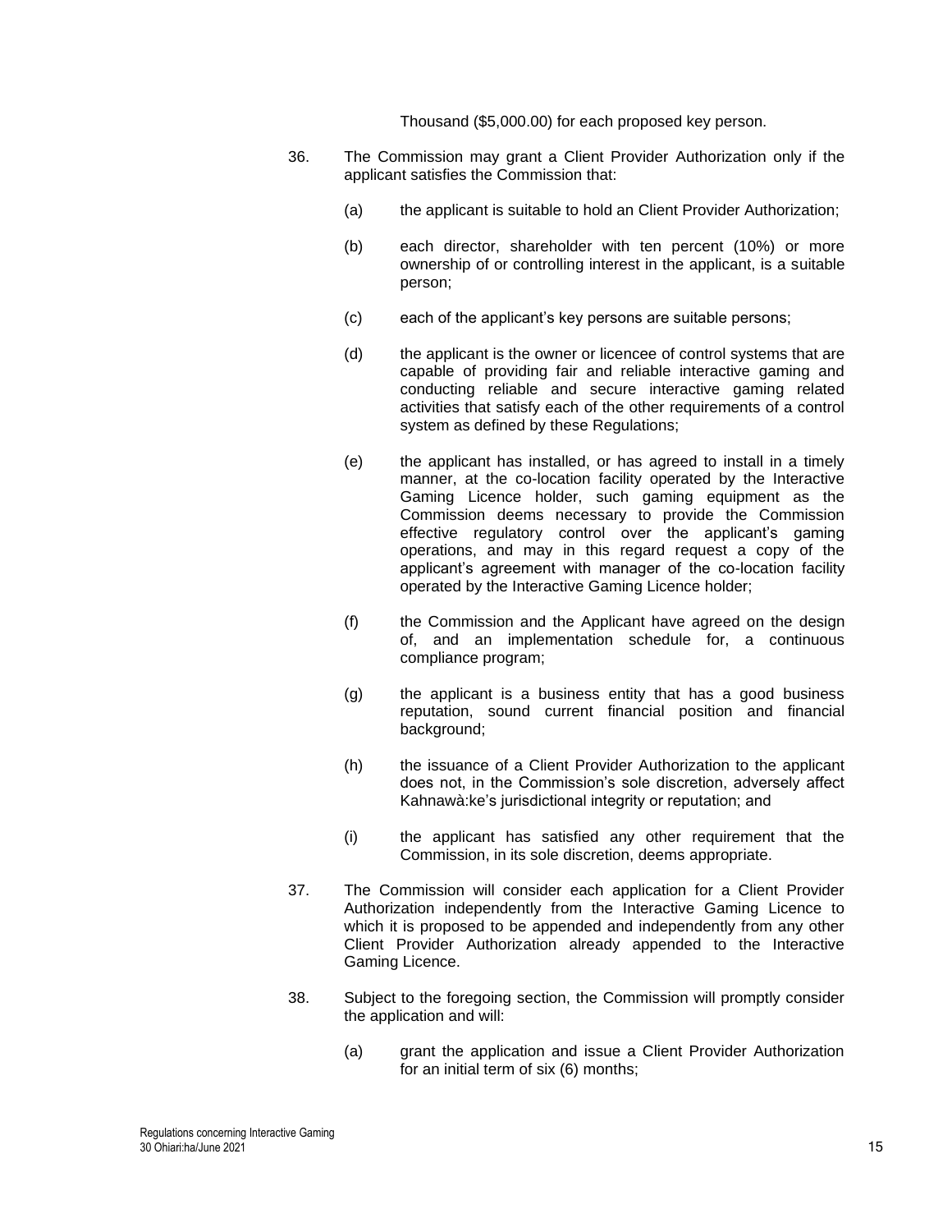Thousand ($5,000.00) for each proposed key person.

36. The Commission may grant a Client Provider Authorization only if the applicant satisfies the Commission that:

    (a) the applicant is suitable to hold an Client Provider Authorization;

    (b) each director, shareholder with ten percent (10%) or more ownership of or controlling interest in the applicant, is a suitable person;

    (c) each of the applicant's key persons are suitable persons;

    (d) the applicant is the owner or licencee of control systems that are capable of providing fair and reliable interactive gaming and conducting reliable and secure interactive gaming related activities that satisfy each of the other requirements of a control system as defined by these Regulations;

    (e) the applicant has installed, or has agreed to install in a timely manner, at the co-location facility operated by the Interactive Gaming Licence holder, such gaming equipment as the Commission deems necessary to provide the Commission effective regulatory control over the applicant's gaming operations, and may in this regard request a copy of the applicant's agreement with manager of the co-location facility operated by the Interactive Gaming Licence holder;

    (f) the Commission and the Applicant have agreed on the design of, and an implementation schedule for, a continuous compliance program;

    (g) the applicant is a business entity that has a good business reputation, sound current financial position and financial background;

    (h) the issuance of a Client Provider Authorization to the applicant does not, in the Commission's sole discretion, adversely affect Kahnawà:ke's jurisdictional integrity or reputation; and

    (i) the applicant has satisfied any other requirement that the Commission, in its sole discretion, deems appropriate.

37. The Commission will consider each application for a Client Provider Authorization independently from the Interactive Gaming Licence to which it is proposed to be appended and independently from any other Client Provider Authorization already appended to the Interactive Gaming Licence.

38. Subject to the foregoing section, the Commission will promptly consider the application and will:

    (a) grant the application and issue a Client Provider Authorization for an initial term of six (6) months;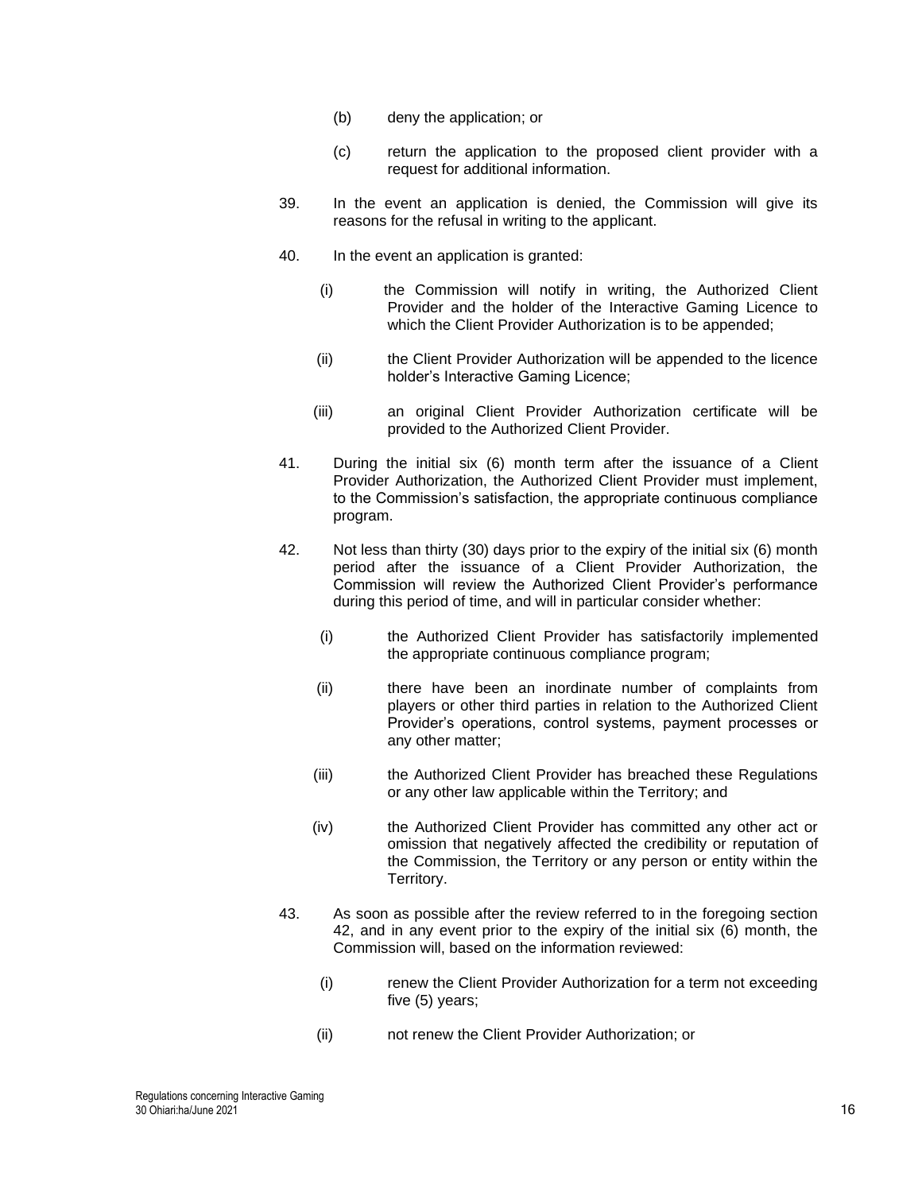(b) deny the application; or

(c) return the application to the proposed client provider with a request for additional information.

39. In the event an application is denied, the Commission will give its reasons for the refusal in writing to the applicant.

40. In the event an application is granted:

(i) the Commission will notify in writing, the Authorized Client Provider and the holder of the Interactive Gaming Licence to which the Client Provider Authorization is to be appended;

(ii) the Client Provider Authorization will be appended to the licence holder's Interactive Gaming Licence;

(iii) an original Client Provider Authorization certificate will be provided to the Authorized Client Provider.

41. During the initial six (6) month term after the issuance of a Client Provider Authorization, the Authorized Client Provider must implement, to the Commission's satisfaction, the appropriate continuous compliance program.

42. Not less than thirty (30) days prior to the expiry of the initial six (6) month period after the issuance of a Client Provider Authorization, the Commission will review the Authorized Client Provider's performance during this period of time, and will in particular consider whether:

(i) the Authorized Client Provider has satisfactorily implemented the appropriate continuous compliance program;

(ii) there have been an inordinate number of complaints from players or other third parties in relation to the Authorized Client Provider's operations, control systems, payment processes or any other matter;

(iii) the Authorized Client Provider has breached these Regulations or any other law applicable within the Territory; and

(iv) the Authorized Client Provider has committed any other act or omission that negatively affected the credibility or reputation of the Commission, the Territory or any person or entity within the Territory.

43. As soon as possible after the review referred to in the foregoing section 42, and in any event prior to the expiry of the initial six (6) month, the Commission will, based on the information reviewed:

(i) renew the Client Provider Authorization for a term not exceeding five (5) years;

(ii) not renew the Client Provider Authorization; or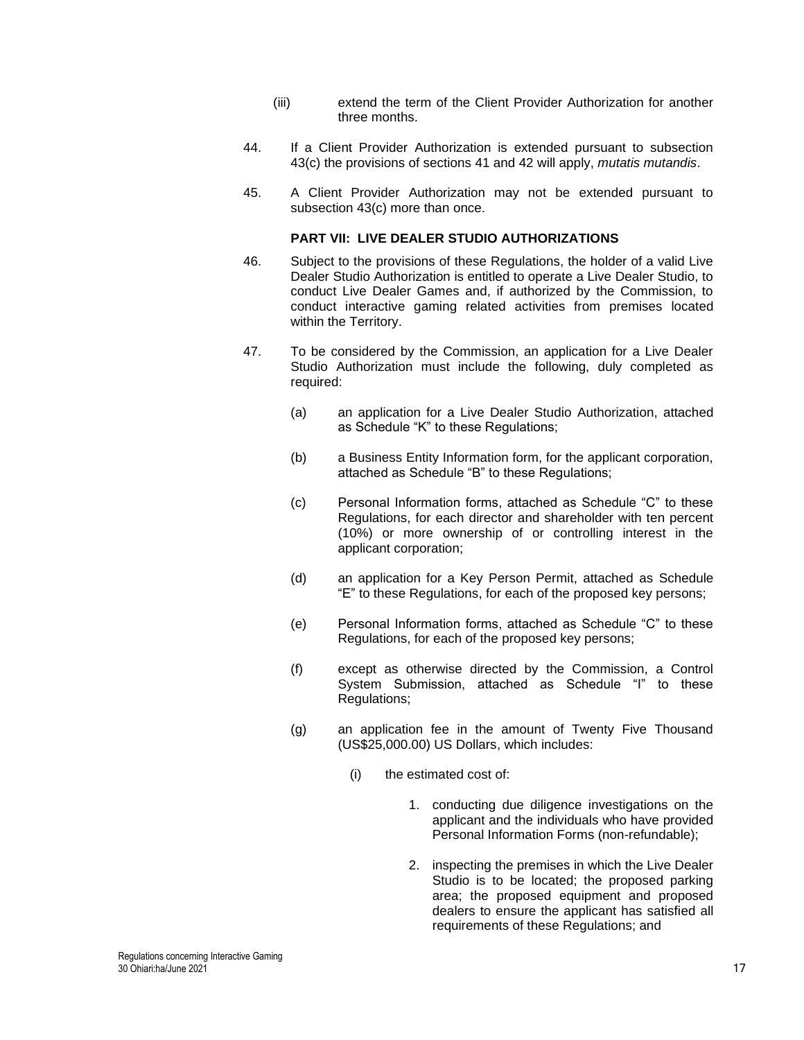(iii) extend the term of the Client Provider Authorization for another three months.

44. If a Client Provider Authorization is extended pursuant to subsection 43(c) the provisions of sections 41 and 42 will apply, *mutatis mutandis*.

45. A Client Provider Authorization may not be extended pursuant to subsection 43(c) more than once.

### PART VII: LIVE DEALER STUDIO AUTHORIZATIONS

46. Subject to the provisions of these Regulations, the holder of a valid Live Dealer Studio Authorization is entitled to operate a Live Dealer Studio, to conduct Live Dealer Games and, if authorized by the Commission, to conduct interactive gaming related activities from premises located within the Territory.

47. To be considered by the Commission, an application for a Live Dealer Studio Authorization must include the following, duly completed as required:

  (a) an application for a Live Dealer Studio Authorization, attached as Schedule "K" to these Regulations;

  (b) a Business Entity Information form, for the applicant corporation, attached as Schedule "B" to these Regulations;

  (c) Personal Information forms, attached as Schedule "C" to these Regulations, for each director and shareholder with ten percent (10%) or more ownership of or controlling interest in the applicant corporation;

  (d) an application for a Key Person Permit, attached as Schedule "E" to these Regulations, for each of the proposed key persons;

  (e) Personal Information forms, attached as Schedule "C" to these Regulations, for each of the proposed key persons;

  (f) except as otherwise directed by the Commission, a Control System Submission, attached as Schedule "I" to these Regulations;

  (g) an application fee in the amount of Twenty Five Thousand (US$25,000.00) US Dollars, which includes:

    (i) the estimated cost of:

      1. conducting due diligence investigations on the applicant and the individuals who have provided Personal Information Forms (non-refundable);

      2. inspecting the premises in which the Live Dealer Studio is to be located; the proposed parking area; the proposed equipment and proposed dealers to ensure the applicant has satisfied all requirements of these Regulations; and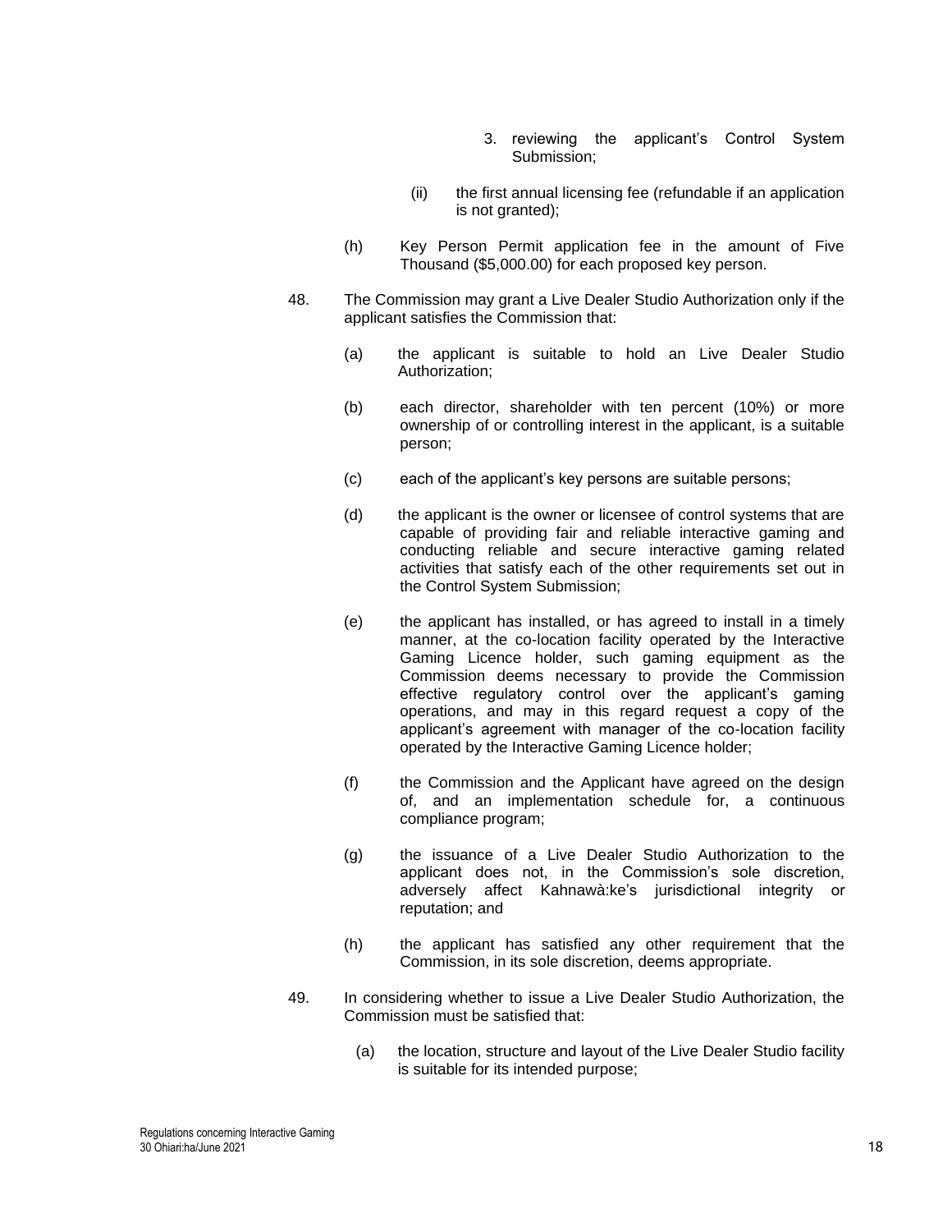3. reviewing the applicant's Control System Submission;

(ii) the first annual licensing fee (refundable if an application is not granted);

(h) Key Person Permit application fee in the amount of Five Thousand ($5,000.00) for each proposed key person.

48. The Commission may grant a Live Dealer Studio Authorization only if the applicant satisfies the Commission that:

(a) the applicant is suitable to hold an Live Dealer Studio Authorization;

(b) each director, shareholder with ten percent (10%) or more ownership of or controlling interest in the applicant, is a suitable person;

(c) each of the applicant's key persons are suitable persons;

(d) the applicant is the owner or licensee of control systems that are capable of providing fair and reliable interactive gaming and conducting reliable and secure interactive gaming related activities that satisfy each of the other requirements set out in the Control System Submission;

(e) the applicant has installed, or has agreed to install in a timely manner, at the co-location facility operated by the Interactive Gaming Licence holder, such gaming equipment as the Commission deems necessary to provide the Commission effective regulatory control over the applicant's gaming operations, and may in this regard request a copy of the applicant's agreement with manager of the co-location facility operated by the Interactive Gaming Licence holder;

(f) the Commission and the Applicant have agreed on the design of, and an implementation schedule for, a continuous compliance program;

(g) the issuance of a Live Dealer Studio Authorization to the applicant does not, in the Commission's sole discretion, adversely affect Kahnawà:ke's jurisdictional integrity or reputation; and

(h) the applicant has satisfied any other requirement that the Commission, in its sole discretion, deems appropriate.

49. In considering whether to issue a Live Dealer Studio Authorization, the Commission must be satisfied that:

(a) the location, structure and layout of the Live Dealer Studio facility is suitable for its intended purpose;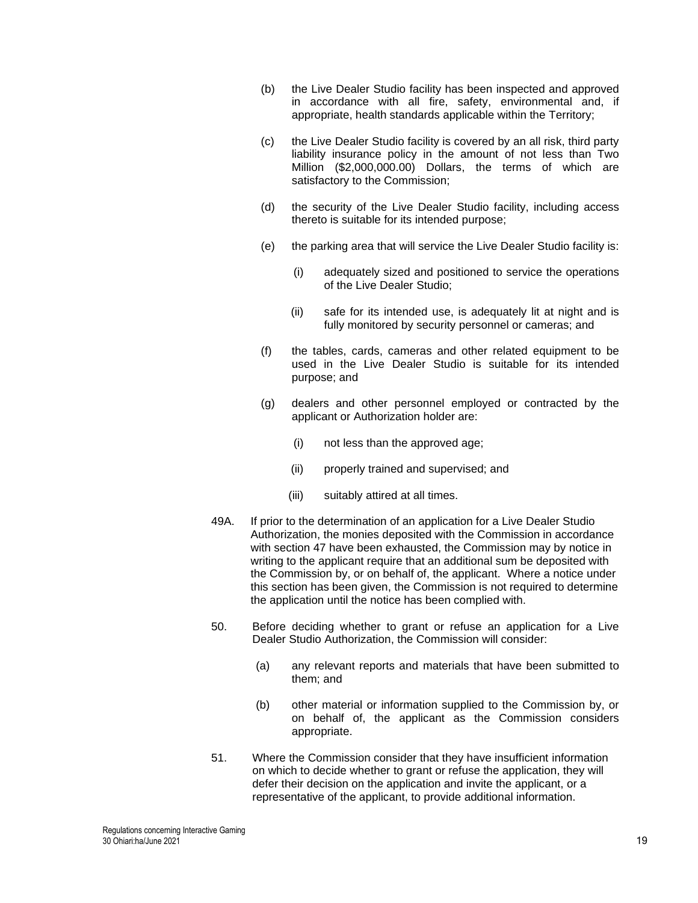(b) the Live Dealer Studio facility has been inspected and approved in accordance with all fire, safety, environmental and, if appropriate, health standards applicable within the Territory;

(c) the Live Dealer Studio facility is covered by an all risk, third party liability insurance policy in the amount of not less than Two Million ($2,000,000.00) Dollars, the terms of which are satisfactory to the Commission;

(d) the security of the Live Dealer Studio facility, including access thereto is suitable for its intended purpose;

(e) the parking area that will service the Live Dealer Studio facility is:

(i) adequately sized and positioned to service the operations of the Live Dealer Studio;

(ii) safe for its intended use, is adequately lit at night and is fully monitored by security personnel or cameras; and

(f) the tables, cards, cameras and other related equipment to be used in the Live Dealer Studio is suitable for its intended purpose; and

(g) dealers and other personnel employed or contracted by the applicant or Authorization holder are:

(i) not less than the approved age;

(ii) properly trained and supervised; and

(iii) suitably attired at all times.

49A. If prior to the determination of an application for a Live Dealer Studio Authorization, the monies deposited with the Commission in accordance with section 47 have been exhausted, the Commission may by notice in writing to the applicant require that an additional sum be deposited with the Commission by, or on behalf of, the applicant. Where a notice under this section has been given, the Commission is not required to determine the application until the notice has been complied with.

50. Before deciding whether to grant or refuse an application for a Live Dealer Studio Authorization, the Commission will consider:

(a) any relevant reports and materials that have been submitted to them; and

(b) other material or information supplied to the Commission by, or on behalf of, the applicant as the Commission considers appropriate.

51. Where the Commission consider that they have insufficient information on which to decide whether to grant or refuse the application, they will defer their decision on the application and invite the applicant, or a representative of the applicant, to provide additional information.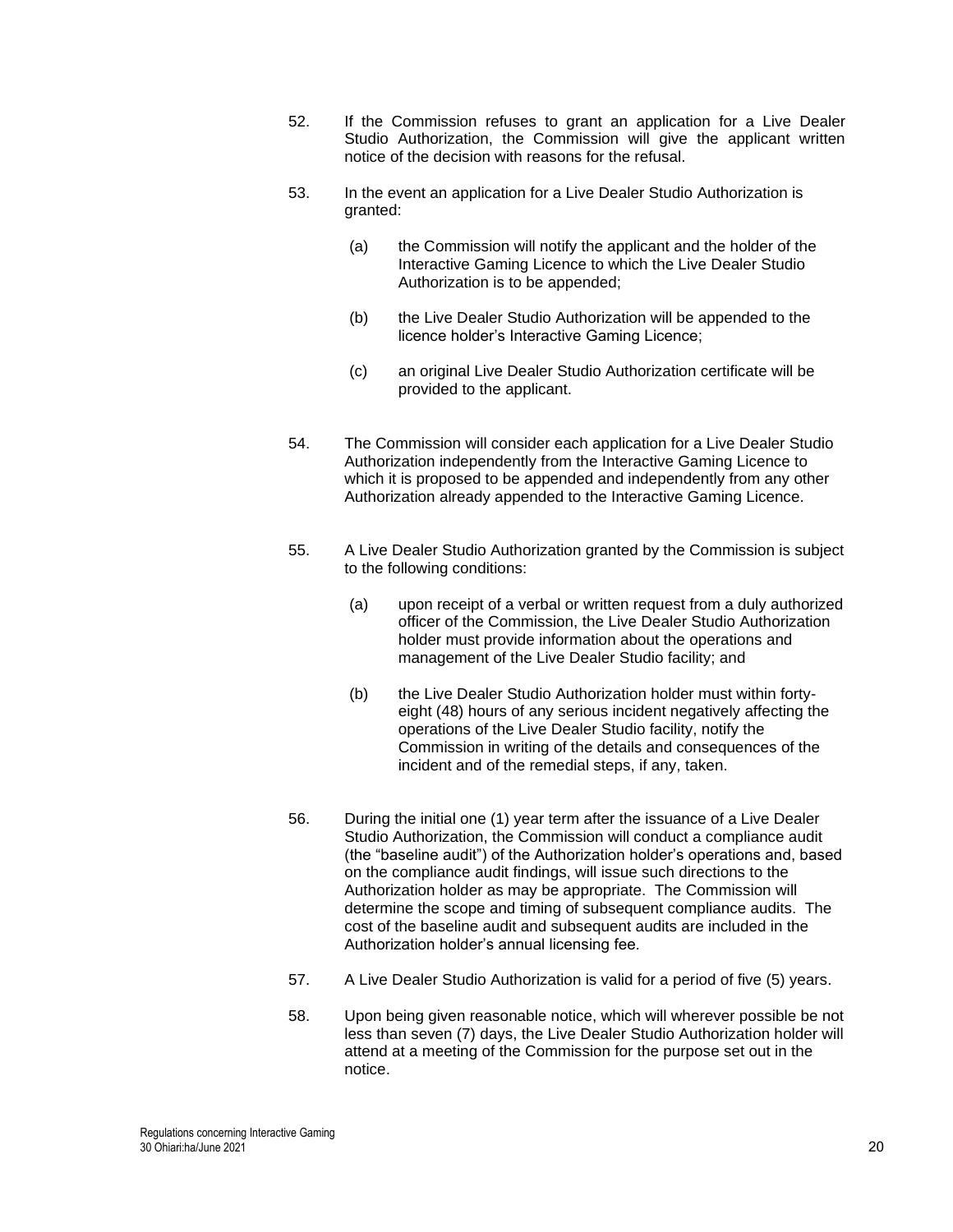52. If the Commission refuses to grant an application for a Live Dealer Studio Authorization, the Commission will give the applicant written notice of the decision with reasons for the refusal.

53. In the event an application for a Live Dealer Studio Authorization is granted:

    (a) the Commission will notify the applicant and the holder of the Interactive Gaming Licence to which the Live Dealer Studio Authorization is to be appended;

    (b) the Live Dealer Studio Authorization will be appended to the licence holder's Interactive Gaming Licence;

    (c) an original Live Dealer Studio Authorization certificate will be provided to the applicant.

54. The Commission will consider each application for a Live Dealer Studio Authorization independently from the Interactive Gaming Licence to which it is proposed to be appended and independently from any other Authorization already appended to the Interactive Gaming Licence.

55. A Live Dealer Studio Authorization granted by the Commission is subject to the following conditions:

    (a) upon receipt of a verbal or written request from a duly authorized officer of the Commission, the Live Dealer Studio Authorization holder must provide information about the operations and management of the Live Dealer Studio facility; and

    (b) the Live Dealer Studio Authorization holder must within forty-eight (48) hours of any serious incident negatively affecting the operations of the Live Dealer Studio facility, notify the Commission in writing of the details and consequences of the incident and of the remedial steps, if any, taken.

56. During the initial one (1) year term after the issuance of a Live Dealer Studio Authorization, the Commission will conduct a compliance audit (the "baseline audit") of the Authorization holder's operations and, based on the compliance audit findings, will issue such directions to the Authorization holder as may be appropriate. The Commission will determine the scope and timing of subsequent compliance audits. The cost of the baseline audit and subsequent audits are included in the Authorization holder's annual licensing fee.

57. A Live Dealer Studio Authorization is valid for a period of five (5) years.

58. Upon being given reasonable notice, which will wherever possible be not less than seven (7) days, the Live Dealer Studio Authorization holder will attend at a meeting of the Commission for the purpose set out in the notice.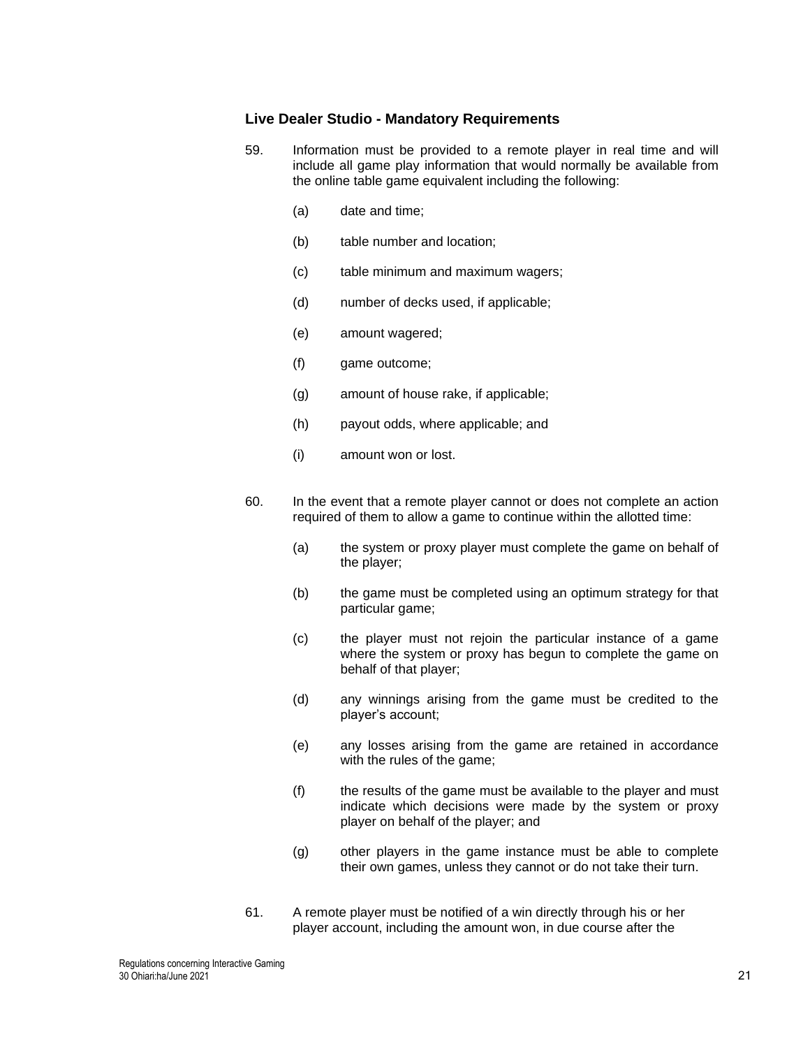### Live Dealer Studio - Mandatory Requirements

59. Information must be provided to a remote player in real time and will include all game play information that would normally be available from the online table game equivalent including the following:

    (a) date and time;

    (b) table number and location;

    (c) table minimum and maximum wagers;

    (d) number of decks used, if applicable;

    (e) amount wagered;

    (f) game outcome;

    (g) amount of house rake, if applicable;

    (h) payout odds, where applicable; and

    (i) amount won or lost.

60. In the event that a remote player cannot or does not complete an action required of them to allow a game to continue within the allotted time:

    (a) the system or proxy player must complete the game on behalf of the player;

    (b) the game must be completed using an optimum strategy for that particular game;

    (c) the player must not rejoin the particular instance of a game where the system or proxy has begun to complete the game on behalf of that player;

    (d) any winnings arising from the game must be credited to the player's account;

    (e) any losses arising from the game are retained in accordance with the rules of the game;

    (f) the results of the game must be available to the player and must indicate which decisions were made by the system or proxy player on behalf of the player; and

    (g) other players in the game instance must be able to complete their own games, unless they cannot or do not take their turn.

61. A remote player must be notified of a win directly through his or her player account, including the amount won, in due course after the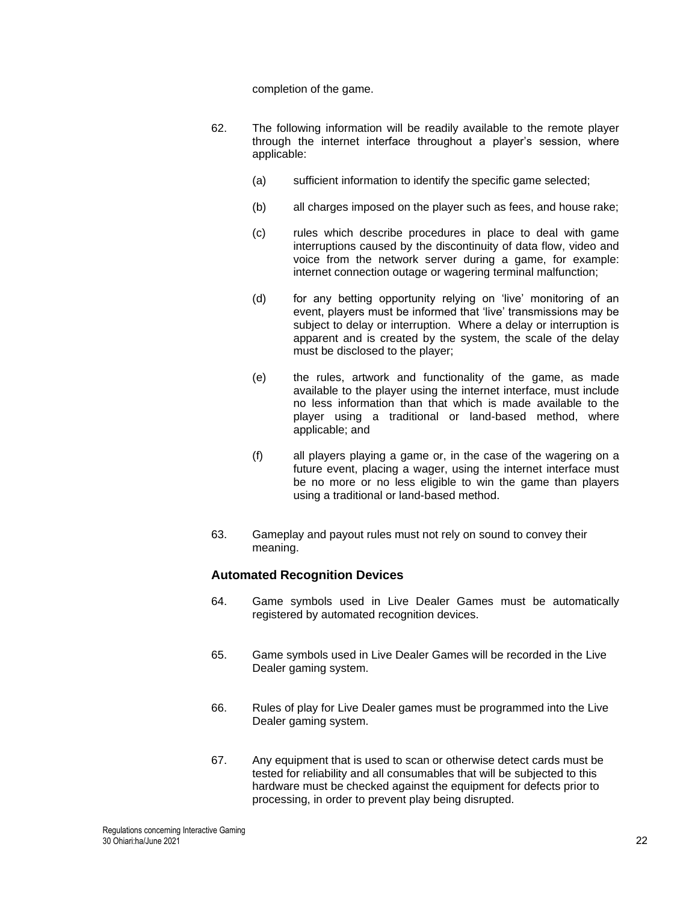completion of the game.

62. The following information will be readily available to the remote player through the internet interface throughout a player's session, where applicable:

    (a) sufficient information to identify the specific game selected;

    (b) all charges imposed on the player such as fees, and house rake;

    (c) rules which describe procedures in place to deal with game interruptions caused by the discontinuity of data flow, video and voice from the network server during a game, for example: internet connection outage or wagering terminal malfunction;

    (d) for any betting opportunity relying on 'live' monitoring of an event, players must be informed that 'live' transmissions may be subject to delay or interruption. Where a delay or interruption is apparent and is created by the system, the scale of the delay must be disclosed to the player;

    (e) the rules, artwork and functionality of the game, as made available to the player using the internet interface, must include no less information than that which is made available to the player using a traditional or land-based method, where applicable; and

    (f) all players playing a game or, in the case of the wagering on a future event, placing a wager, using the internet interface must be no more or no less eligible to win the game than players using a traditional or land-based method.

63. Gameplay and payout rules must not rely on sound to convey their meaning.

### Automated Recognition Devices

64. Game symbols used in Live Dealer Games must be automatically registered by automated recognition devices.

65. Game symbols used in Live Dealer Games will be recorded in the Live Dealer gaming system.

66. Rules of play for Live Dealer games must be programmed into the Live Dealer gaming system.

67. Any equipment that is used to scan or otherwise detect cards must be tested for reliability and all consumables that will be subjected to this hardware must be checked against the equipment for defects prior to processing, in order to prevent play being disrupted.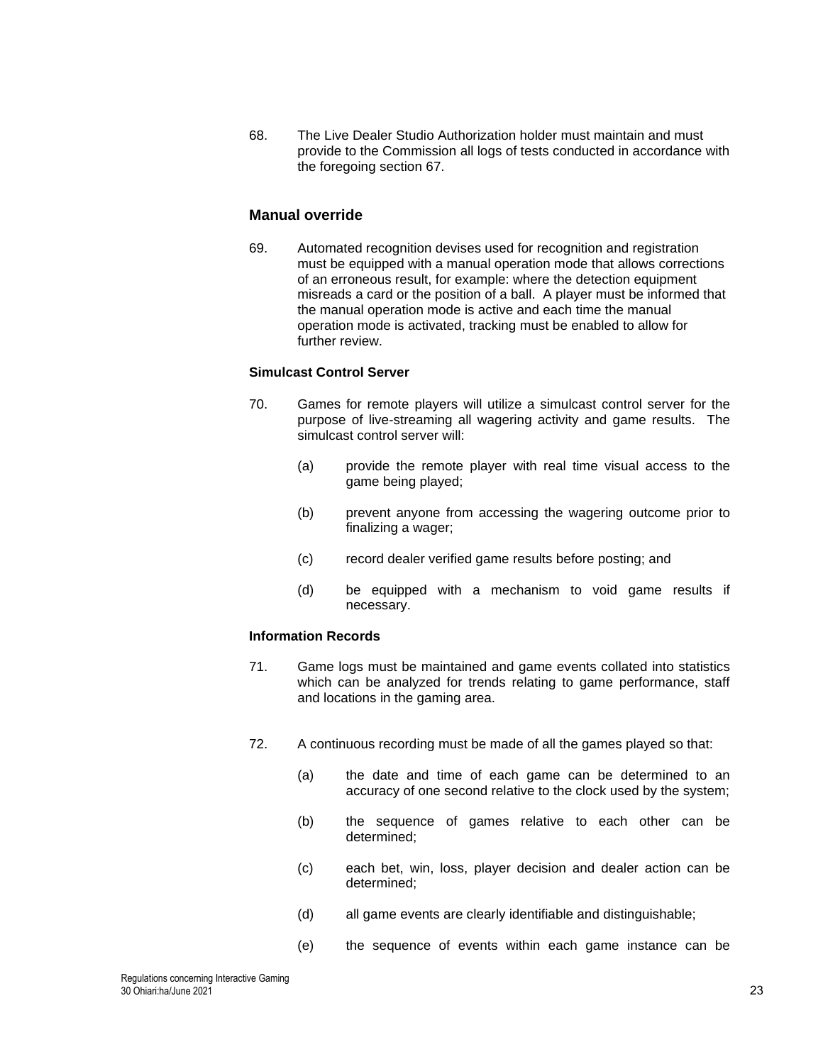68. The Live Dealer Studio Authorization holder must maintain and must provide to the Commission all logs of tests conducted in accordance with the foregoing section 67.

## Manual override

69. Automated recognition devises used for recognition and registration must be equipped with a manual operation mode that allows corrections of an erroneous result, for example: where the detection equipment misreads a card or the position of a ball. A player must be informed that the manual operation mode is active and each time the manual operation mode is activated, tracking must be enabled to allow for further review.

### Simulcast Control Server

70. Games for remote players will utilize a simulcast control server for the purpose of live-streaming all wagering activity and game results. The simulcast control server will:

    (a) provide the remote player with real time visual access to the game being played;

    (b) prevent anyone from accessing the wagering outcome prior to finalizing a wager;

    (c) record dealer verified game results before posting; and

    (d) be equipped with a mechanism to void game results if necessary.

### Information Records

71. Game logs must be maintained and game events collated into statistics which can be analyzed for trends relating to game performance, staff and locations in the gaming area.

72. A continuous recording must be made of all the games played so that:

    (a) the date and time of each game can be determined to an accuracy of one second relative to the clock used by the system;

    (b) the sequence of games relative to each other can be determined;

    (c) each bet, win, loss, player decision and dealer action can be determined;

    (d) all game events are clearly identifiable and distinguishable;

    (e) the sequence of events within each game instance can be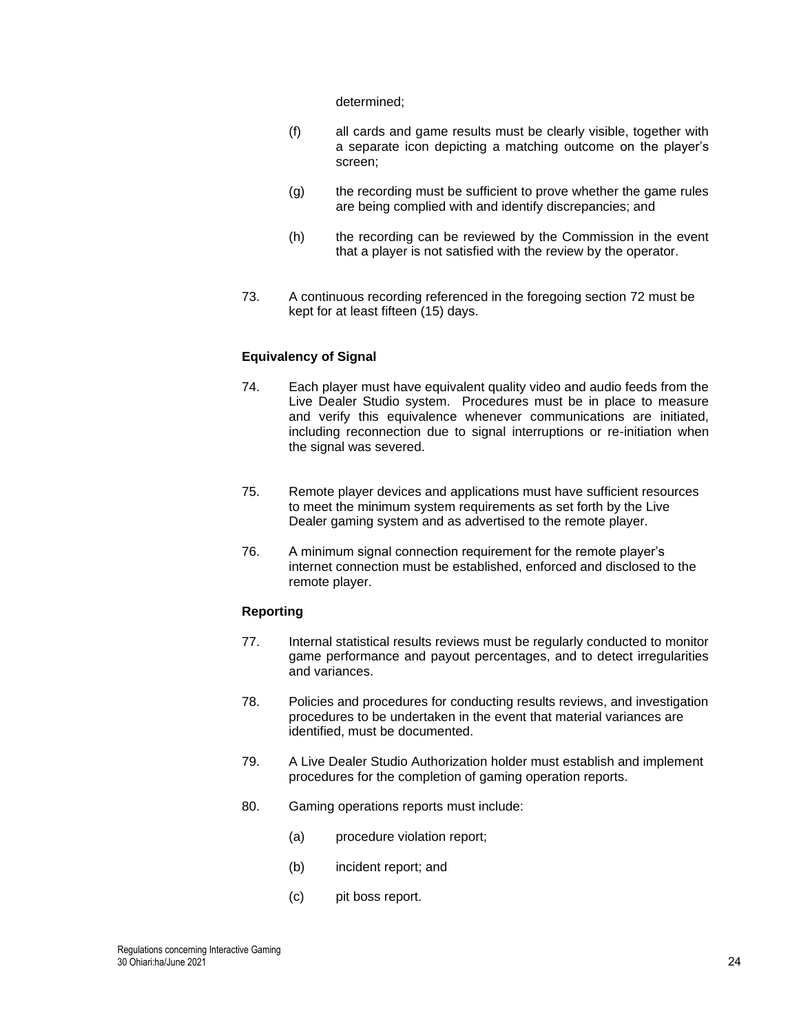determined;

(f) all cards and game results must be clearly visible, together with a separate icon depicting a matching outcome on the player's screen;

(g) the recording must be sufficient to prove whether the game rules are being complied with and identify discrepancies; and

(h) the recording can be reviewed by the Commission in the event that a player is not satisfied with the review by the operator.

73. A continuous recording referenced in the foregoing section 72 must be kept for at least fifteen (15) days.

**Equivalency of Signal**

74. Each player must have equivalent quality video and audio feeds from the Live Dealer Studio system. Procedures must be in place to measure and verify this equivalence whenever communications are initiated, including reconnection due to signal interruptions or re-initiation when the signal was severed.

75. Remote player devices and applications must have sufficient resources to meet the minimum system requirements as set forth by the Live Dealer gaming system and as advertised to the remote player.

76. A minimum signal connection requirement for the remote player's internet connection must be established, enforced and disclosed to the remote player.

**Reporting**

77. Internal statistical results reviews must be regularly conducted to monitor game performance and payout percentages, and to detect irregularities and variances.

78. Policies and procedures for conducting results reviews, and investigation procedures to be undertaken in the event that material variances are identified, must be documented.

79. A Live Dealer Studio Authorization holder must establish and implement procedures for the completion of gaming operation reports.

80. Gaming operations reports must include:

(a) procedure violation report;

(b) incident report; and

(c) pit boss report.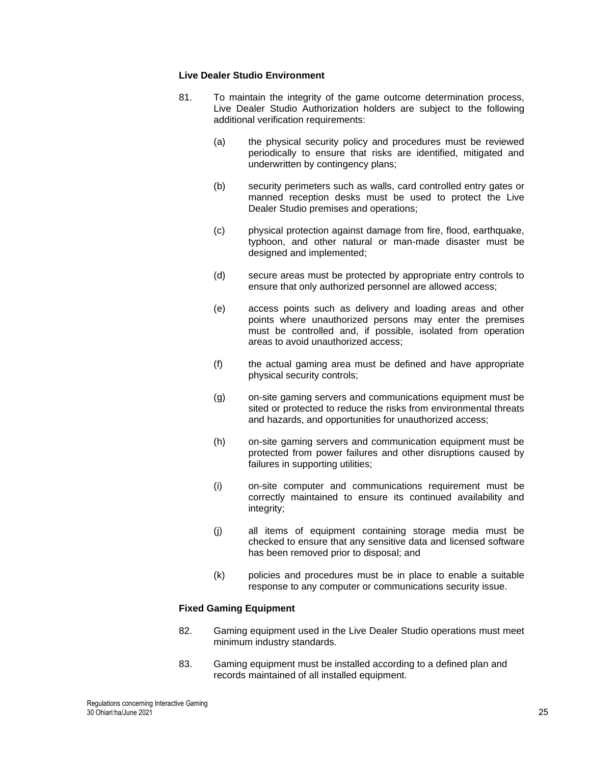### Live Dealer Studio Environment

81. To maintain the integrity of the game outcome determination process, Live Dealer Studio Authorization holders are subject to the following additional verification requirements:

    (a) the physical security policy and procedures must be reviewed periodically to ensure that risks are identified, mitigated and underwritten by contingency plans;

    (b) security perimeters such as walls, card controlled entry gates or manned reception desks must be used to protect the Live Dealer Studio premises and operations;

    (c) physical protection against damage from fire, flood, earthquake, typhoon, and other natural or man-made disaster must be designed and implemented;

    (d) secure areas must be protected by appropriate entry controls to ensure that only authorized personnel are allowed access;

    (e) access points such as delivery and loading areas and other points where unauthorized persons may enter the premises must be controlled and, if possible, isolated from operation areas to avoid unauthorized access;

    (f) the actual gaming area must be defined and have appropriate physical security controls;

    (g) on-site gaming servers and communications equipment must be sited or protected to reduce the risks from environmental threats and hazards, and opportunities for unauthorized access;

    (h) on-site gaming servers and communication equipment must be protected from power failures and other disruptions caused by failures in supporting utilities;

    (i) on-site computer and communications requirement must be correctly maintained to ensure its continued availability and integrity;

    (j) all items of equipment containing storage media must be checked to ensure that any sensitive data and licensed software has been removed prior to disposal; and

    (k) policies and procedures must be in place to enable a suitable response to any computer or communications security issue.

### Fixed Gaming Equipment

82. Gaming equipment used in the Live Dealer Studio operations must meet minimum industry standards.

83. Gaming equipment must be installed according to a defined plan and records maintained of all installed equipment.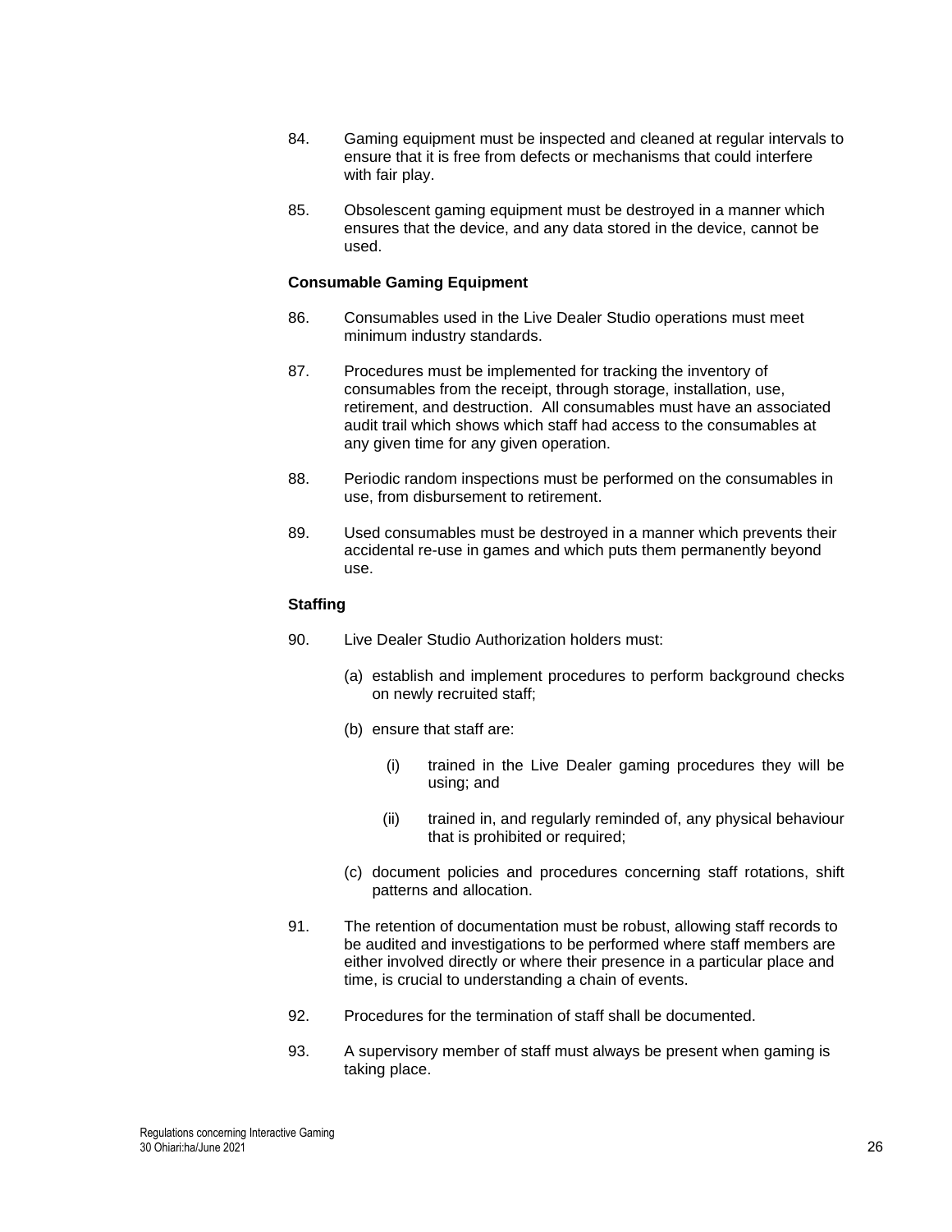84. Gaming equipment must be inspected and cleaned at regular intervals to ensure that it is free from defects or mechanisms that could interfere with fair play.

85. Obsolescent gaming equipment must be destroyed in a manner which ensures that the device, and any data stored in the device, cannot be used.

**Consumable Gaming Equipment**

86. Consumables used in the Live Dealer Studio operations must meet minimum industry standards.

87. Procedures must be implemented for tracking the inventory of consumables from the receipt, through storage, installation, use, retirement, and destruction. All consumables must have an associated audit trail which shows which staff had access to the consumables at any given time for any given operation.

88. Periodic random inspections must be performed on the consumables in use, from disbursement to retirement.

89. Used consumables must be destroyed in a manner which prevents their accidental re-use in games and which puts them permanently beyond use.

**Staffing**

90. Live Dealer Studio Authorization holders must:

    (a) establish and implement procedures to perform background checks on newly recruited staff;

    (b) ensure that staff are:

        (i) trained in the Live Dealer gaming procedures they will be using; and

        (ii) trained in, and regularly reminded of, any physical behaviour that is prohibited or required;

    (c) document policies and procedures concerning staff rotations, shift patterns and allocation.

91. The retention of documentation must be robust, allowing staff records to be audited and investigations to be performed where staff members are either involved directly or where their presence in a particular place and time, is crucial to understanding a chain of events.

92. Procedures for the termination of staff shall be documented.

93. A supervisory member of staff must always be present when gaming is taking place.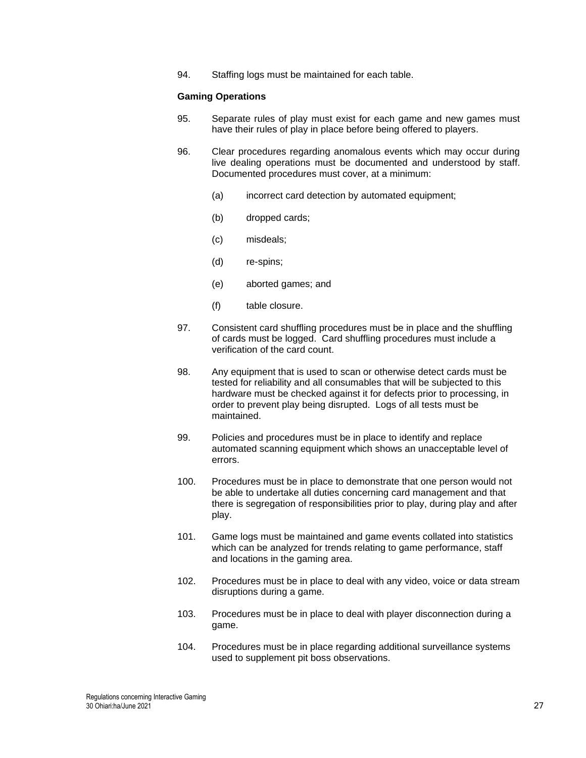94. Staffing logs must be maintained for each table.

**Gaming Operations**

95. Separate rules of play must exist for each game and new games must have their rules of play in place before being offered to players.

96. Clear procedures regarding anomalous events which may occur during live dealing operations must be documented and understood by staff. Documented procedures must cover, at a minimum:

    (a) incorrect card detection by automated equipment;

    (b) dropped cards;

    (c) misdeals;

    (d) re-spins;

    (e) aborted games; and

    (f) table closure.

97. Consistent card shuffling procedures must be in place and the shuffling of cards must be logged. Card shuffling procedures must include a verification of the card count.

98. Any equipment that is used to scan or otherwise detect cards must be tested for reliability and all consumables that will be subjected to this hardware must be checked against it for defects prior to processing, in order to prevent play being disrupted. Logs of all tests must be maintained.

99. Policies and procedures must be in place to identify and replace automated scanning equipment which shows an unacceptable level of errors.

100. Procedures must be in place to demonstrate that one person would not be able to undertake all duties concerning card management and that there is segregation of responsibilities prior to play, during play and after play.

101. Game logs must be maintained and game events collated into statistics which can be analyzed for trends relating to game performance, staff and locations in the gaming area.

102. Procedures must be in place to deal with any video, voice or data stream disruptions during a game.

103. Procedures must be in place to deal with player disconnection during a game.

104. Procedures must be in place regarding additional surveillance systems used to supplement pit boss observations.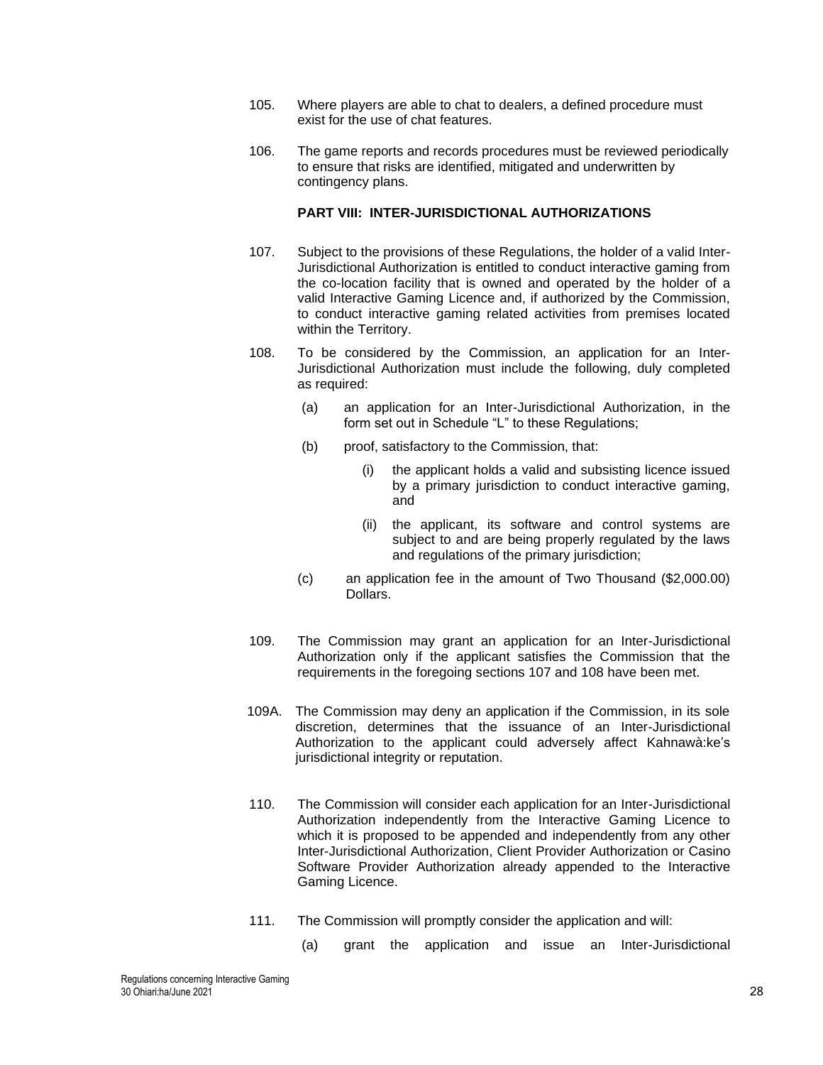105. Where players are able to chat to dealers, a defined procedure must exist for the use of chat features.

106. The game reports and records procedures must be reviewed periodically to ensure that risks are identified, mitigated and underwritten by contingency plans.

## PART VIII: INTER-JURISDICTIONAL AUTHORIZATIONS

107. Subject to the provisions of these Regulations, the holder of a valid Inter-Jurisdictional Authorization is entitled to conduct interactive gaming from the co-location facility that is owned and operated by the holder of a valid Interactive Gaming Licence and, if authorized by the Commission, to conduct interactive gaming related activities from premises located within the Territory.

108. To be considered by the Commission, an application for an Inter-Jurisdictional Authorization must include the following, duly completed as required:

   (a) an application for an Inter-Jurisdictional Authorization, in the form set out in Schedule "L" to these Regulations;

   (b) proof, satisfactory to the Commission, that:

      (i) the applicant holds a valid and subsisting licence issued by a primary jurisdiction to conduct interactive gaming, and

      (ii) the applicant, its software and control systems are subject to and are being properly regulated by the laws and regulations of the primary jurisdiction;

   (c) an application fee in the amount of Two Thousand ($2,000.00) Dollars.

109. The Commission may grant an application for an Inter-Jurisdictional Authorization only if the applicant satisfies the Commission that the requirements in the foregoing sections 107 and 108 have been met.

109A. The Commission may deny an application if the Commission, in its sole discretion, determines that the issuance of an Inter-Jurisdictional Authorization to the applicant could adversely affect Kahnawà:ke's jurisdictional integrity or reputation.

110. The Commission will consider each application for an Inter-Jurisdictional Authorization independently from the Interactive Gaming Licence to which it is proposed to be appended and independently from any other Inter-Jurisdictional Authorization, Client Provider Authorization or Casino Software Provider Authorization already appended to the Interactive Gaming Licence.

111. The Commission will promptly consider the application and will:

   (a) grant the application and issue an Inter-Jurisdictional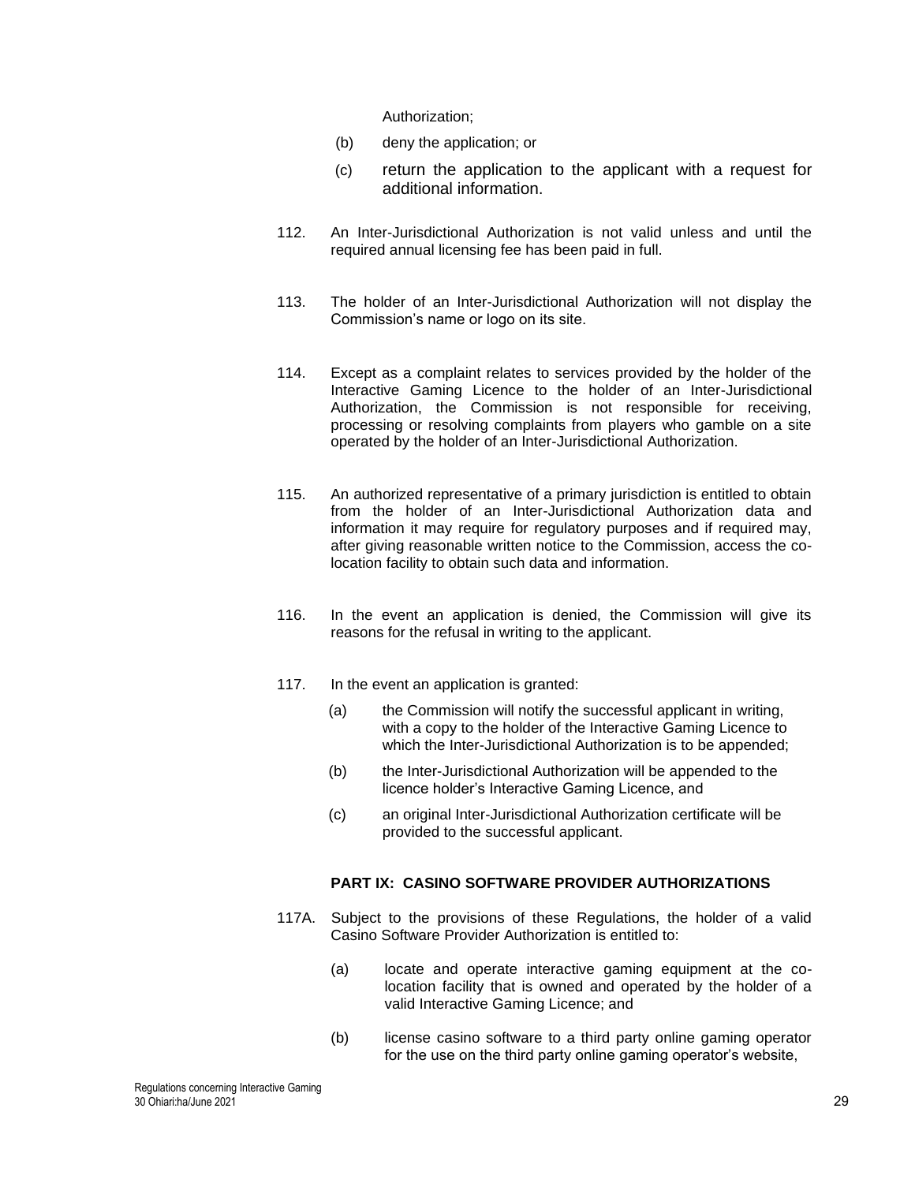Authorization;

(b) deny the application; or

(c) return the application to the applicant with a request for additional information.

112. An Inter-Jurisdictional Authorization is not valid unless and until the required annual licensing fee has been paid in full.

113. The holder of an Inter-Jurisdictional Authorization will not display the Commission's name or logo on its site.

114. Except as a complaint relates to services provided by the holder of the Interactive Gaming Licence to the holder of an Inter-Jurisdictional Authorization, the Commission is not responsible for receiving, processing or resolving complaints from players who gamble on a site operated by the holder of an Inter-Jurisdictional Authorization.

115. An authorized representative of a primary jurisdiction is entitled to obtain from the holder of an Inter-Jurisdictional Authorization data and information it may require for regulatory purposes and if required may, after giving reasonable written notice to the Commission, access the co-location facility to obtain such data and information.

116. In the event an application is denied, the Commission will give its reasons for the refusal in writing to the applicant.

117. In the event an application is granted:

(a) the Commission will notify the successful applicant in writing, with a copy to the holder of the Interactive Gaming Licence to which the Inter-Jurisdictional Authorization is to be appended;

(b) the Inter-Jurisdictional Authorization will be appended to the licence holder's Interactive Gaming Licence, and

(c) an original Inter-Jurisdictional Authorization certificate will be provided to the successful applicant.

## PART IX: CASINO SOFTWARE PROVIDER AUTHORIZATIONS

117A. Subject to the provisions of these Regulations, the holder of a valid Casino Software Provider Authorization is entitled to:

(a) locate and operate interactive gaming equipment at the co-location facility that is owned and operated by the holder of a valid Interactive Gaming Licence; and

(b) license casino software to a third party online gaming operator for the use on the third party online gaming operator's website,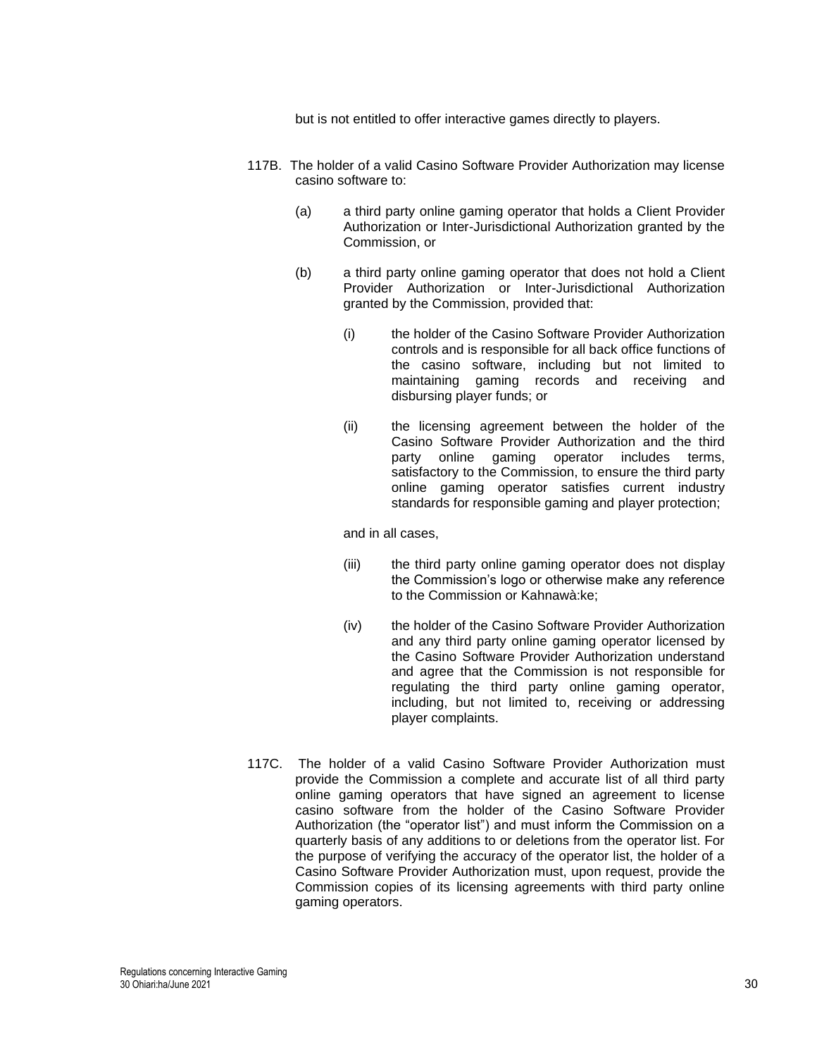but is not entitled to offer interactive games directly to players.

117B. The holder of a valid Casino Software Provider Authorization may license casino software to:

(a) a third party online gaming operator that holds a Client Provider Authorization or Inter-Jurisdictional Authorization granted by the Commission, or

(b) a third party online gaming operator that does not hold a Client Provider Authorization or Inter-Jurisdictional Authorization granted by the Commission, provided that:

(i) the holder of the Casino Software Provider Authorization controls and is responsible for all back office functions of the casino software, including but not limited to maintaining gaming records and receiving and disbursing player funds; or

(ii) the licensing agreement between the holder of the Casino Software Provider Authorization and the third party online gaming operator includes terms, satisfactory to the Commission, to ensure the third party online gaming operator satisfies current industry standards for responsible gaming and player protection;

and in all cases,

(iii) the third party online gaming operator does not display the Commission's logo or otherwise make any reference to the Commission or Kahnawà:ke;

(iv) the holder of the Casino Software Provider Authorization and any third party online gaming operator licensed by the Casino Software Provider Authorization understand and agree that the Commission is not responsible for regulating the third party online gaming operator, including, but not limited to, receiving or addressing player complaints.

117C. The holder of a valid Casino Software Provider Authorization must provide the Commission a complete and accurate list of all third party online gaming operators that have signed an agreement to license casino software from the holder of the Casino Software Provider Authorization (the "operator list") and must inform the Commission on a quarterly basis of any additions to or deletions from the operator list. For the purpose of verifying the accuracy of the operator list, the holder of a Casino Software Provider Authorization must, upon request, provide the Commission copies of its licensing agreements with third party online gaming operators.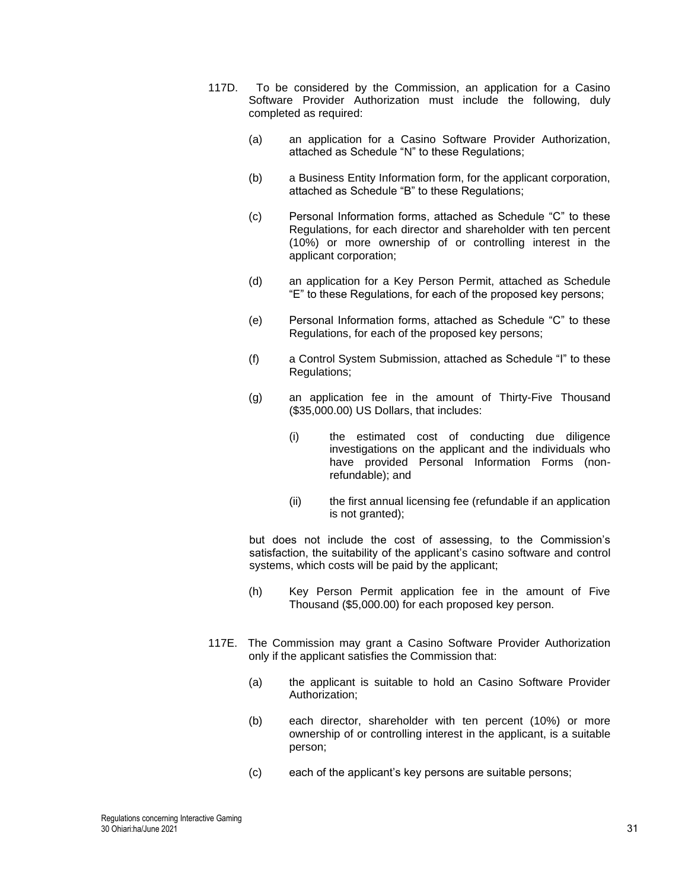117D. To be considered by the Commission, an application for a Casino Software Provider Authorization must include the following, duly completed as required:

(a) an application for a Casino Software Provider Authorization, attached as Schedule "N" to these Regulations;

(b) a Business Entity Information form, for the applicant corporation, attached as Schedule "B" to these Regulations;

(c) Personal Information forms, attached as Schedule "C" to these Regulations, for each director and shareholder with ten percent (10%) or more ownership of or controlling interest in the applicant corporation;

(d) an application for a Key Person Permit, attached as Schedule "E" to these Regulations, for each of the proposed key persons;

(e) Personal Information forms, attached as Schedule "C" to these Regulations, for each of the proposed key persons;

(f) a Control System Submission, attached as Schedule "I" to these Regulations;

(g) an application fee in the amount of Thirty-Five Thousand ($35,000.00) US Dollars, that includes:

(i) the estimated cost of conducting due diligence investigations on the applicant and the individuals who have provided Personal Information Forms (non-refundable); and

(ii) the first annual licensing fee (refundable if an application is not granted);

but does not include the cost of assessing, to the Commission's satisfaction, the suitability of the applicant's casino software and control systems, which costs will be paid by the applicant;

(h) Key Person Permit application fee in the amount of Five Thousand ($5,000.00) for each proposed key person.

117E. The Commission may grant a Casino Software Provider Authorization only if the applicant satisfies the Commission that:

(a) the applicant is suitable to hold an Casino Software Provider Authorization;

(b) each director, shareholder with ten percent (10%) or more ownership of or controlling interest in the applicant, is a suitable person;

(c) each of the applicant's key persons are suitable persons;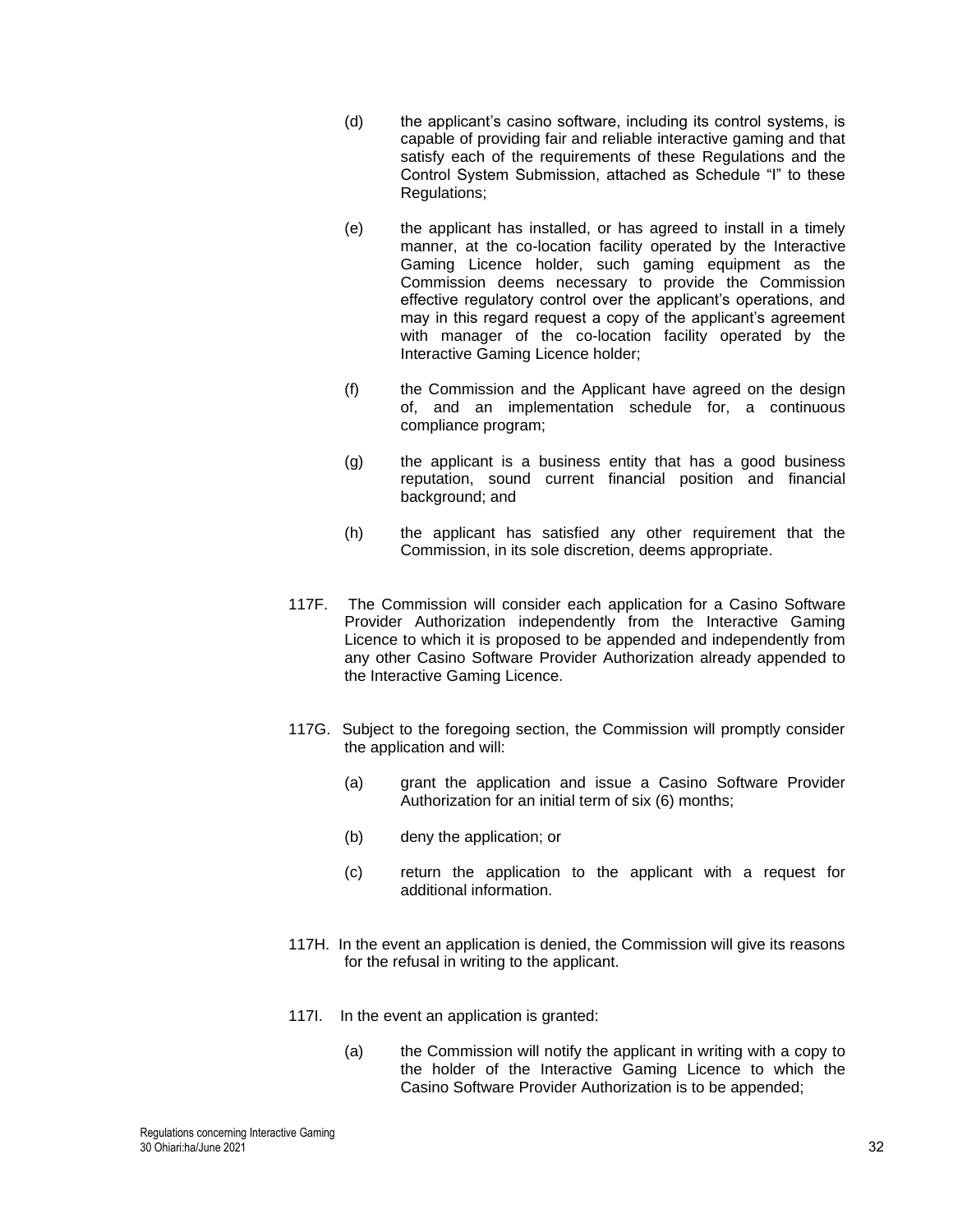(d) the applicant's casino software, including its control systems, is capable of providing fair and reliable interactive gaming and that satisfy each of the requirements of these Regulations and the Control System Submission, attached as Schedule "I" to these Regulations;

(e) the applicant has installed, or has agreed to install in a timely manner, at the co-location facility operated by the Interactive Gaming Licence holder, such gaming equipment as the Commission deems necessary to provide the Commission effective regulatory control over the applicant's operations, and may in this regard request a copy of the applicant's agreement with manager of the co-location facility operated by the Interactive Gaming Licence holder;

(f) the Commission and the Applicant have agreed on the design of, and an implementation schedule for, a continuous compliance program;

(g) the applicant is a business entity that has a good business reputation, sound current financial position and financial background; and

(h) the applicant has satisfied any other requirement that the Commission, in its sole discretion, deems appropriate.

117F. The Commission will consider each application for a Casino Software Provider Authorization independently from the Interactive Gaming Licence to which it is proposed to be appended and independently from any other Casino Software Provider Authorization already appended to the Interactive Gaming Licence.

117G. Subject to the foregoing section, the Commission will promptly consider the application and will:

(a) grant the application and issue a Casino Software Provider Authorization for an initial term of six (6) months;

(b) deny the application; or

(c) return the application to the applicant with a request for additional information.

117H. In the event an application is denied, the Commission will give its reasons for the refusal in writing to the applicant.

117I. In the event an application is granted:

(a) the Commission will notify the applicant in writing with a copy to the holder of the Interactive Gaming Licence to which the Casino Software Provider Authorization is to be appended;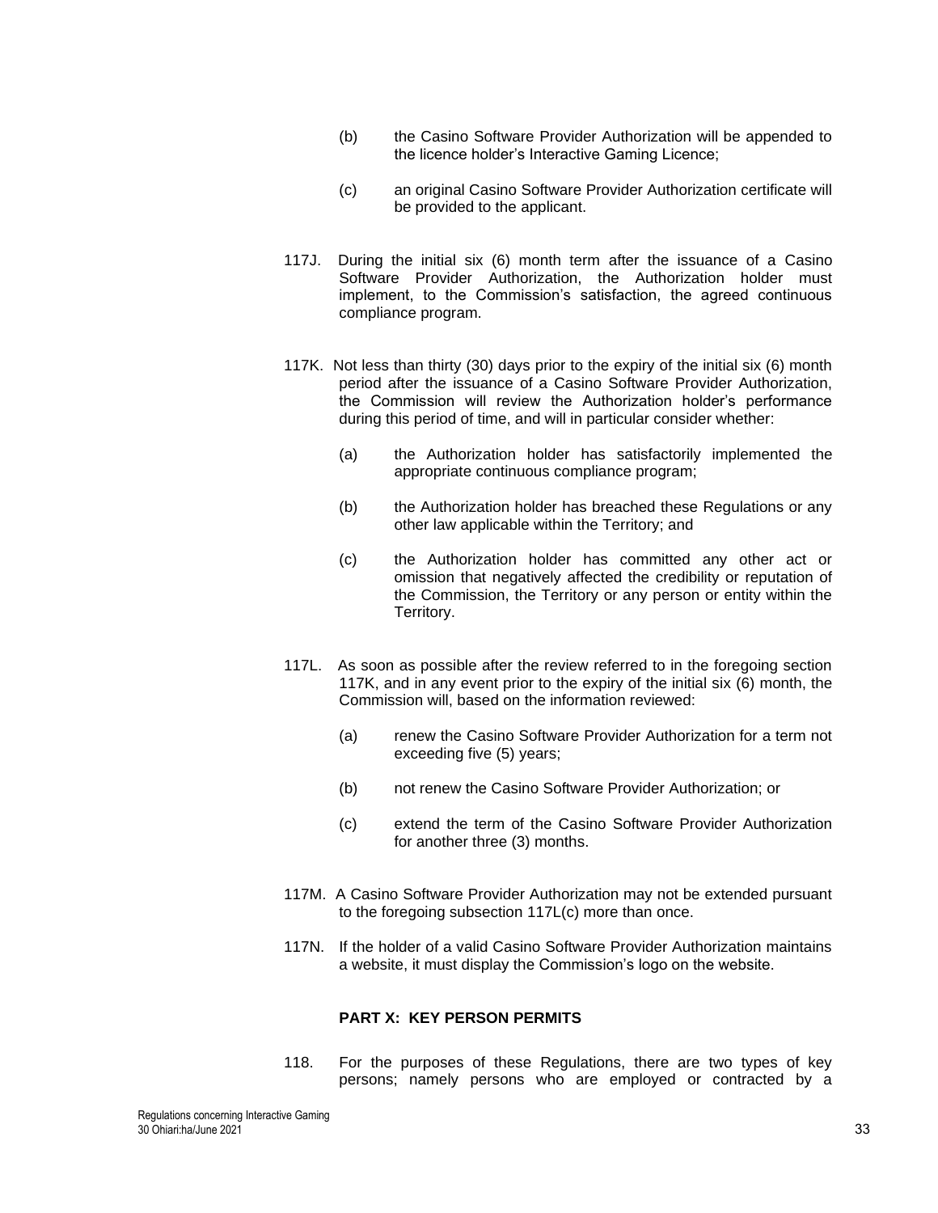(b) the Casino Software Provider Authorization will be appended to the licence holder's Interactive Gaming Licence;

(c) an original Casino Software Provider Authorization certificate will be provided to the applicant.

117J. During the initial six (6) month term after the issuance of a Casino Software Provider Authorization, the Authorization holder must implement, to the Commission's satisfaction, the agreed continuous compliance program.

117K. Not less than thirty (30) days prior to the expiry of the initial six (6) month period after the issuance of a Casino Software Provider Authorization, the Commission will review the Authorization holder's performance during this period of time, and will in particular consider whether:

(a) the Authorization holder has satisfactorily implemented the appropriate continuous compliance program;

(b) the Authorization holder has breached these Regulations or any other law applicable within the Territory; and

(c) the Authorization holder has committed any other act or omission that negatively affected the credibility or reputation of the Commission, the Territory or any person or entity within the Territory.

117L. As soon as possible after the review referred to in the foregoing section 117K, and in any event prior to the expiry of the initial six (6) month, the Commission will, based on the information reviewed:

(a) renew the Casino Software Provider Authorization for a term not exceeding five (5) years;

(b) not renew the Casino Software Provider Authorization; or

(c) extend the term of the Casino Software Provider Authorization for another three (3) months.

117M. A Casino Software Provider Authorization may not be extended pursuant to the foregoing subsection 117L(c) more than once.

117N. If the holder of a valid Casino Software Provider Authorization maintains a website, it must display the Commission's logo on the website.

## PART X: KEY PERSON PERMITS

118. For the purposes of these Regulations, there are two types of key persons; namely persons who are employed or contracted by a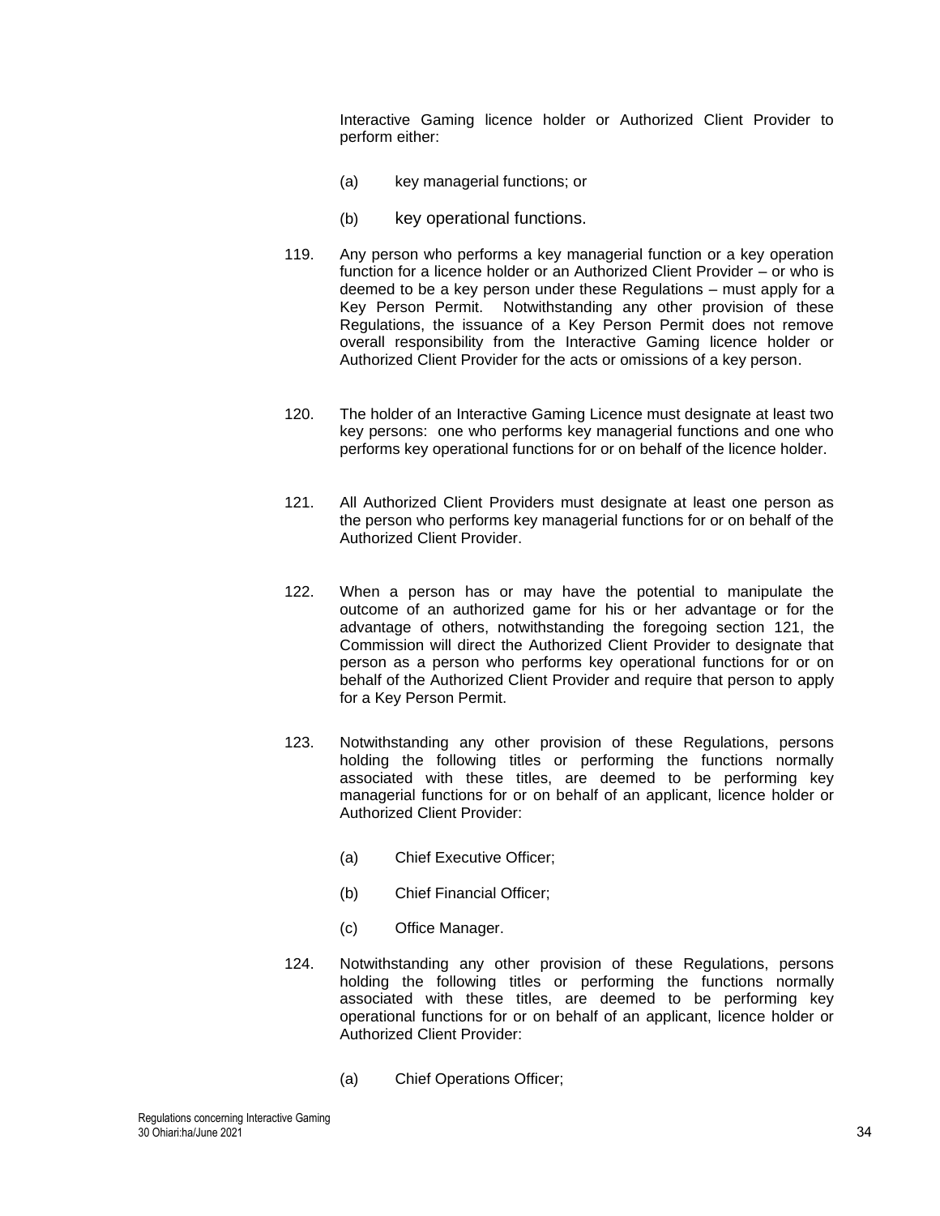Interactive Gaming licence holder or Authorized Client Provider to perform either:

(a) key managerial functions; or

(b) key operational functions.

119. Any person who performs a key managerial function or a key operation function for a licence holder or an Authorized Client Provider – or who is deemed to be a key person under these Regulations – must apply for a Key Person Permit. Notwithstanding any other provision of these Regulations, the issuance of a Key Person Permit does not remove overall responsibility from the Interactive Gaming licence holder or Authorized Client Provider for the acts or omissions of a key person.

120. The holder of an Interactive Gaming Licence must designate at least two key persons: one who performs key managerial functions and one who performs key operational functions for or on behalf of the licence holder.

121. All Authorized Client Providers must designate at least one person as the person who performs key managerial functions for or on behalf of the Authorized Client Provider.

122. When a person has or may have the potential to manipulate the outcome of an authorized game for his or her advantage or for the advantage of others, notwithstanding the foregoing section 121, the Commission will direct the Authorized Client Provider to designate that person as a person who performs key operational functions for or on behalf of the Authorized Client Provider and require that person to apply for a Key Person Permit.

123. Notwithstanding any other provision of these Regulations, persons holding the following titles or performing the functions normally associated with these titles, are deemed to be performing key managerial functions for or on behalf of an applicant, licence holder or Authorized Client Provider:

(a) Chief Executive Officer;

(b) Chief Financial Officer;

(c) Office Manager.

124. Notwithstanding any other provision of these Regulations, persons holding the following titles or performing the functions normally associated with these titles, are deemed to be performing key operational functions for or on behalf of an applicant, licence holder or Authorized Client Provider:

(a) Chief Operations Officer;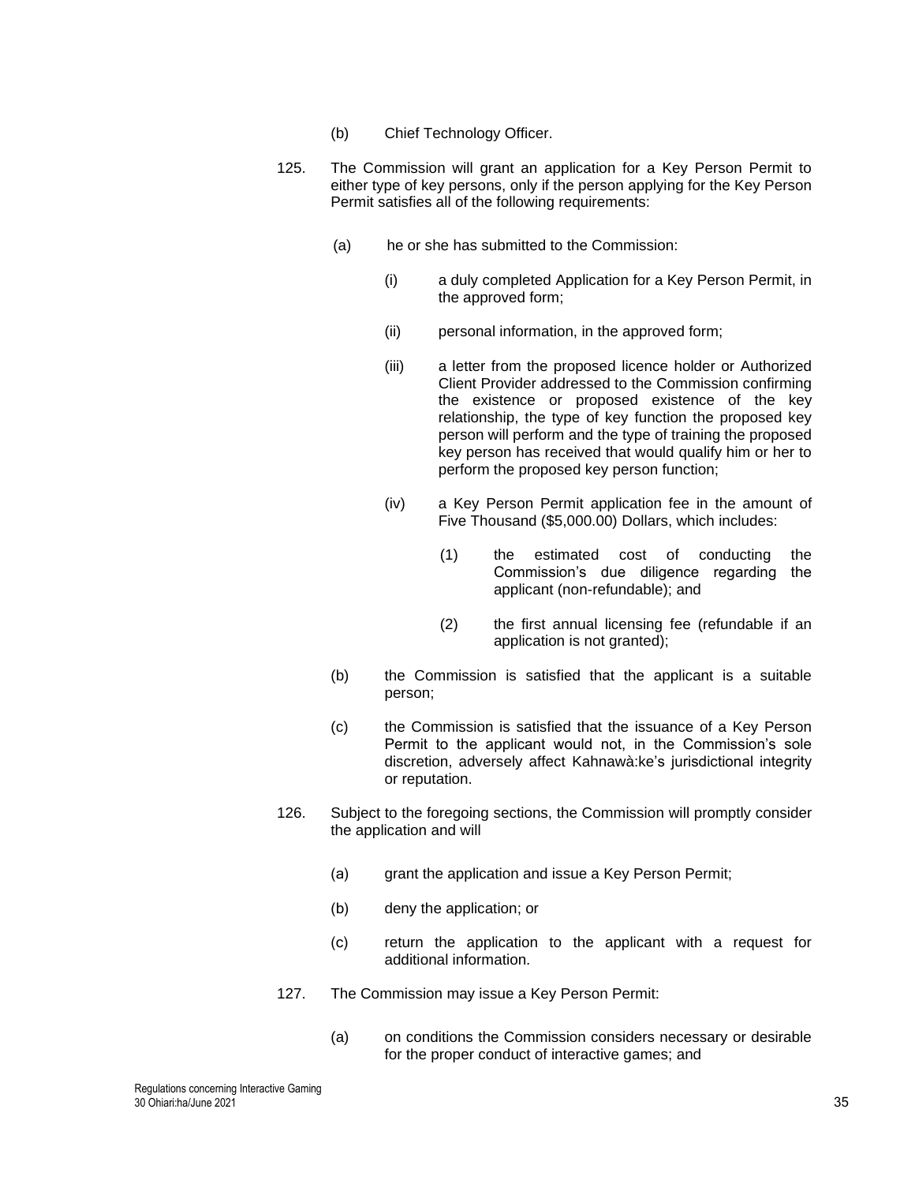(b) Chief Technology Officer.

125. The Commission will grant an application for a Key Person Permit to either type of key persons, only if the person applying for the Key Person Permit satisfies all of the following requirements:

(a) he or she has submitted to the Commission:

(i) a duly completed Application for a Key Person Permit, in the approved form;

(ii) personal information, in the approved form;

(iii) a letter from the proposed licence holder or Authorized Client Provider addressed to the Commission confirming the existence or proposed existence of the key relationship, the type of key function the proposed key person will perform and the type of training the proposed key person has received that would qualify him or her to perform the proposed key person function;

(iv) a Key Person Permit application fee in the amount of Five Thousand ($5,000.00) Dollars, which includes:

(1) the estimated cost of conducting the Commission's due diligence regarding the applicant (non-refundable); and

(2) the first annual licensing fee (refundable if an application is not granted);

(b) the Commission is satisfied that the applicant is a suitable person;

(c) the Commission is satisfied that the issuance of a Key Person Permit to the applicant would not, in the Commission's sole discretion, adversely affect Kahnawà:ke's jurisdictional integrity or reputation.

126. Subject to the foregoing sections, the Commission will promptly consider the application and will

(a) grant the application and issue a Key Person Permit;

(b) deny the application; or

(c) return the application to the applicant with a request for additional information.

127. The Commission may issue a Key Person Permit:

(a) on conditions the Commission considers necessary or desirable for the proper conduct of interactive games; and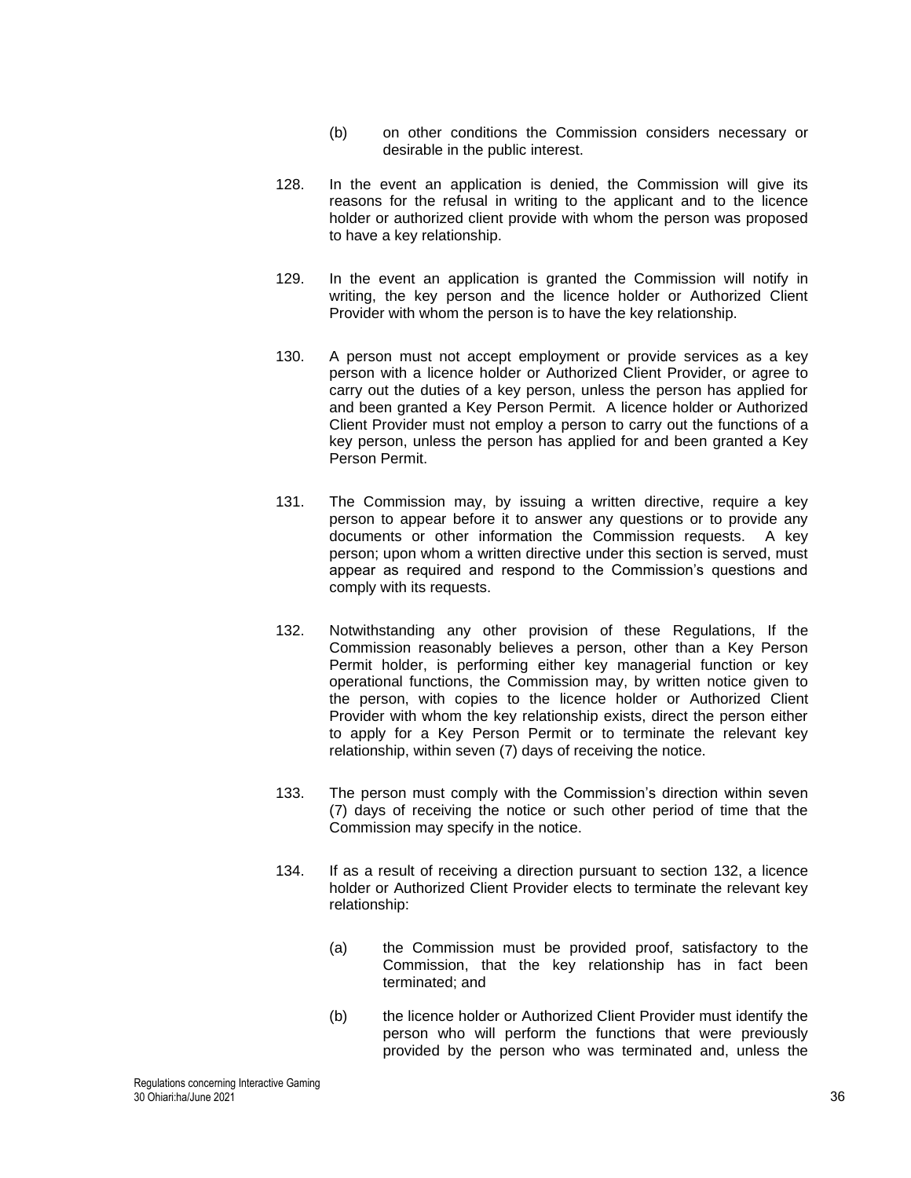(b) on other conditions the Commission considers necessary or desirable in the public interest.

128. In the event an application is denied, the Commission will give its reasons for the refusal in writing to the applicant and to the licence holder or authorized client provide with whom the person was proposed to have a key relationship.

129. In the event an application is granted the Commission will notify in writing, the key person and the licence holder or Authorized Client Provider with whom the person is to have the key relationship.

130. A person must not accept employment or provide services as a key person with a licence holder or Authorized Client Provider, or agree to carry out the duties of a key person, unless the person has applied for and been granted a Key Person Permit. A licence holder or Authorized Client Provider must not employ a person to carry out the functions of a key person, unless the person has applied for and been granted a Key Person Permit.

131. The Commission may, by issuing a written directive, require a key person to appear before it to answer any questions or to provide any documents or other information the Commission requests. A key person; upon whom a written directive under this section is served, must appear as required and respond to the Commission's questions and comply with its requests.

132. Notwithstanding any other provision of these Regulations, If the Commission reasonably believes a person, other than a Key Person Permit holder, is performing either key managerial function or key operational functions, the Commission may, by written notice given to the person, with copies to the licence holder or Authorized Client Provider with whom the key relationship exists, direct the person either to apply for a Key Person Permit or to terminate the relevant key relationship, within seven (7) days of receiving the notice.

133. The person must comply with the Commission's direction within seven (7) days of receiving the notice or such other period of time that the Commission may specify in the notice.

134. If as a result of receiving a direction pursuant to section 132, a licence holder or Authorized Client Provider elects to terminate the relevant key relationship:

(a) the Commission must be provided proof, satisfactory to the Commission, that the key relationship has in fact been terminated; and

(b) the licence holder or Authorized Client Provider must identify the person who will perform the functions that were previously provided by the person who was terminated and, unless the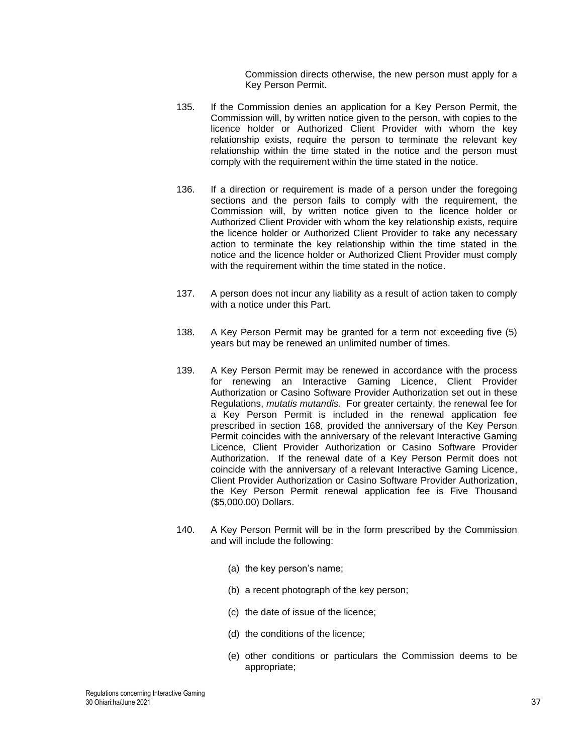Commission directs otherwise, the new person must apply for a Key Person Permit.

135. If the Commission denies an application for a Key Person Permit, the Commission will, by written notice given to the person, with copies to the licence holder or Authorized Client Provider with whom the key relationship exists, require the person to terminate the relevant key relationship within the time stated in the notice and the person must comply with the requirement within the time stated in the notice.

136. If a direction or requirement is made of a person under the foregoing sections and the person fails to comply with the requirement, the Commission will, by written notice given to the licence holder or Authorized Client Provider with whom the key relationship exists, require the licence holder or Authorized Client Provider to take any necessary action to terminate the key relationship within the time stated in the notice and the licence holder or Authorized Client Provider must comply with the requirement within the time stated in the notice.

137. A person does not incur any liability as a result of action taken to comply with a notice under this Part.

138. A Key Person Permit may be granted for a term not exceeding five (5) years but may be renewed an unlimited number of times.

139. A Key Person Permit may be renewed in accordance with the process for renewing an Interactive Gaming Licence, Client Provider Authorization or Casino Software Provider Authorization set out in these Regulations, *mutatis mutandis.* For greater certainty, the renewal fee for a Key Person Permit is included in the renewal application fee prescribed in section 168, provided the anniversary of the Key Person Permit coincides with the anniversary of the relevant Interactive Gaming Licence, Client Provider Authorization or Casino Software Provider Authorization. If the renewal date of a Key Person Permit does not coincide with the anniversary of a relevant Interactive Gaming Licence, Client Provider Authorization or Casino Software Provider Authorization, the Key Person Permit renewal application fee is Five Thousand ($5,000.00) Dollars.

140. A Key Person Permit will be in the form prescribed by the Commission and will include the following:

   (a) the key person's name;

   (b) a recent photograph of the key person;

   (c) the date of issue of the licence;

   (d) the conditions of the licence;

   (e) other conditions or particulars the Commission deems to be appropriate;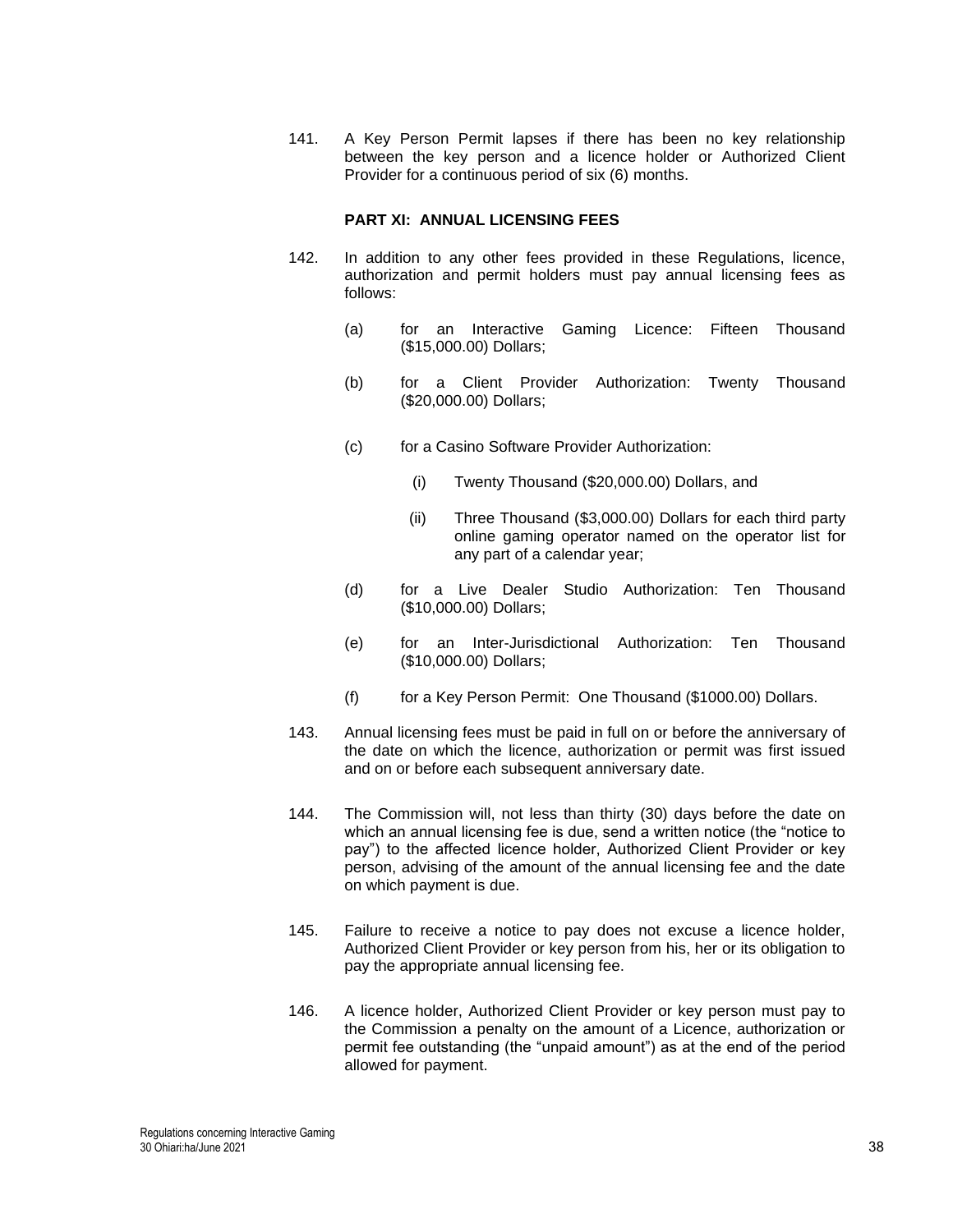141. A Key Person Permit lapses if there has been no key relationship between the key person and a licence holder or Authorized Client Provider for a continuous period of six (6) months.

**PART XI: ANNUAL LICENSING FEES**

142. In addition to any other fees provided in these Regulations, licence, authorization and permit holders must pay annual licensing fees as follows:

 (a) for an Interactive Gaming Licence: Fifteen Thousand ($15,000.00) Dollars;

 (b) for a Client Provider Authorization: Twenty Thousand ($20,000.00) Dollars;

 (c) for a Casino Software Provider Authorization:

  (i) Twenty Thousand ($20,000.00) Dollars, and

  (ii) Three Thousand ($3,000.00) Dollars for each third party online gaming operator named on the operator list for any part of a calendar year;

 (d) for a Live Dealer Studio Authorization: Ten Thousand ($10,000.00) Dollars;

 (e) for an Inter-Jurisdictional Authorization: Ten Thousand ($10,000.00) Dollars;

 (f) for a Key Person Permit: One Thousand ($1000.00) Dollars.

143. Annual licensing fees must be paid in full on or before the anniversary of the date on which the licence, authorization or permit was first issued and on or before each subsequent anniversary date.

144. The Commission will, not less than thirty (30) days before the date on which an annual licensing fee is due, send a written notice (the "notice to pay") to the affected licence holder, Authorized Client Provider or key person, advising of the amount of the annual licensing fee and the date on which payment is due.

145. Failure to receive a notice to pay does not excuse a licence holder, Authorized Client Provider or key person from his, her or its obligation to pay the appropriate annual licensing fee.

146. A licence holder, Authorized Client Provider or key person must pay to the Commission a penalty on the amount of a Licence, authorization or permit fee outstanding (the "unpaid amount") as at the end of the period allowed for payment.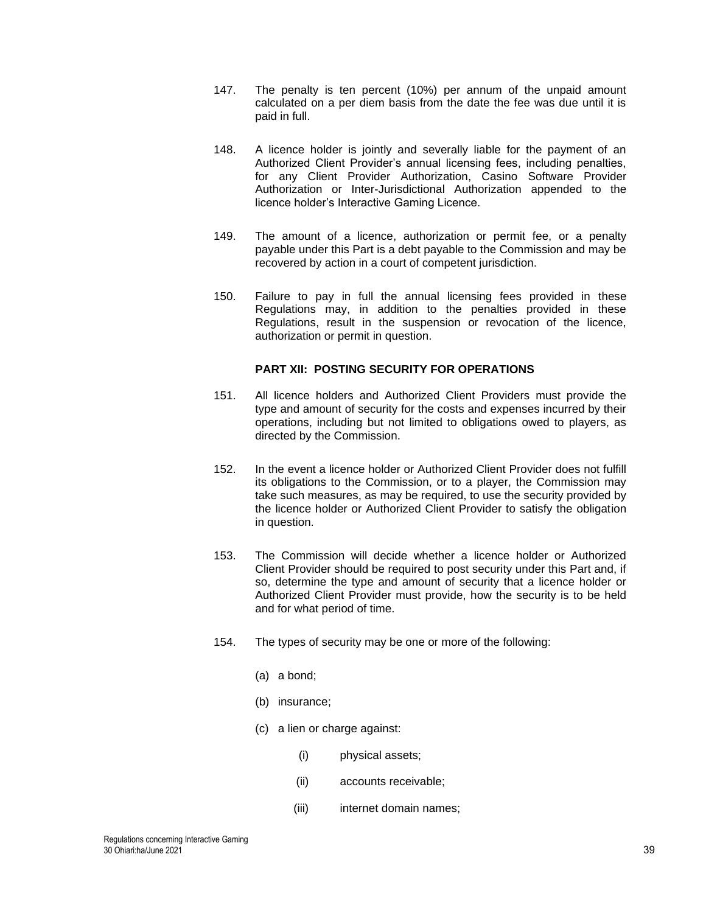147. The penalty is ten percent (10%) per annum of the unpaid amount calculated on a per diem basis from the date the fee was due until it is paid in full.

148. A licence holder is jointly and severally liable for the payment of an Authorized Client Provider's annual licensing fees, including penalties, for any Client Provider Authorization, Casino Software Provider Authorization or Inter-Jurisdictional Authorization appended to the licence holder's Interactive Gaming Licence.

149. The amount of a licence, authorization or permit fee, or a penalty payable under this Part is a debt payable to the Commission and may be recovered by action in a court of competent jurisdiction.

150. Failure to pay in full the annual licensing fees provided in these Regulations may, in addition to the penalties provided in these Regulations, result in the suspension or revocation of the licence, authorization or permit in question.

**PART XII: POSTING SECURITY FOR OPERATIONS**

151. All licence holders and Authorized Client Providers must provide the type and amount of security for the costs and expenses incurred by their operations, including but not limited to obligations owed to players, as directed by the Commission.

152. In the event a licence holder or Authorized Client Provider does not fulfill its obligations to the Commission, or to a player, the Commission may take such measures, as may be required, to use the security provided by the licence holder or Authorized Client Provider to satisfy the obligation in question.

153. The Commission will decide whether a licence holder or Authorized Client Provider should be required to post security under this Part and, if so, determine the type and amount of security that a licence holder or Authorized Client Provider must provide, how the security is to be held and for what period of time.

154. The types of security may be one or more of the following:

(a) a bond;

(b) insurance;

(c) a lien or charge against:

(i) physical assets;

(ii) accounts receivable;

(iii) internet domain names;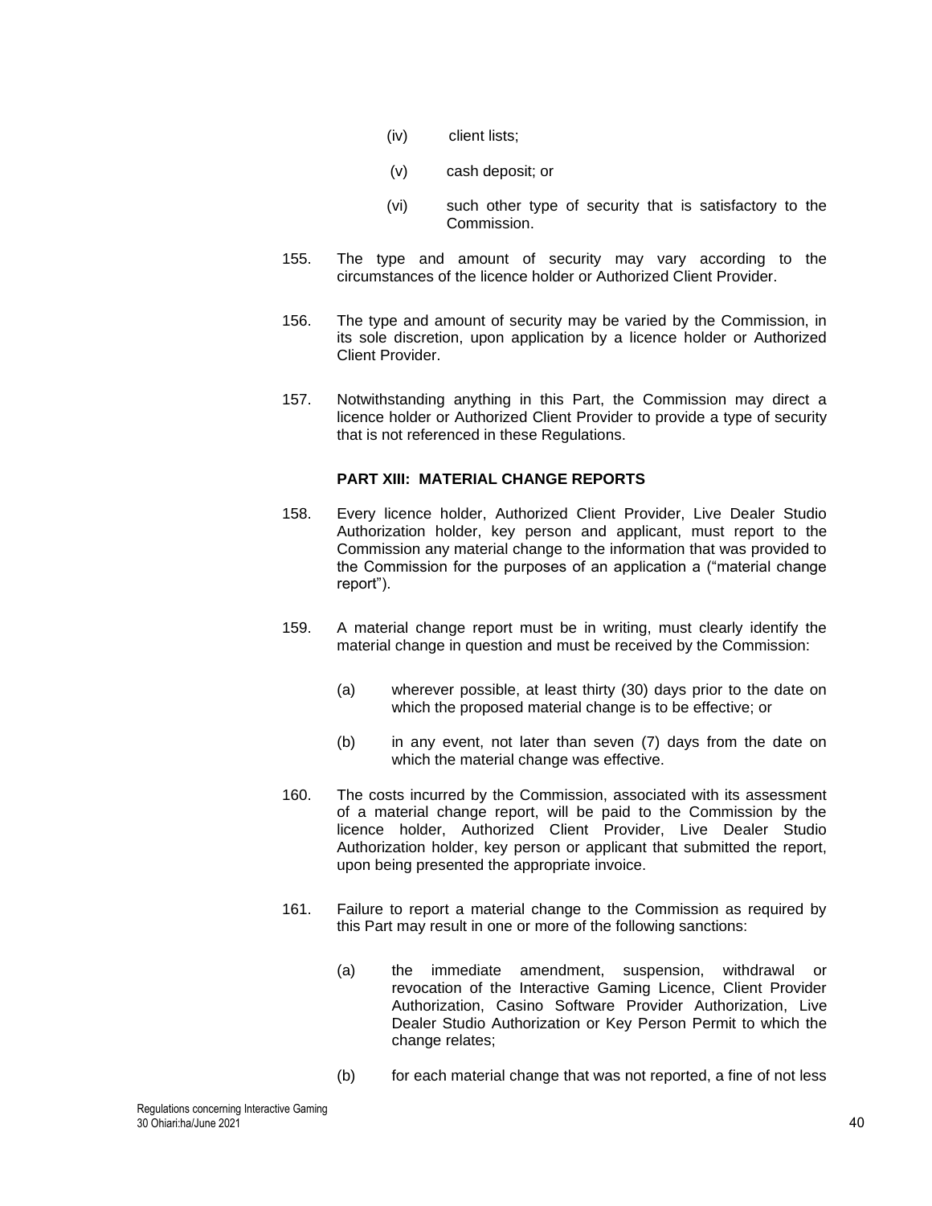(iv) client lists;

(v) cash deposit; or

(vi) such other type of security that is satisfactory to the Commission.

155. The type and amount of security may vary according to the circumstances of the licence holder or Authorized Client Provider.

156. The type and amount of security may be varied by the Commission, in its sole discretion, upon application by a licence holder or Authorized Client Provider.

157. Notwithstanding anything in this Part, the Commission may direct a licence holder or Authorized Client Provider to provide a type of security that is not referenced in these Regulations.

**PART XIII: MATERIAL CHANGE REPORTS**

158. Every licence holder, Authorized Client Provider, Live Dealer Studio Authorization holder, key person and applicant, must report to the Commission any material change to the information that was provided to the Commission for the purposes of an application a ("material change report").

159. A material change report must be in writing, must clearly identify the material change in question and must be received by the Commission:

(a) wherever possible, at least thirty (30) days prior to the date on which the proposed material change is to be effective; or

(b) in any event, not later than seven (7) days from the date on which the material change was effective.

160. The costs incurred by the Commission, associated with its assessment of a material change report, will be paid to the Commission by the licence holder, Authorized Client Provider, Live Dealer Studio Authorization holder, key person or applicant that submitted the report, upon being presented the appropriate invoice.

161. Failure to report a material change to the Commission as required by this Part may result in one or more of the following sanctions:

(a) the immediate amendment, suspension, withdrawal or revocation of the Interactive Gaming Licence, Client Provider Authorization, Casino Software Provider Authorization, Live Dealer Studio Authorization or Key Person Permit to which the change relates;

(b) for each material change that was not reported, a fine of not less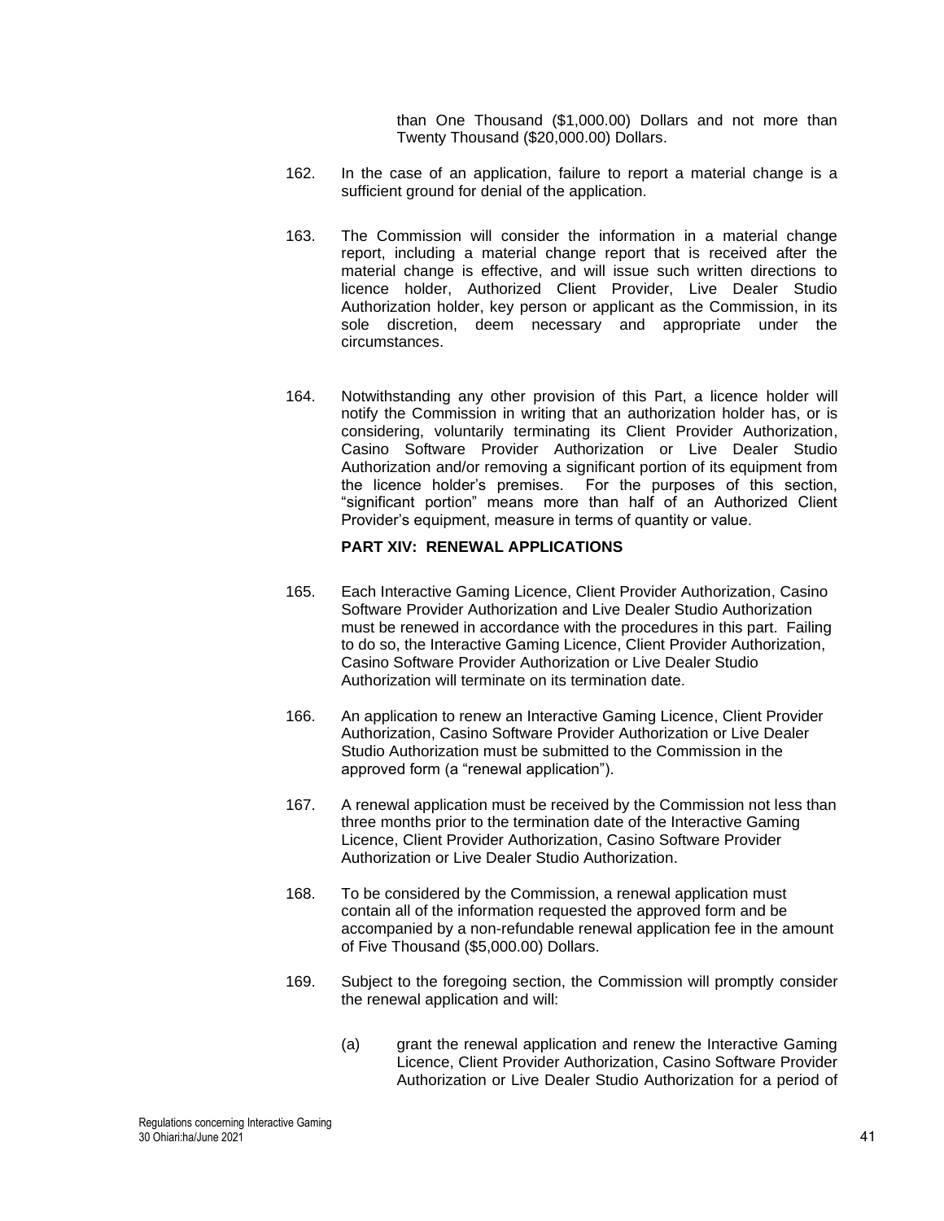than One Thousand ($1,000.00) Dollars and not more than Twenty Thousand ($20,000.00) Dollars.

162. In the case of an application, failure to report a material change is a sufficient ground for denial of the application.

163. The Commission will consider the information in a material change report, including a material change report that is received after the material change is effective, and will issue such written directions to licence holder, Authorized Client Provider, Live Dealer Studio Authorization holder, key person or applicant as the Commission, in its sole discretion, deem necessary and appropriate under the circumstances.

164. Notwithstanding any other provision of this Part, a licence holder will notify the Commission in writing that an authorization holder has, or is considering, voluntarily terminating its Client Provider Authorization, Casino Software Provider Authorization or Live Dealer Studio Authorization and/or removing a significant portion of its equipment from the licence holder's premises. For the purposes of this section, "significant portion" means more than half of an Authorized Client Provider's equipment, measure in terms of quantity or value.

## PART XIV: RENEWAL APPLICATIONS

165. Each Interactive Gaming Licence, Client Provider Authorization, Casino Software Provider Authorization and Live Dealer Studio Authorization must be renewed in accordance with the procedures in this part. Failing to do so, the Interactive Gaming Licence, Client Provider Authorization, Casino Software Provider Authorization or Live Dealer Studio Authorization will terminate on its termination date.

166. An application to renew an Interactive Gaming Licence, Client Provider Authorization, Casino Software Provider Authorization or Live Dealer Studio Authorization must be submitted to the Commission in the approved form (a "renewal application").

167. A renewal application must be received by the Commission not less than three months prior to the termination date of the Interactive Gaming Licence, Client Provider Authorization, Casino Software Provider Authorization or Live Dealer Studio Authorization.

168. To be considered by the Commission, a renewal application must contain all of the information requested the approved form and be accompanied by a non-refundable renewal application fee in the amount of Five Thousand ($5,000.00) Dollars.

169. Subject to the foregoing section, the Commission will promptly consider the renewal application and will:

    (a) grant the renewal application and renew the Interactive Gaming Licence, Client Provider Authorization, Casino Software Provider Authorization or Live Dealer Studio Authorization for a period of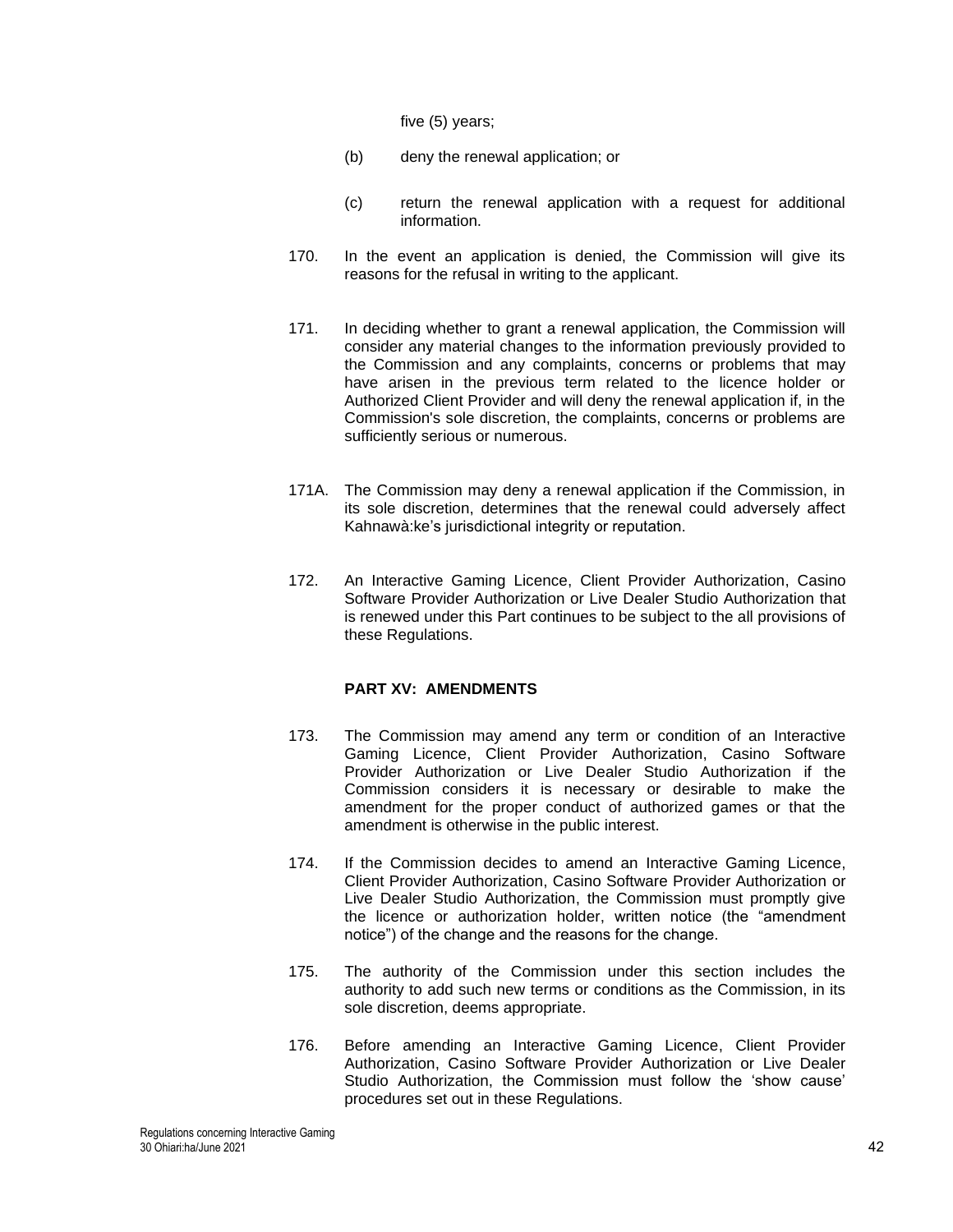five (5) years;

(b) deny the renewal application; or

(c) return the renewal application with a request for additional information.

170. In the event an application is denied, the Commission will give its reasons for the refusal in writing to the applicant.

171. In deciding whether to grant a renewal application, the Commission will consider any material changes to the information previously provided to the Commission and any complaints, concerns or problems that may have arisen in the previous term related to the licence holder or Authorized Client Provider and will deny the renewal application if, in the Commission's sole discretion, the complaints, concerns or problems are sufficiently serious or numerous.

171A. The Commission may deny a renewal application if the Commission, in its sole discretion, determines that the renewal could adversely affect Kahnawà:ke's jurisdictional integrity or reputation.

172. An Interactive Gaming Licence, Client Provider Authorization, Casino Software Provider Authorization or Live Dealer Studio Authorization that is renewed under this Part continues to be subject to the all provisions of these Regulations.

## PART XV: AMENDMENTS

173. The Commission may amend any term or condition of an Interactive Gaming Licence, Client Provider Authorization, Casino Software Provider Authorization or Live Dealer Studio Authorization if the Commission considers it is necessary or desirable to make the amendment for the proper conduct of authorized games or that the amendment is otherwise in the public interest.

174. If the Commission decides to amend an Interactive Gaming Licence, Client Provider Authorization, Casino Software Provider Authorization or Live Dealer Studio Authorization, the Commission must promptly give the licence or authorization holder, written notice (the "amendment notice") of the change and the reasons for the change.

175. The authority of the Commission under this section includes the authority to add such new terms or conditions as the Commission, in its sole discretion, deems appropriate.

176. Before amending an Interactive Gaming Licence, Client Provider Authorization, Casino Software Provider Authorization or Live Dealer Studio Authorization, the Commission must follow the 'show cause' procedures set out in these Regulations.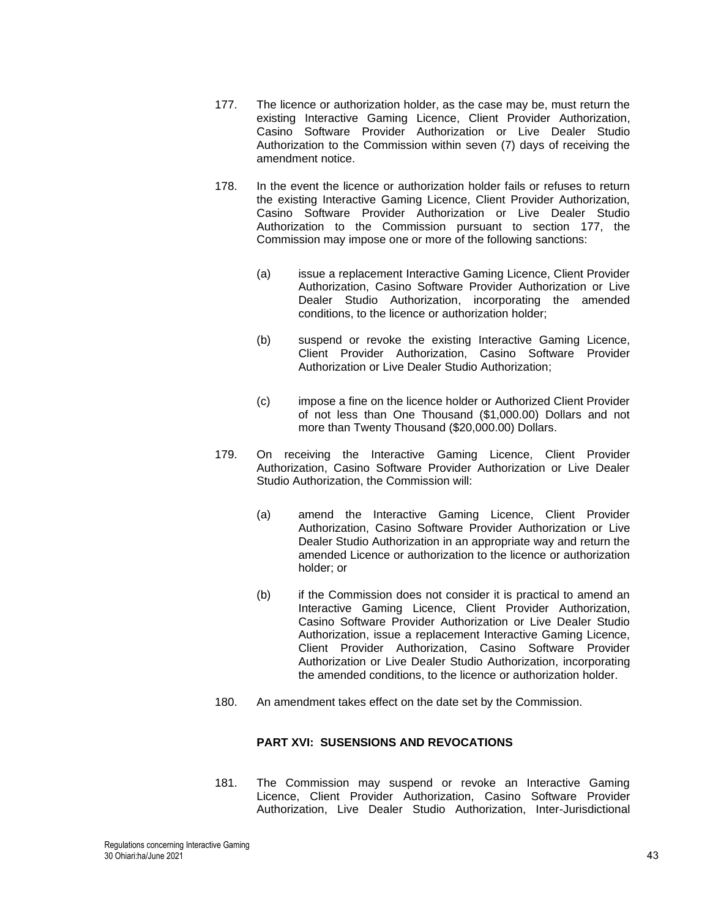177. The licence or authorization holder, as the case may be, must return the existing Interactive Gaming Licence, Client Provider Authorization, Casino Software Provider Authorization or Live Dealer Studio Authorization to the Commission within seven (7) days of receiving the amendment notice.

178. In the event the licence or authorization holder fails or refuses to return the existing Interactive Gaming Licence, Client Provider Authorization, Casino Software Provider Authorization or Live Dealer Studio Authorization to the Commission pursuant to section 177, the Commission may impose one or more of the following sanctions:

    (a) issue a replacement Interactive Gaming Licence, Client Provider Authorization, Casino Software Provider Authorization or Live Dealer Studio Authorization, incorporating the amended conditions, to the licence or authorization holder;

    (b) suspend or revoke the existing Interactive Gaming Licence, Client Provider Authorization, Casino Software Provider Authorization or Live Dealer Studio Authorization;

    (c) impose a fine on the licence holder or Authorized Client Provider of not less than One Thousand ($1,000.00) Dollars and not more than Twenty Thousand ($20,000.00) Dollars.

179. On receiving the Interactive Gaming Licence, Client Provider Authorization, Casino Software Provider Authorization or Live Dealer Studio Authorization, the Commission will:

    (a) amend the Interactive Gaming Licence, Client Provider Authorization, Casino Software Provider Authorization or Live Dealer Studio Authorization in an appropriate way and return the amended Licence or authorization to the licence or authorization holder; or

    (b) if the Commission does not consider it is practical to amend an Interactive Gaming Licence, Client Provider Authorization, Casino Software Provider Authorization or Live Dealer Studio Authorization, issue a replacement Interactive Gaming Licence, Client Provider Authorization, Casino Software Provider Authorization or Live Dealer Studio Authorization, incorporating the amended conditions, to the licence or authorization holder.

180. An amendment takes effect on the date set by the Commission.

## PART XVI: SUSENSIONS AND REVOCATIONS

181. The Commission may suspend or revoke an Interactive Gaming Licence, Client Provider Authorization, Casino Software Provider Authorization, Live Dealer Studio Authorization, Inter-Jurisdictional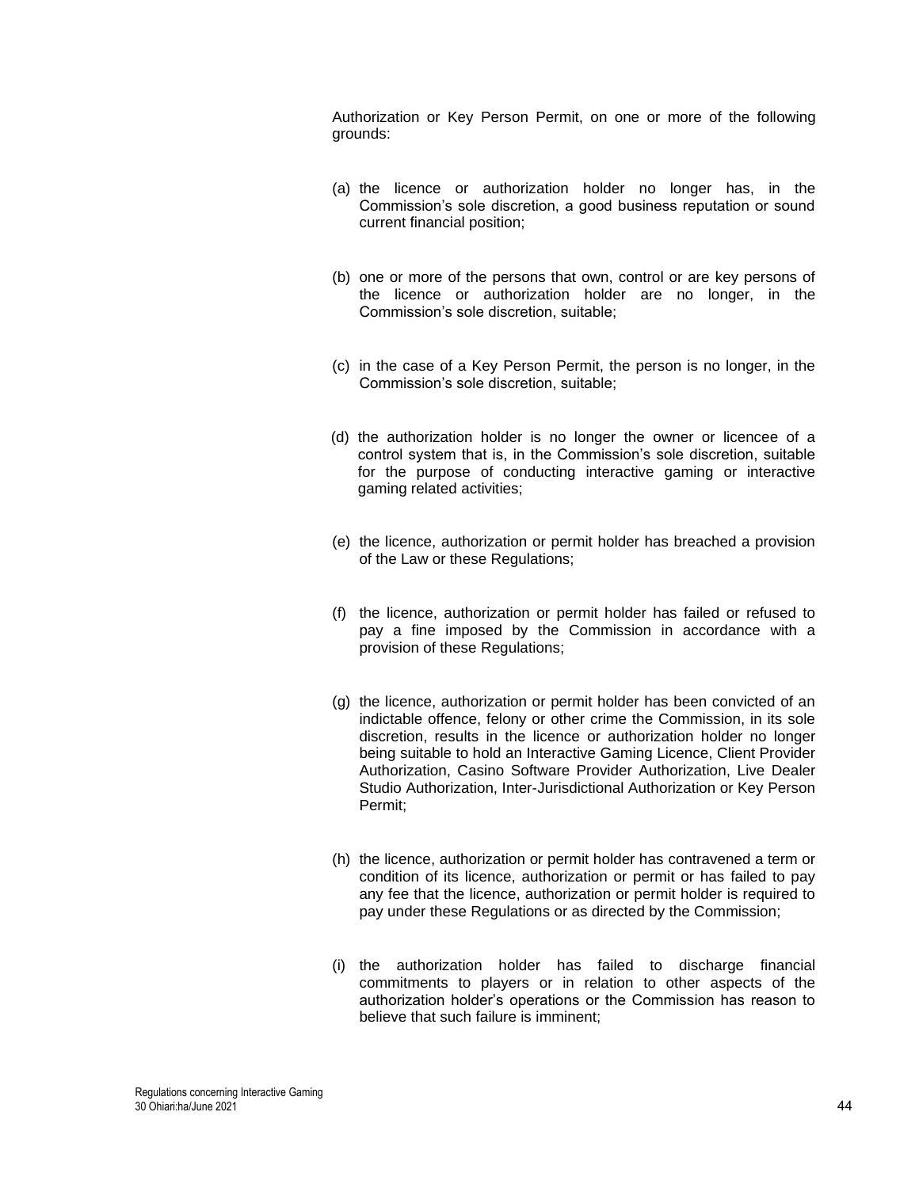Authorization or Key Person Permit, on one or more of the following grounds:

(a) the licence or authorization holder no longer has, in the Commission's sole discretion, a good business reputation or sound current financial position;

(b) one or more of the persons that own, control or are key persons of the licence or authorization holder are no longer, in the Commission's sole discretion, suitable;

(c) in the case of a Key Person Permit, the person is no longer, in the Commission's sole discretion, suitable;

(d) the authorization holder is no longer the owner or licencee of a control system that is, in the Commission's sole discretion, suitable for the purpose of conducting interactive gaming or interactive gaming related activities;

(e) the licence, authorization or permit holder has breached a provision of the Law or these Regulations;

(f) the licence, authorization or permit holder has failed or refused to pay a fine imposed by the Commission in accordance with a provision of these Regulations;

(g) the licence, authorization or permit holder has been convicted of an indictable offence, felony or other crime the Commission, in its sole discretion, results in the licence or authorization holder no longer being suitable to hold an Interactive Gaming Licence, Client Provider Authorization, Casino Software Provider Authorization, Live Dealer Studio Authorization, Inter-Jurisdictional Authorization or Key Person Permit;

(h) the licence, authorization or permit holder has contravened a term or condition of its licence, authorization or permit or has failed to pay any fee that the licence, authorization or permit holder is required to pay under these Regulations or as directed by the Commission;

(i) the authorization holder has failed to discharge financial commitments to players or in relation to other aspects of the authorization holder's operations or the Commission has reason to believe that such failure is imminent;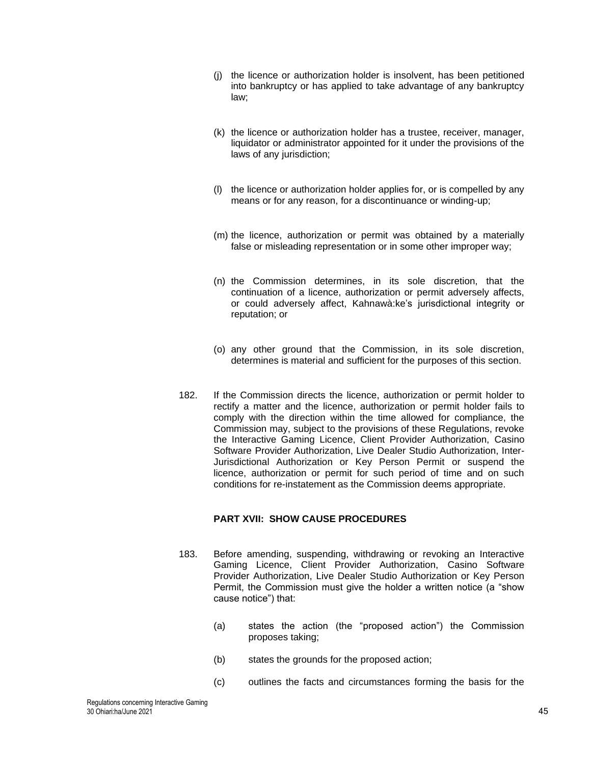(j) the licence or authorization holder is insolvent, has been petitioned into bankruptcy or has applied to take advantage of any bankruptcy law;

(k) the licence or authorization holder has a trustee, receiver, manager, liquidator or administrator appointed for it under the provisions of the laws of any jurisdiction;

(l) the licence or authorization holder applies for, or is compelled by any means or for any reason, for a discontinuance or winding-up;

(m) the licence, authorization or permit was obtained by a materially false or misleading representation or in some other improper way;

(n) the Commission determines, in its sole discretion, that the continuation of a licence, authorization or permit adversely affects, or could adversely affect, Kahnawà:ke's jurisdictional integrity or reputation; or

(o) any other ground that the Commission, in its sole discretion, determines is material and sufficient for the purposes of this section.

182. If the Commission directs the licence, authorization or permit holder to rectify a matter and the licence, authorization or permit holder fails to comply with the direction within the time allowed for compliance, the Commission may, subject to the provisions of these Regulations, revoke the Interactive Gaming Licence, Client Provider Authorization, Casino Software Provider Authorization, Live Dealer Studio Authorization, Inter-Jurisdictional Authorization or Key Person Permit or suspend the licence, authorization or permit for such period of time and on such conditions for re-instatement as the Commission deems appropriate.

## PART XVII: SHOW CAUSE PROCEDURES

183. Before amending, suspending, withdrawing or revoking an Interactive Gaming Licence, Client Provider Authorization, Casino Software Provider Authorization, Live Dealer Studio Authorization or Key Person Permit, the Commission must give the holder a written notice (a "show cause notice") that:

(a) states the action (the "proposed action") the Commission proposes taking;

(b) states the grounds for the proposed action;

(c) outlines the facts and circumstances forming the basis for the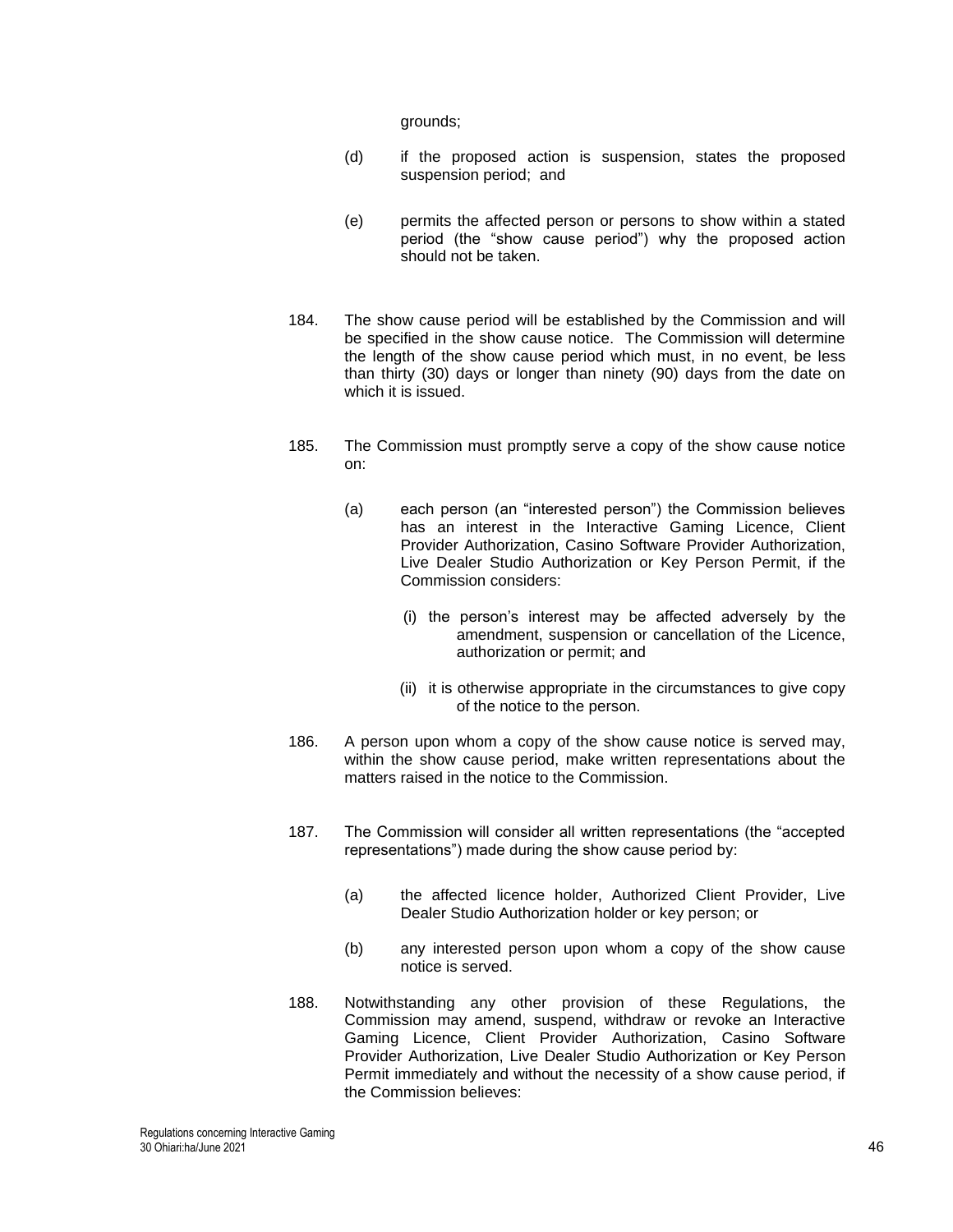grounds;

(d) if the proposed action is suspension, states the proposed suspension period; and

(e) permits the affected person or persons to show within a stated period (the "show cause period") why the proposed action should not be taken.

184. The show cause period will be established by the Commission and will be specified in the show cause notice. The Commission will determine the length of the show cause period which must, in no event, be less than thirty (30) days or longer than ninety (90) days from the date on which it is issued.

185. The Commission must promptly serve a copy of the show cause notice on:

(a) each person (an "interested person") the Commission believes has an interest in the Interactive Gaming Licence, Client Provider Authorization, Casino Software Provider Authorization, Live Dealer Studio Authorization or Key Person Permit, if the Commission considers:

(i) the person's interest may be affected adversely by the amendment, suspension or cancellation of the Licence, authorization or permit; and

(ii) it is otherwise appropriate in the circumstances to give copy of the notice to the person.

186. A person upon whom a copy of the show cause notice is served may, within the show cause period, make written representations about the matters raised in the notice to the Commission.

187. The Commission will consider all written representations (the "accepted representations") made during the show cause period by:

(a) the affected licence holder, Authorized Client Provider, Live Dealer Studio Authorization holder or key person; or

(b) any interested person upon whom a copy of the show cause notice is served.

188. Notwithstanding any other provision of these Regulations, the Commission may amend, suspend, withdraw or revoke an Interactive Gaming Licence, Client Provider Authorization, Casino Software Provider Authorization, Live Dealer Studio Authorization or Key Person Permit immediately and without the necessity of a show cause period, if the Commission believes: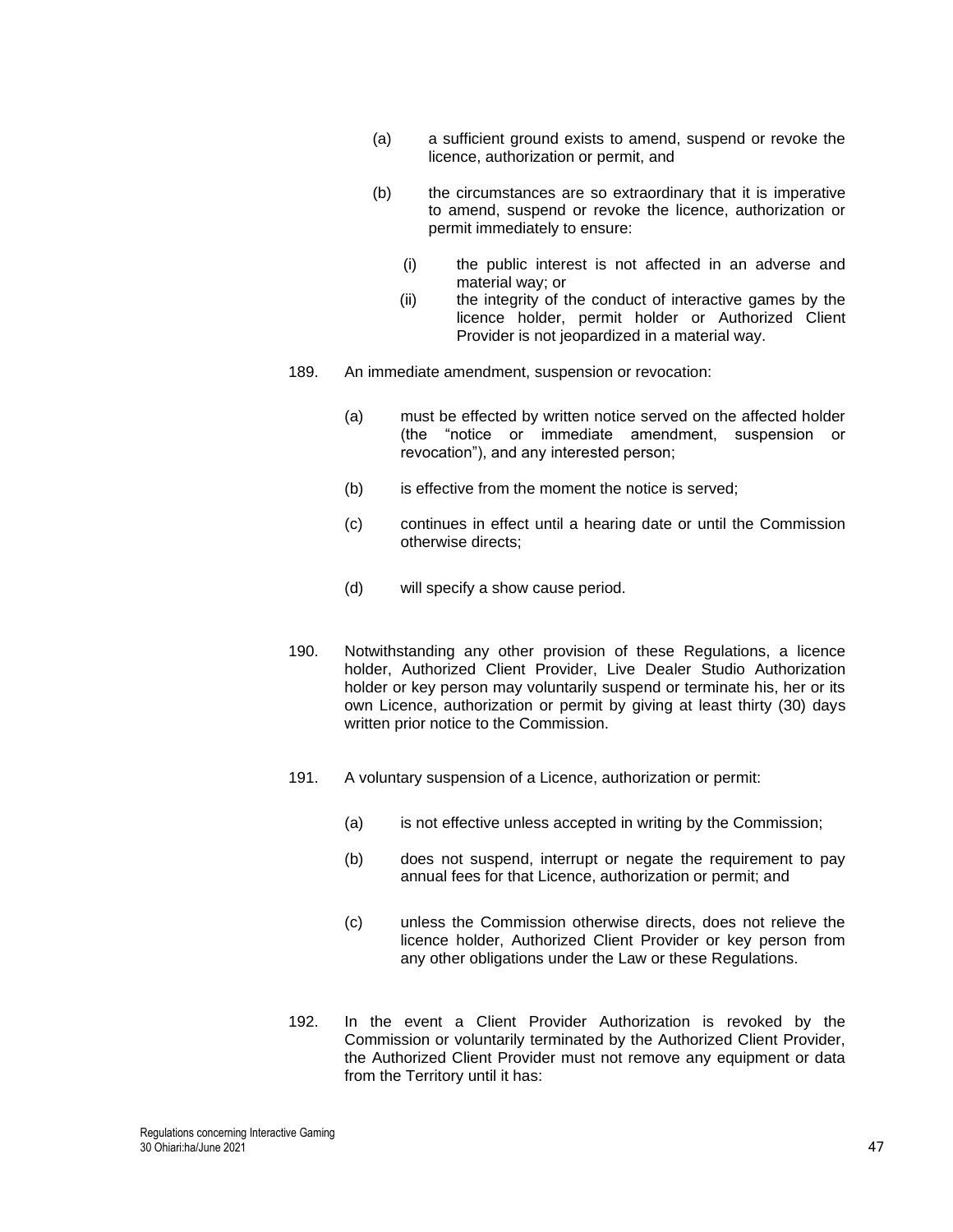(a) a sufficient ground exists to amend, suspend or revoke the licence, authorization or permit, and

(b) the circumstances are so extraordinary that it is imperative to amend, suspend or revoke the licence, authorization or permit immediately to ensure:

  (i) the public interest is not affected in an adverse and material way; or
  (ii) the integrity of the conduct of interactive games by the licence holder, permit holder or Authorized Client Provider is not jeopardized in a material way.

189. An immediate amendment, suspension or revocation:

  (a) must be effected by written notice served on the affected holder (the "notice or immediate amendment, suspension or revocation"), and any interested person;

  (b) is effective from the moment the notice is served;

  (c) continues in effect until a hearing date or until the Commission otherwise directs;

  (d) will specify a show cause period.

190. Notwithstanding any other provision of these Regulations, a licence holder, Authorized Client Provider, Live Dealer Studio Authorization holder or key person may voluntarily suspend or terminate his, her or its own Licence, authorization or permit by giving at least thirty (30) days written prior notice to the Commission.

191. A voluntary suspension of a Licence, authorization or permit:

  (a) is not effective unless accepted in writing by the Commission;

  (b) does not suspend, interrupt or negate the requirement to pay annual fees for that Licence, authorization or permit; and

  (c) unless the Commission otherwise directs, does not relieve the licence holder, Authorized Client Provider or key person from any other obligations under the Law or these Regulations.

192. In the event a Client Provider Authorization is revoked by the Commission or voluntarily terminated by the Authorized Client Provider, the Authorized Client Provider must not remove any equipment or data from the Territory until it has: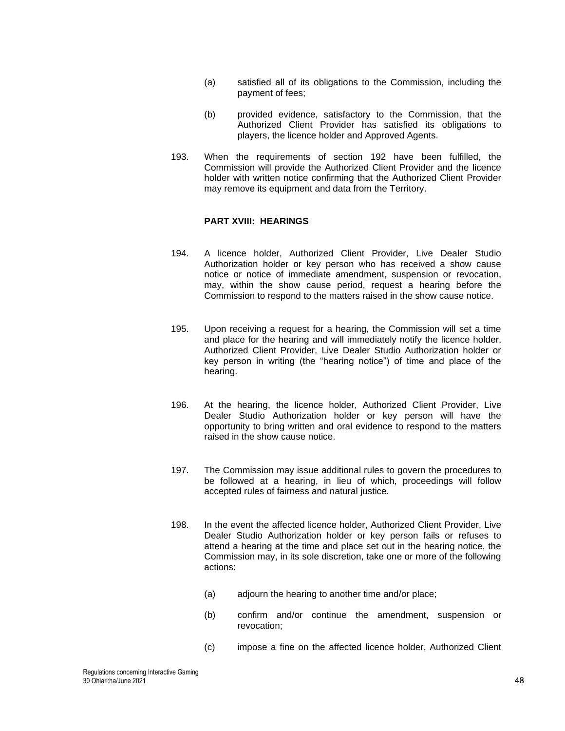(a) satisfied all of its obligations to the Commission, including the payment of fees;

(b) provided evidence, satisfactory to the Commission, that the Authorized Client Provider has satisfied its obligations to players, the licence holder and Approved Agents.

193. When the requirements of section 192 have been fulfilled, the Commission will provide the Authorized Client Provider and the licence holder with written notice confirming that the Authorized Client Provider may remove its equipment and data from the Territory.

## PART XVIII: HEARINGS

194. A licence holder, Authorized Client Provider, Live Dealer Studio Authorization holder or key person who has received a show cause notice or notice of immediate amendment, suspension or revocation, may, within the show cause period, request a hearing before the Commission to respond to the matters raised in the show cause notice.

195. Upon receiving a request for a hearing, the Commission will set a time and place for the hearing and will immediately notify the licence holder, Authorized Client Provider, Live Dealer Studio Authorization holder or key person in writing (the "hearing notice") of time and place of the hearing.

196. At the hearing, the licence holder, Authorized Client Provider, Live Dealer Studio Authorization holder or key person will have the opportunity to bring written and oral evidence to respond to the matters raised in the show cause notice.

197. The Commission may issue additional rules to govern the procedures to be followed at a hearing, in lieu of which, proceedings will follow accepted rules of fairness and natural justice.

198. In the event the affected licence holder, Authorized Client Provider, Live Dealer Studio Authorization holder or key person fails or refuses to attend a hearing at the time and place set out in the hearing notice, the Commission may, in its sole discretion, take one or more of the following actions:

(a) adjourn the hearing to another time and/or place;

(b) confirm and/or continue the amendment, suspension or revocation;

(c) impose a fine on the affected licence holder, Authorized Client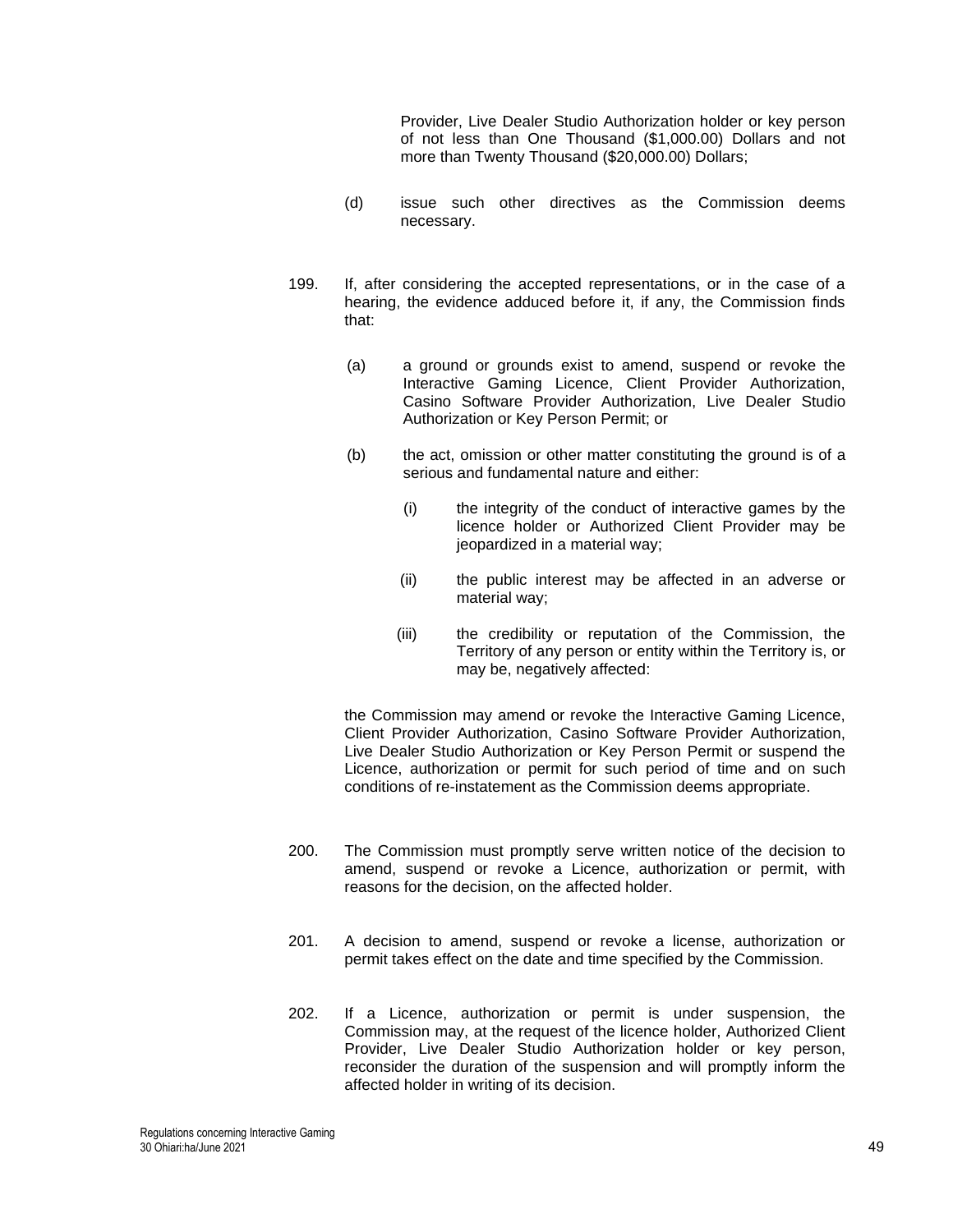Provider, Live Dealer Studio Authorization holder or key person of not less than One Thousand ($1,000.00) Dollars and not more than Twenty Thousand ($20,000.00) Dollars;

(d) issue such other directives as the Commission deems necessary.

199. If, after considering the accepted representations, or in the case of a hearing, the evidence adduced before it, if any, the Commission finds that:

(a) a ground or grounds exist to amend, suspend or revoke the Interactive Gaming Licence, Client Provider Authorization, Casino Software Provider Authorization, Live Dealer Studio Authorization or Key Person Permit; or

(b) the act, omission or other matter constituting the ground is of a serious and fundamental nature and either:

(i) the integrity of the conduct of interactive games by the licence holder or Authorized Client Provider may be jeopardized in a material way;

(ii) the public interest may be affected in an adverse or material way;

(iii) the credibility or reputation of the Commission, the Territory of any person or entity within the Territory is, or may be, negatively affected:

the Commission may amend or revoke the Interactive Gaming Licence, Client Provider Authorization, Casino Software Provider Authorization, Live Dealer Studio Authorization or Key Person Permit or suspend the Licence, authorization or permit for such period of time and on such conditions of re-instatement as the Commission deems appropriate.

200. The Commission must promptly serve written notice of the decision to amend, suspend or revoke a Licence, authorization or permit, with reasons for the decision, on the affected holder.

201. A decision to amend, suspend or revoke a license, authorization or permit takes effect on the date and time specified by the Commission.

202. If a Licence, authorization or permit is under suspension, the Commission may, at the request of the licence holder, Authorized Client Provider, Live Dealer Studio Authorization holder or key person, reconsider the duration of the suspension and will promptly inform the affected holder in writing of its decision.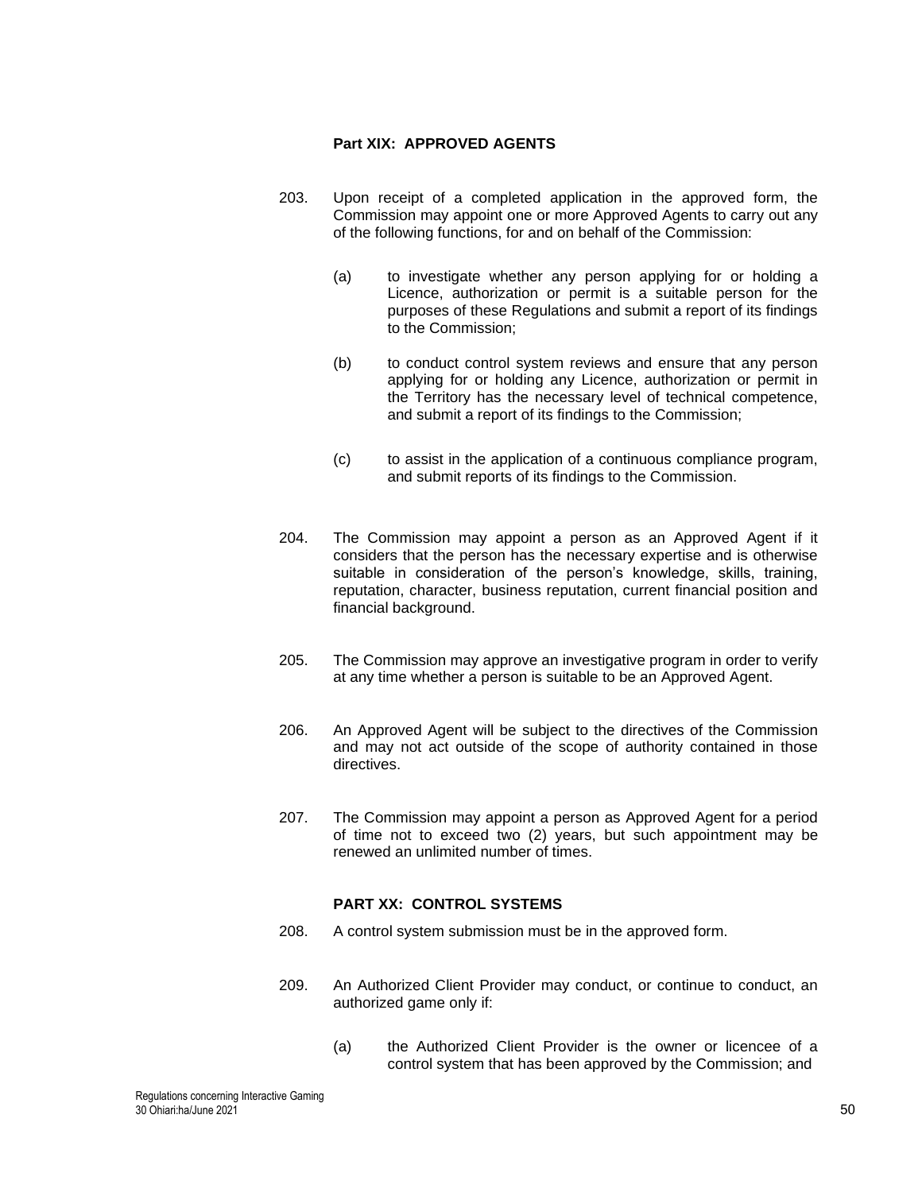## Part XIX: APPROVED AGENTS

203. Upon receipt of a completed application in the approved form, the Commission may appoint one or more Approved Agents to carry out any of the following functions, for and on behalf of the Commission:

    (a) to investigate whether any person applying for or holding a Licence, authorization or permit is a suitable person for the purposes of these Regulations and submit a report of its findings to the Commission;

    (b) to conduct control system reviews and ensure that any person applying for or holding any Licence, authorization or permit in the Territory has the necessary level of technical competence, and submit a report of its findings to the Commission;

    (c) to assist in the application of a continuous compliance program, and submit reports of its findings to the Commission.

204. The Commission may appoint a person as an Approved Agent if it considers that the person has the necessary expertise and is otherwise suitable in consideration of the person's knowledge, skills, training, reputation, character, business reputation, current financial position and financial background.

205. The Commission may approve an investigative program in order to verify at any time whether a person is suitable to be an Approved Agent.

206. An Approved Agent will be subject to the directives of the Commission and may not act outside of the scope of authority contained in those directives.

207. The Commission may appoint a person as Approved Agent for a period of time not to exceed two (2) years, but such appointment may be renewed an unlimited number of times.

## PART XX: CONTROL SYSTEMS

208. A control system submission must be in the approved form.

209. An Authorized Client Provider may conduct, or continue to conduct, an authorized game only if:

    (a) the Authorized Client Provider is the owner or licencee of a control system that has been approved by the Commission; and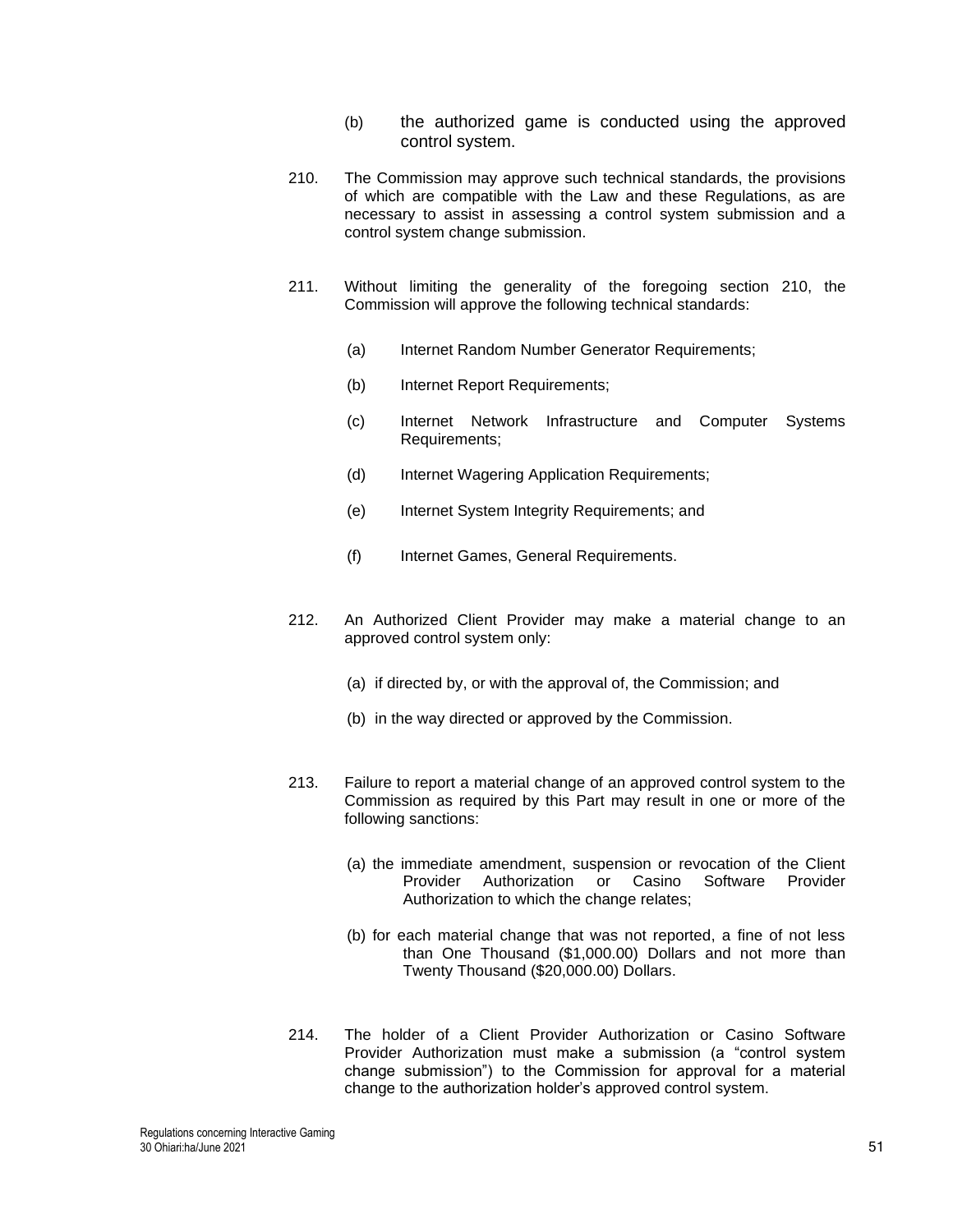(b) the authorized game is conducted using the approved control system.

210. The Commission may approve such technical standards, the provisions of which are compatible with the Law and these Regulations, as are necessary to assist in assessing a control system submission and a control system change submission.

211. Without limiting the generality of the foregoing section 210, the Commission will approve the following technical standards:

(a) Internet Random Number Generator Requirements;

(b) Internet Report Requirements;

(c) Internet Network Infrastructure and Computer Systems Requirements;

(d) Internet Wagering Application Requirements;

(e) Internet System Integrity Requirements; and

(f) Internet Games, General Requirements.

212. An Authorized Client Provider may make a material change to an approved control system only:

(a) if directed by, or with the approval of, the Commission; and

(b) in the way directed or approved by the Commission.

213. Failure to report a material change of an approved control system to the Commission as required by this Part may result in one or more of the following sanctions:

(a) the immediate amendment, suspension or revocation of the Client Provider Authorization or Casino Software Provider Authorization to which the change relates;

(b) for each material change that was not reported, a fine of not less than One Thousand ($1,000.00) Dollars and not more than Twenty Thousand ($20,000.00) Dollars.

214. The holder of a Client Provider Authorization or Casino Software Provider Authorization must make a submission (a "control system change submission") to the Commission for approval for a material change to the authorization holder's approved control system.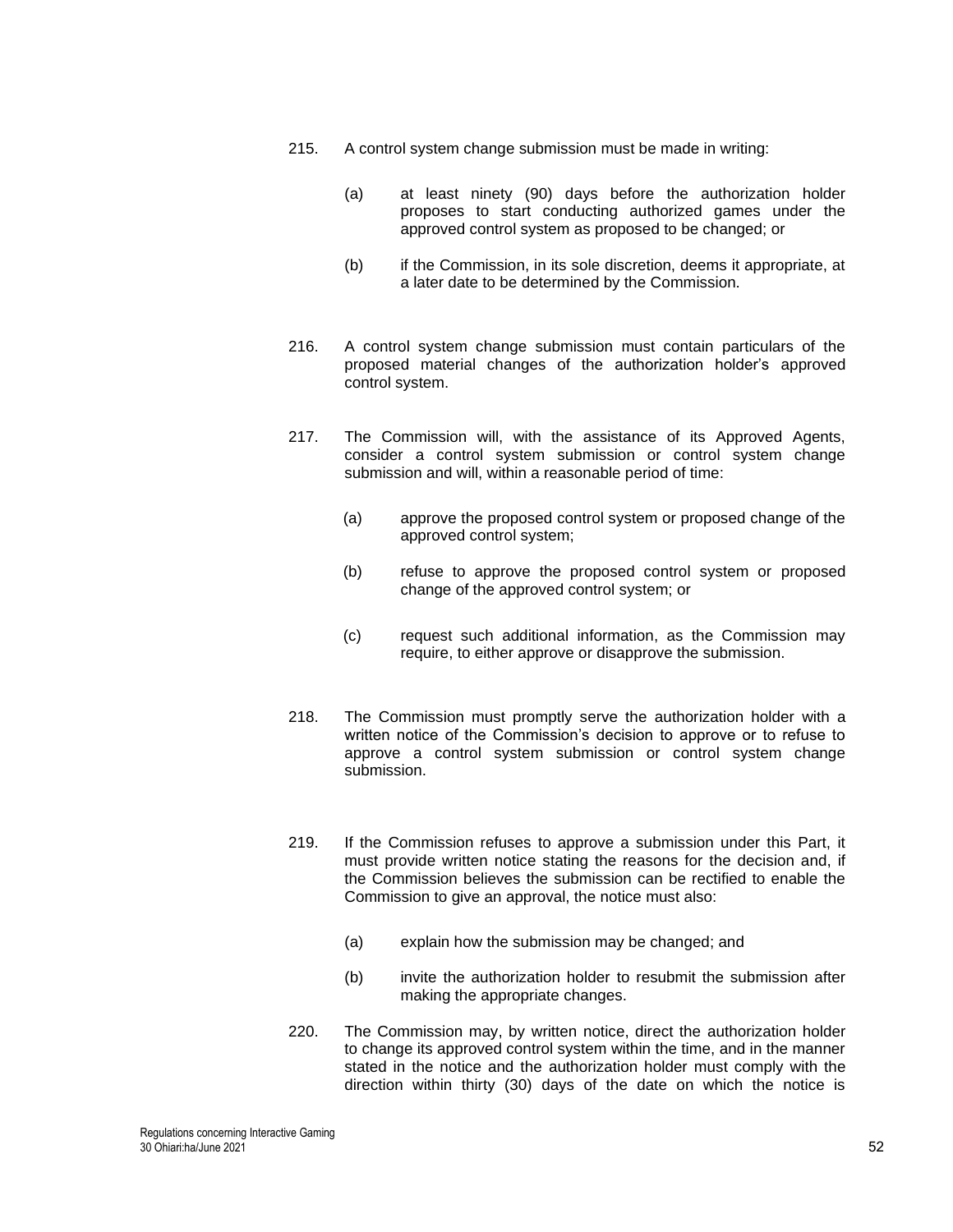215. A control system change submission must be made in writing:

    (a) at least ninety (90) days before the authorization holder proposes to start conducting authorized games under the approved control system as proposed to be changed; or

    (b) if the Commission, in its sole discretion, deems it appropriate, at a later date to be determined by the Commission.

216. A control system change submission must contain particulars of the proposed material changes of the authorization holder's approved control system.

217. The Commission will, with the assistance of its Approved Agents, consider a control system submission or control system change submission and will, within a reasonable period of time:

    (a) approve the proposed control system or proposed change of the approved control system;

    (b) refuse to approve the proposed control system or proposed change of the approved control system; or

    (c) request such additional information, as the Commission may require, to either approve or disapprove the submission.

218. The Commission must promptly serve the authorization holder with a written notice of the Commission's decision to approve or to refuse to approve a control system submission or control system change submission.

219. If the Commission refuses to approve a submission under this Part, it must provide written notice stating the reasons for the decision and, if the Commission believes the submission can be rectified to enable the Commission to give an approval, the notice must also:

    (a) explain how the submission may be changed; and

    (b) invite the authorization holder to resubmit the submission after making the appropriate changes.

220. The Commission may, by written notice, direct the authorization holder to change its approved control system within the time, and in the manner stated in the notice and the authorization holder must comply with the direction within thirty (30) days of the date on which the notice is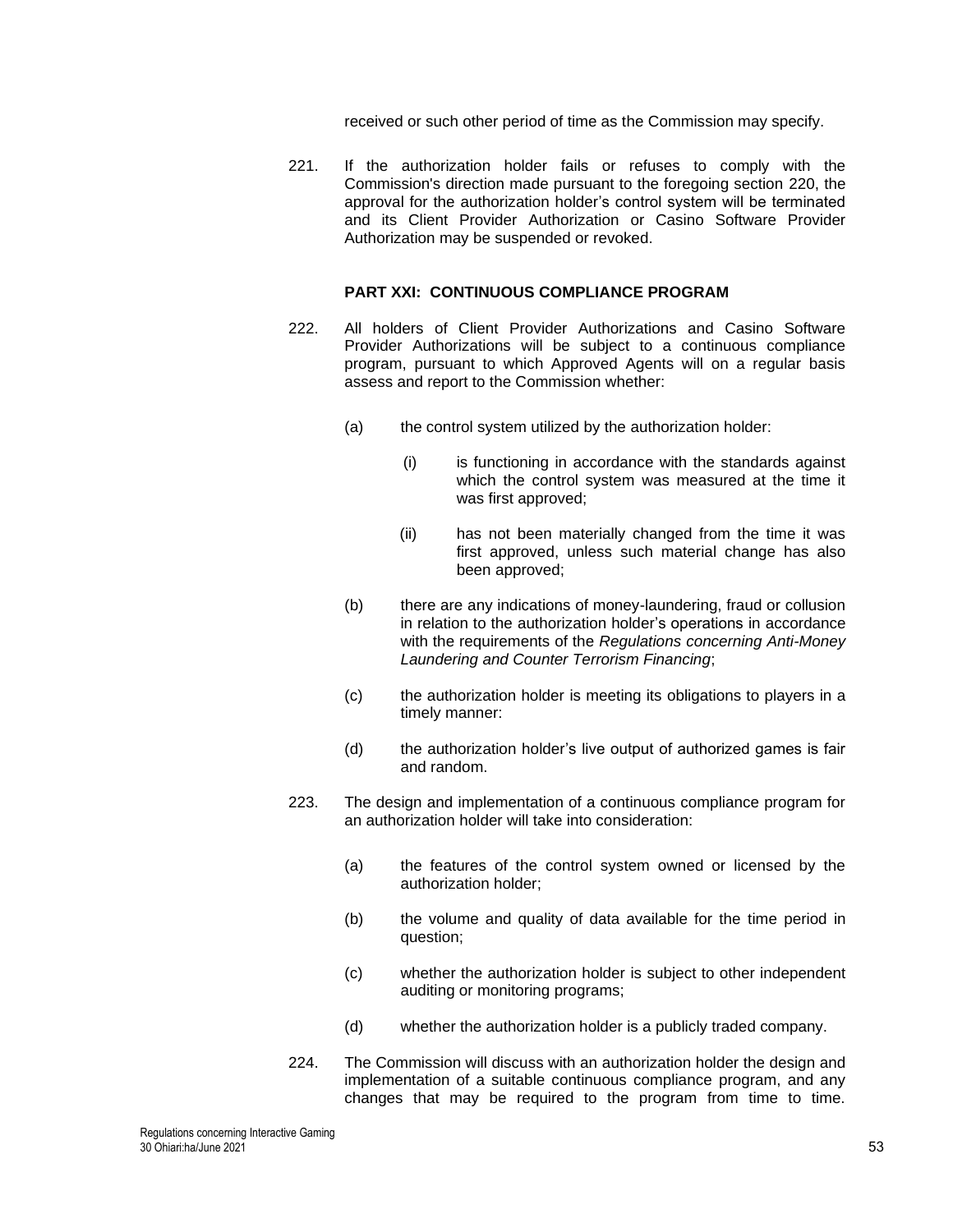received or such other period of time as the Commission may specify.

221. If the authorization holder fails or refuses to comply with the Commission's direction made pursuant to the foregoing section 220, the approval for the authorization holder's control system will be terminated and its Client Provider Authorization or Casino Software Provider Authorization may be suspended or revoked.

**PART XXI: CONTINUOUS COMPLIANCE PROGRAM**

222. All holders of Client Provider Authorizations and Casino Software Provider Authorizations will be subject to a continuous compliance program, pursuant to which Approved Agents will on a regular basis assess and report to the Commission whether:

    (a) the control system utilized by the authorization holder:

        (i) is functioning in accordance with the standards against which the control system was measured at the time it was first approved;

        (ii) has not been materially changed from the time it was first approved, unless such material change has also been approved;

    (b) there are any indications of money-laundering, fraud or collusion in relation to the authorization holder's operations in accordance with the requirements of the *Regulations concerning Anti-Money Laundering and Counter Terrorism Financing*;

    (c) the authorization holder is meeting its obligations to players in a timely manner:

    (d) the authorization holder's live output of authorized games is fair and random.

223. The design and implementation of a continuous compliance program for an authorization holder will take into consideration:

    (a) the features of the control system owned or licensed by the authorization holder;

    (b) the volume and quality of data available for the time period in question;

    (c) whether the authorization holder is subject to other independent auditing or monitoring programs;

    (d) whether the authorization holder is a publicly traded company.

224. The Commission will discuss with an authorization holder the design and implementation of a suitable continuous compliance program, and any changes that may be required to the program from time to time.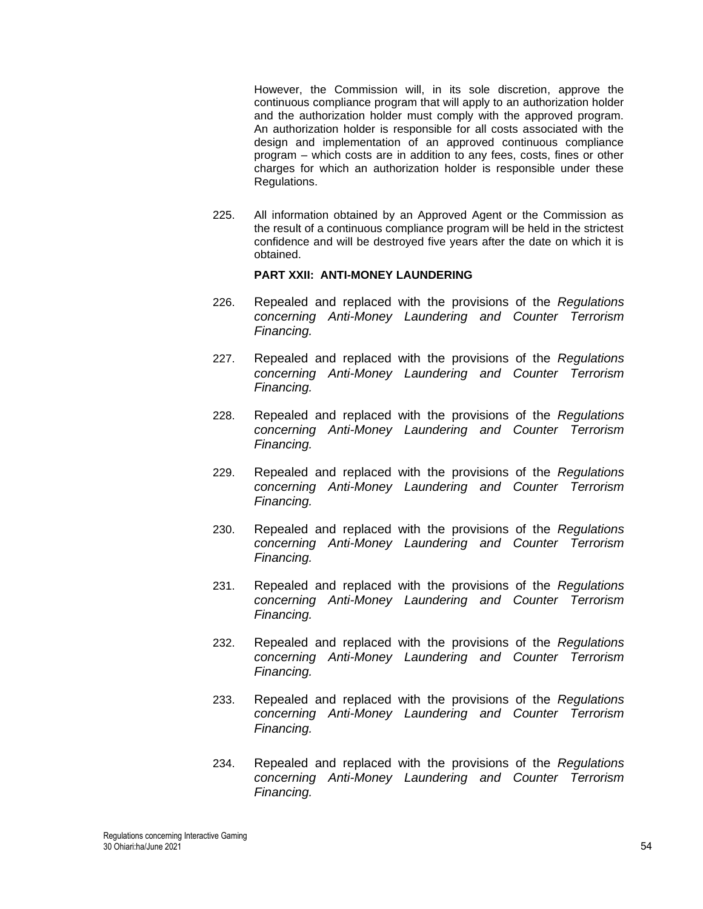However, the Commission will, in its sole discretion, approve the continuous compliance program that will apply to an authorization holder and the authorization holder must comply with the approved program. An authorization holder is responsible for all costs associated with the design and implementation of an approved continuous compliance program – which costs are in addition to any fees, costs, fines or other charges for which an authorization holder is responsible under these Regulations.

225. All information obtained by an Approved Agent or the Commission as the result of a continuous compliance program will be held in the strictest confidence and will be destroyed five years after the date on which it is obtained.

**PART XXII: ANTI-MONEY LAUNDERING**

226. Repealed and replaced with the provisions of the *Regulations concerning Anti-Money Laundering and Counter Terrorism Financing.*

227. Repealed and replaced with the provisions of the *Regulations concerning Anti-Money Laundering and Counter Terrorism Financing.*

228. Repealed and replaced with the provisions of the *Regulations concerning Anti-Money Laundering and Counter Terrorism Financing.*

229. Repealed and replaced with the provisions of the *Regulations concerning Anti-Money Laundering and Counter Terrorism Financing.*

230. Repealed and replaced with the provisions of the *Regulations concerning Anti-Money Laundering and Counter Terrorism Financing.*

231. Repealed and replaced with the provisions of the *Regulations concerning Anti-Money Laundering and Counter Terrorism Financing.*

232. Repealed and replaced with the provisions of the *Regulations concerning Anti-Money Laundering and Counter Terrorism Financing.*

233. Repealed and replaced with the provisions of the *Regulations concerning Anti-Money Laundering and Counter Terrorism Financing.*

234. Repealed and replaced with the provisions of the *Regulations concerning Anti-Money Laundering and Counter Terrorism Financing.*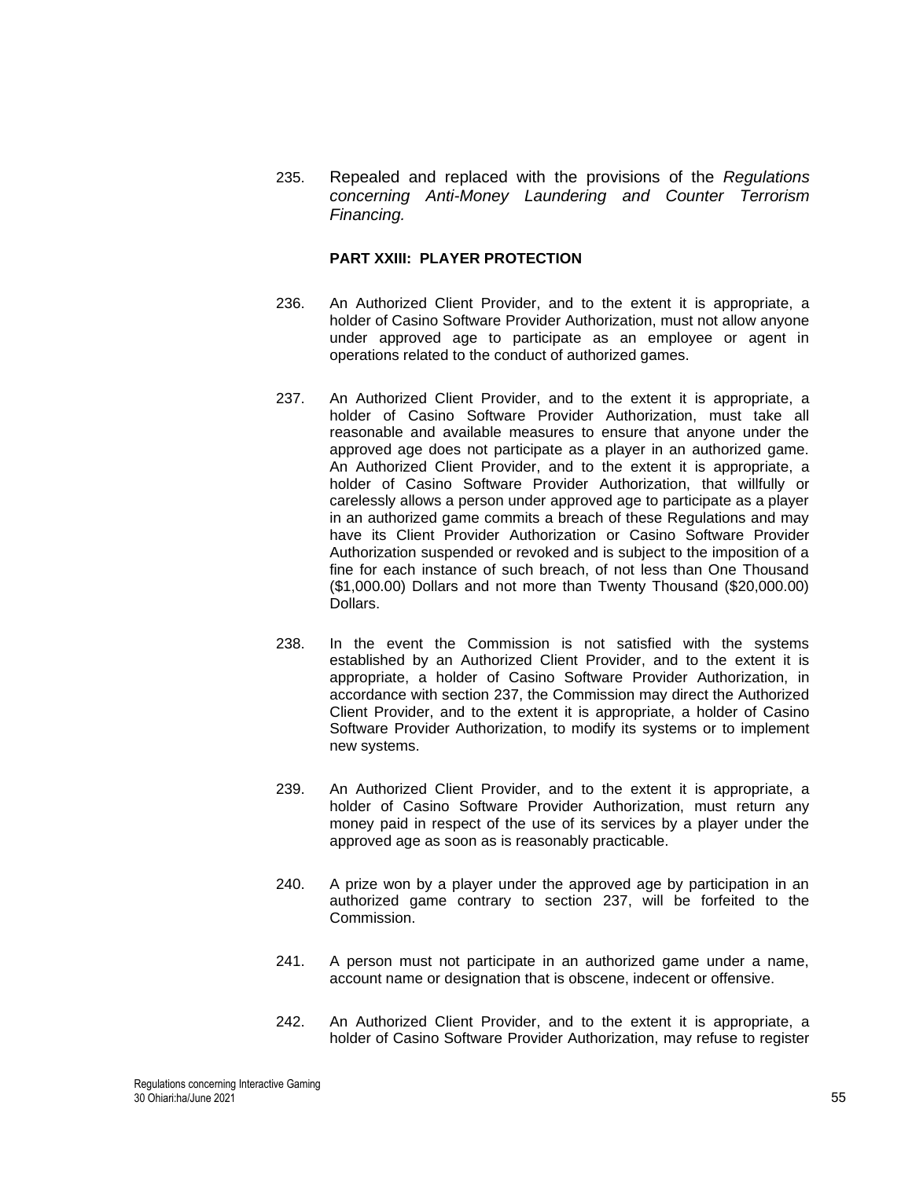235. Repealed and replaced with the provisions of the *Regulations concerning Anti-Money Laundering and Counter Terrorism Financing.*

**PART XXIII: PLAYER PROTECTION**

236. An Authorized Client Provider, and to the extent it is appropriate, a holder of Casino Software Provider Authorization, must not allow anyone under approved age to participate as an employee or agent in operations related to the conduct of authorized games.

237. An Authorized Client Provider, and to the extent it is appropriate, a holder of Casino Software Provider Authorization, must take all reasonable and available measures to ensure that anyone under the approved age does not participate as a player in an authorized game. An Authorized Client Provider, and to the extent it is appropriate, a holder of Casino Software Provider Authorization, that willfully or carelessly allows a person under approved age to participate as a player in an authorized game commits a breach of these Regulations and may have its Client Provider Authorization or Casino Software Provider Authorization suspended or revoked and is subject to the imposition of a fine for each instance of such breach, of not less than One Thousand ($1,000.00) Dollars and not more than Twenty Thousand ($20,000.00) Dollars.

238. In the event the Commission is not satisfied with the systems established by an Authorized Client Provider, and to the extent it is appropriate, a holder of Casino Software Provider Authorization, in accordance with section 237, the Commission may direct the Authorized Client Provider, and to the extent it is appropriate, a holder of Casino Software Provider Authorization, to modify its systems or to implement new systems.

239. An Authorized Client Provider, and to the extent it is appropriate, a holder of Casino Software Provider Authorization, must return any money paid in respect of the use of its services by a player under the approved age as soon as is reasonably practicable.

240. A prize won by a player under the approved age by participation in an authorized game contrary to section 237, will be forfeited to the Commission.

241. A person must not participate in an authorized game under a name, account name or designation that is obscene, indecent or offensive.

242. An Authorized Client Provider, and to the extent it is appropriate, a holder of Casino Software Provider Authorization, may refuse to register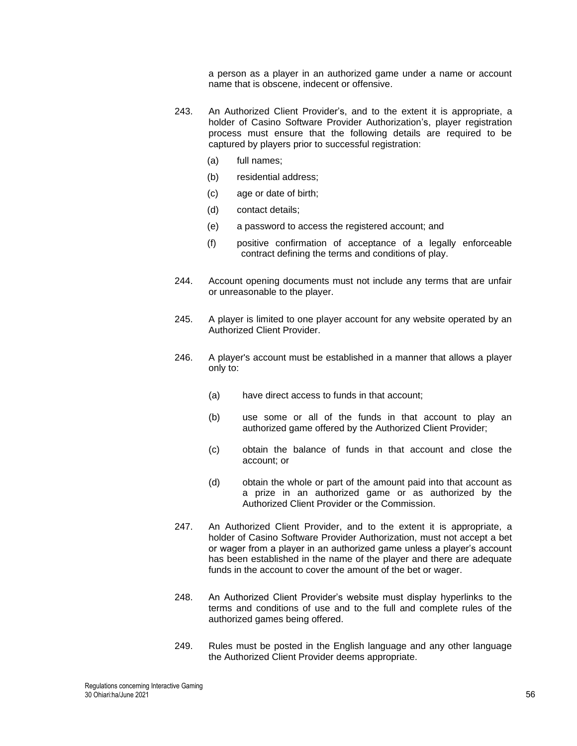a person as a player in an authorized game under a name or account name that is obscene, indecent or offensive.

243. An Authorized Client Provider's, and to the extent it is appropriate, a holder of Casino Software Provider Authorization's, player registration process must ensure that the following details are required to be captured by players prior to successful registration:

   (a) full names;

   (b) residential address;

   (c) age or date of birth;

   (d) contact details;

   (e) a password to access the registered account; and

   (f) positive confirmation of acceptance of a legally enforceable contract defining the terms and conditions of play.

244. Account opening documents must not include any terms that are unfair or unreasonable to the player.

245. A player is limited to one player account for any website operated by an Authorized Client Provider.

246. A player's account must be established in a manner that allows a player only to:

   (a) have direct access to funds in that account;

   (b) use some or all of the funds in that account to play an authorized game offered by the Authorized Client Provider;

   (c) obtain the balance of funds in that account and close the account; or

   (d) obtain the whole or part of the amount paid into that account as a prize in an authorized game or as authorized by the Authorized Client Provider or the Commission.

247. An Authorized Client Provider, and to the extent it is appropriate, a holder of Casino Software Provider Authorization, must not accept a bet or wager from a player in an authorized game unless a player's account has been established in the name of the player and there are adequate funds in the account to cover the amount of the bet or wager.

248. An Authorized Client Provider's website must display hyperlinks to the terms and conditions of use and to the full and complete rules of the authorized games being offered.

249. Rules must be posted in the English language and any other language the Authorized Client Provider deems appropriate.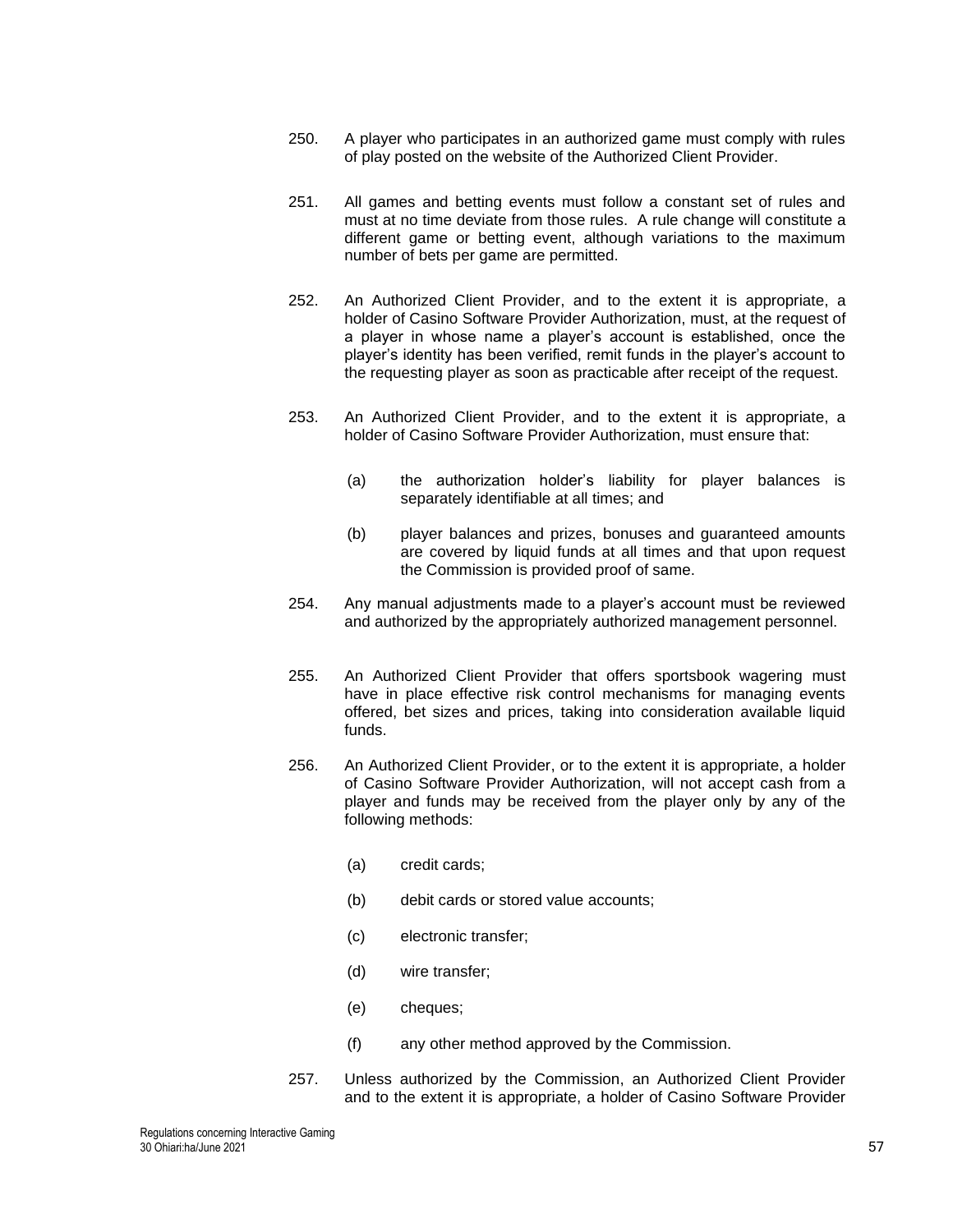250. A player who participates in an authorized game must comply with rules of play posted on the website of the Authorized Client Provider.

251. All games and betting events must follow a constant set of rules and must at no time deviate from those rules. A rule change will constitute a different game or betting event, although variations to the maximum number of bets per game are permitted.

252. An Authorized Client Provider, and to the extent it is appropriate, a holder of Casino Software Provider Authorization, must, at the request of a player in whose name a player's account is established, once the player's identity has been verified, remit funds in the player's account to the requesting player as soon as practicable after receipt of the request.

253. An Authorized Client Provider, and to the extent it is appropriate, a holder of Casino Software Provider Authorization, must ensure that:

   (a) the authorization holder's liability for player balances is separately identifiable at all times; and

   (b) player balances and prizes, bonuses and guaranteed amounts are covered by liquid funds at all times and that upon request the Commission is provided proof of same.

254. Any manual adjustments made to a player's account must be reviewed and authorized by the appropriately authorized management personnel.

255. An Authorized Client Provider that offers sportsbook wagering must have in place effective risk control mechanisms for managing events offered, bet sizes and prices, taking into consideration available liquid funds.

256. An Authorized Client Provider, or to the extent it is appropriate, a holder of Casino Software Provider Authorization, will not accept cash from a player and funds may be received from the player only by any of the following methods:

   (a) credit cards;

   (b) debit cards or stored value accounts;

   (c) electronic transfer;

   (d) wire transfer;

   (e) cheques;

   (f) any other method approved by the Commission.

257. Unless authorized by the Commission, an Authorized Client Provider and to the extent it is appropriate, a holder of Casino Software Provider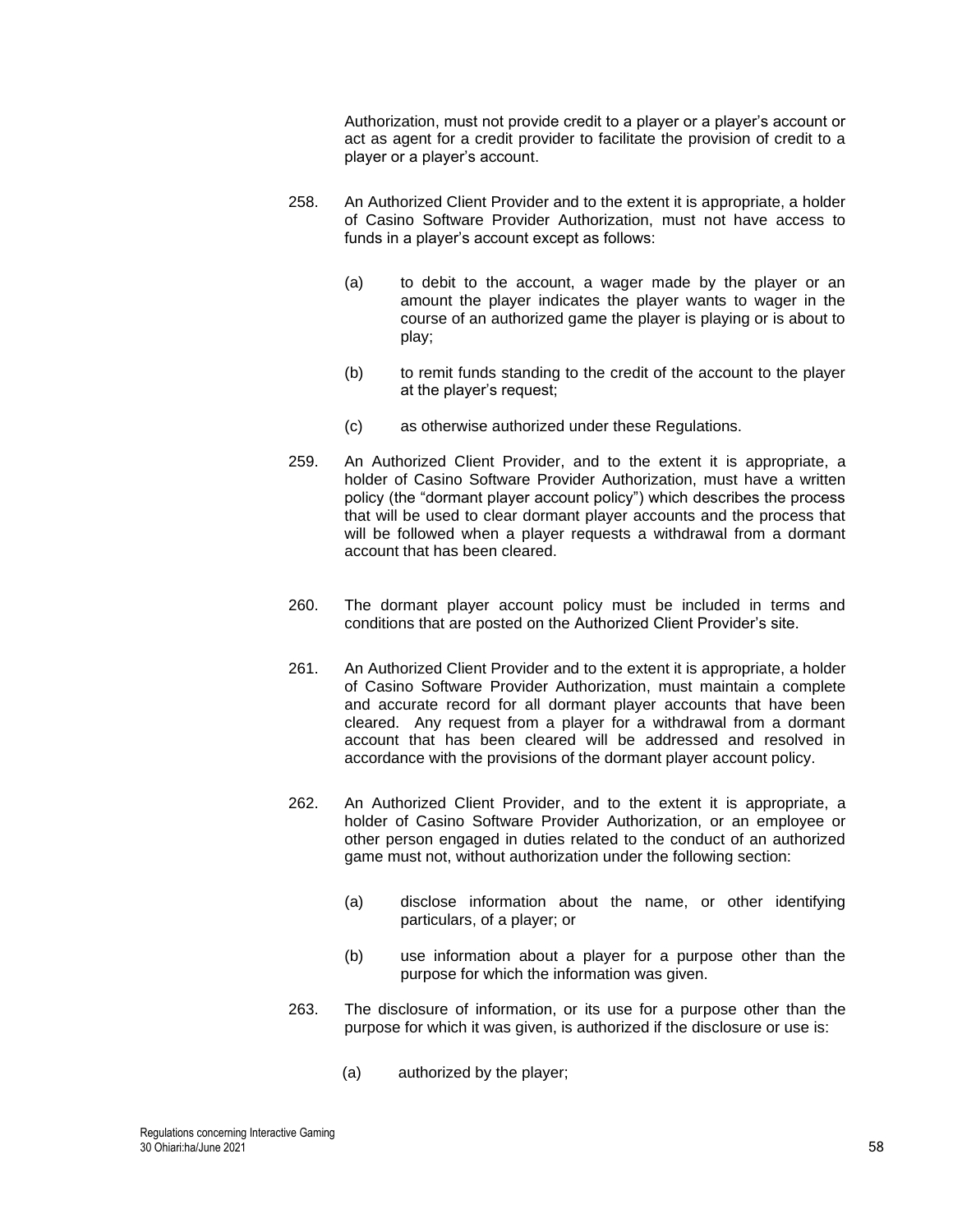Authorization, must not provide credit to a player or a player's account or act as agent for a credit provider to facilitate the provision of credit to a player or a player's account.

258. An Authorized Client Provider and to the extent it is appropriate, a holder of Casino Software Provider Authorization, must not have access to funds in a player's account except as follows:

    (a) to debit to the account, a wager made by the player or an amount the player indicates the player wants to wager in the course of an authorized game the player is playing or is about to play;

    (b) to remit funds standing to the credit of the account to the player at the player's request;

    (c) as otherwise authorized under these Regulations.

259. An Authorized Client Provider, and to the extent it is appropriate, a holder of Casino Software Provider Authorization, must have a written policy (the "dormant player account policy") which describes the process that will be used to clear dormant player accounts and the process that will be followed when a player requests a withdrawal from a dormant account that has been cleared.

260. The dormant player account policy must be included in terms and conditions that are posted on the Authorized Client Provider's site.

261. An Authorized Client Provider and to the extent it is appropriate, a holder of Casino Software Provider Authorization, must maintain a complete and accurate record for all dormant player accounts that have been cleared. Any request from a player for a withdrawal from a dormant account that has been cleared will be addressed and resolved in accordance with the provisions of the dormant player account policy.

262. An Authorized Client Provider, and to the extent it is appropriate, a holder of Casino Software Provider Authorization, or an employee or other person engaged in duties related to the conduct of an authorized game must not, without authorization under the following section:

    (a) disclose information about the name, or other identifying particulars, of a player; or

    (b) use information about a player for a purpose other than the purpose for which the information was given.

263. The disclosure of information, or its use for a purpose other than the purpose for which it was given, is authorized if the disclosure or use is:

    (a) authorized by the player;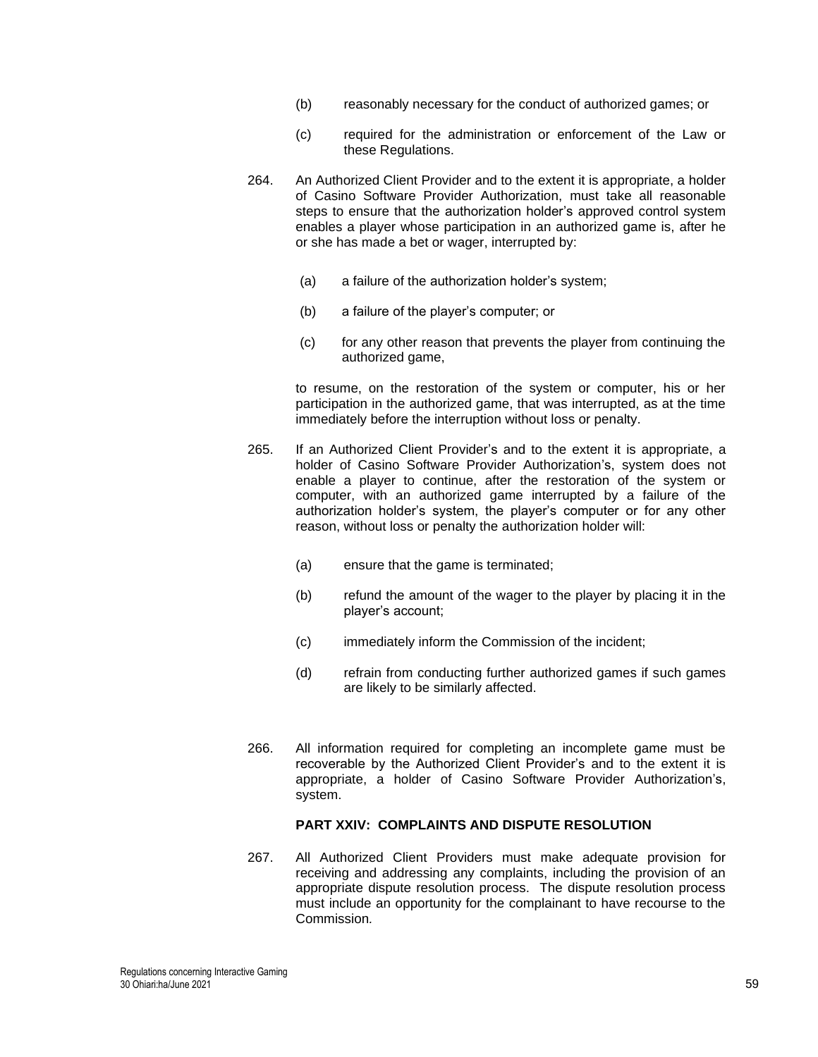(b) reasonably necessary for the conduct of authorized games; or

(c) required for the administration or enforcement of the Law or these Regulations.

264. An Authorized Client Provider and to the extent it is appropriate, a holder of Casino Software Provider Authorization, must take all reasonable steps to ensure that the authorization holder's approved control system enables a player whose participation in an authorized game is, after he or she has made a bet or wager, interrupted by:

(a) a failure of the authorization holder's system;

(b) a failure of the player's computer; or

(c) for any other reason that prevents the player from continuing the authorized game,

to resume, on the restoration of the system or computer, his or her participation in the authorized game, that was interrupted, as at the time immediately before the interruption without loss or penalty.

265. If an Authorized Client Provider's and to the extent it is appropriate, a holder of Casino Software Provider Authorization's, system does not enable a player to continue, after the restoration of the system or computer, with an authorized game interrupted by a failure of the authorization holder's system, the player's computer or for any other reason, without loss or penalty the authorization holder will:

(a) ensure that the game is terminated;

(b) refund the amount of the wager to the player by placing it in the player's account;

(c) immediately inform the Commission of the incident;

(d) refrain from conducting further authorized games if such games are likely to be similarly affected.

266. All information required for completing an incomplete game must be recoverable by the Authorized Client Provider's and to the extent it is appropriate, a holder of Casino Software Provider Authorization's, system.

**PART XXIV: COMPLAINTS AND DISPUTE RESOLUTION**

267. All Authorized Client Providers must make adequate provision for receiving and addressing any complaints, including the provision of an appropriate dispute resolution process. The dispute resolution process must include an opportunity for the complainant to have recourse to the Commission.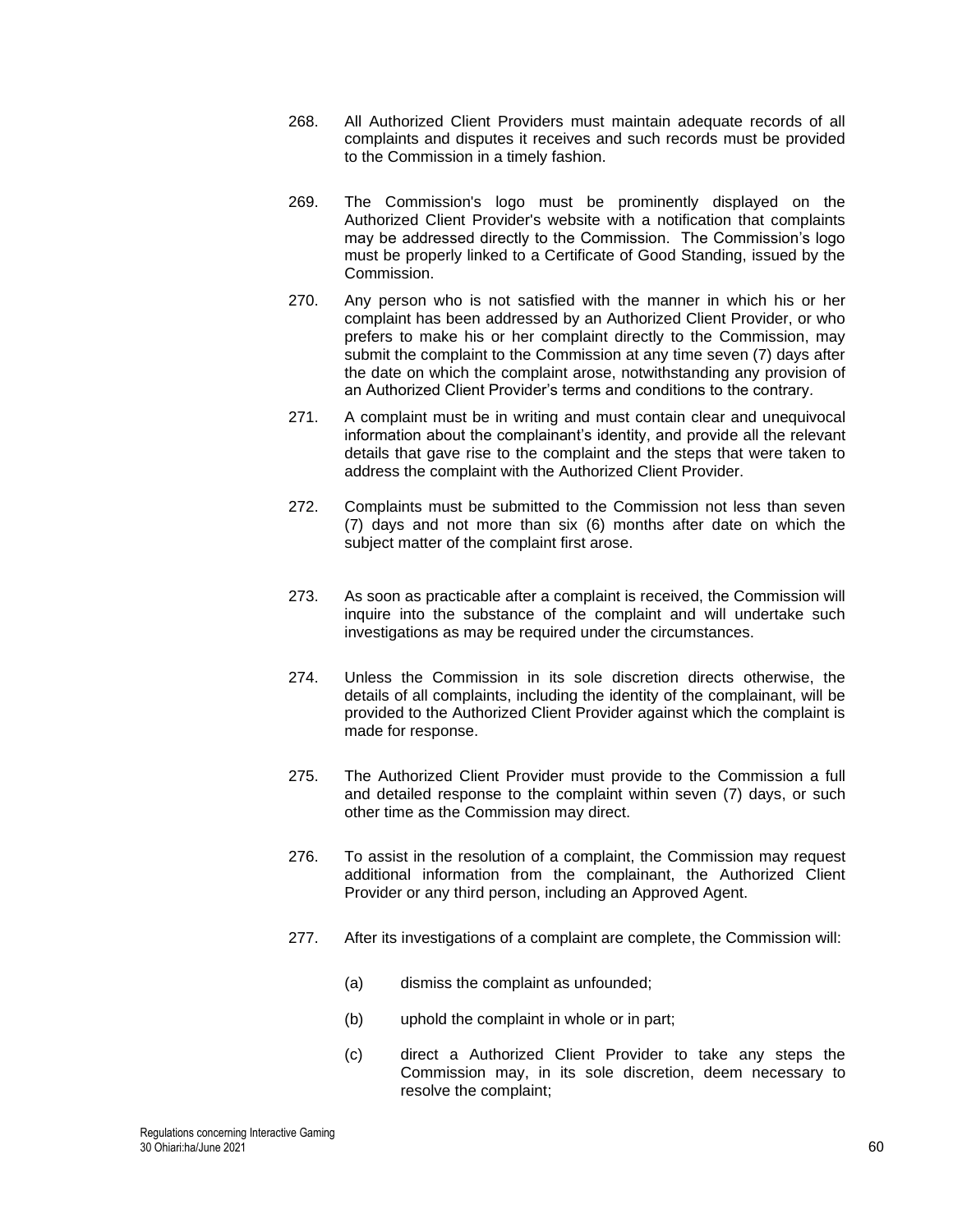268. All Authorized Client Providers must maintain adequate records of all complaints and disputes it receives and such records must be provided to the Commission in a timely fashion.

269. The Commission's logo must be prominently displayed on the Authorized Client Provider's website with a notification that complaints may be addressed directly to the Commission. The Commission's logo must be properly linked to a Certificate of Good Standing, issued by the Commission.

270. Any person who is not satisfied with the manner in which his or her complaint has been addressed by an Authorized Client Provider, or who prefers to make his or her complaint directly to the Commission, may submit the complaint to the Commission at any time seven (7) days after the date on which the complaint arose, notwithstanding any provision of an Authorized Client Provider's terms and conditions to the contrary.

271. A complaint must be in writing and must contain clear and unequivocal information about the complainant's identity, and provide all the relevant details that gave rise to the complaint and the steps that were taken to address the complaint with the Authorized Client Provider.

272. Complaints must be submitted to the Commission not less than seven (7) days and not more than six (6) months after date on which the subject matter of the complaint first arose.

273. As soon as practicable after a complaint is received, the Commission will inquire into the substance of the complaint and will undertake such investigations as may be required under the circumstances.

274. Unless the Commission in its sole discretion directs otherwise, the details of all complaints, including the identity of the complainant, will be provided to the Authorized Client Provider against which the complaint is made for response.

275. The Authorized Client Provider must provide to the Commission a full and detailed response to the complaint within seven (7) days, or such other time as the Commission may direct.

276. To assist in the resolution of a complaint, the Commission may request additional information from the complainant, the Authorized Client Provider or any third person, including an Approved Agent.

277. After its investigations of a complaint are complete, the Commission will:

(a) dismiss the complaint as unfounded;

(b) uphold the complaint in whole or in part;

(c) direct a Authorized Client Provider to take any steps the Commission may, in its sole discretion, deem necessary to resolve the complaint;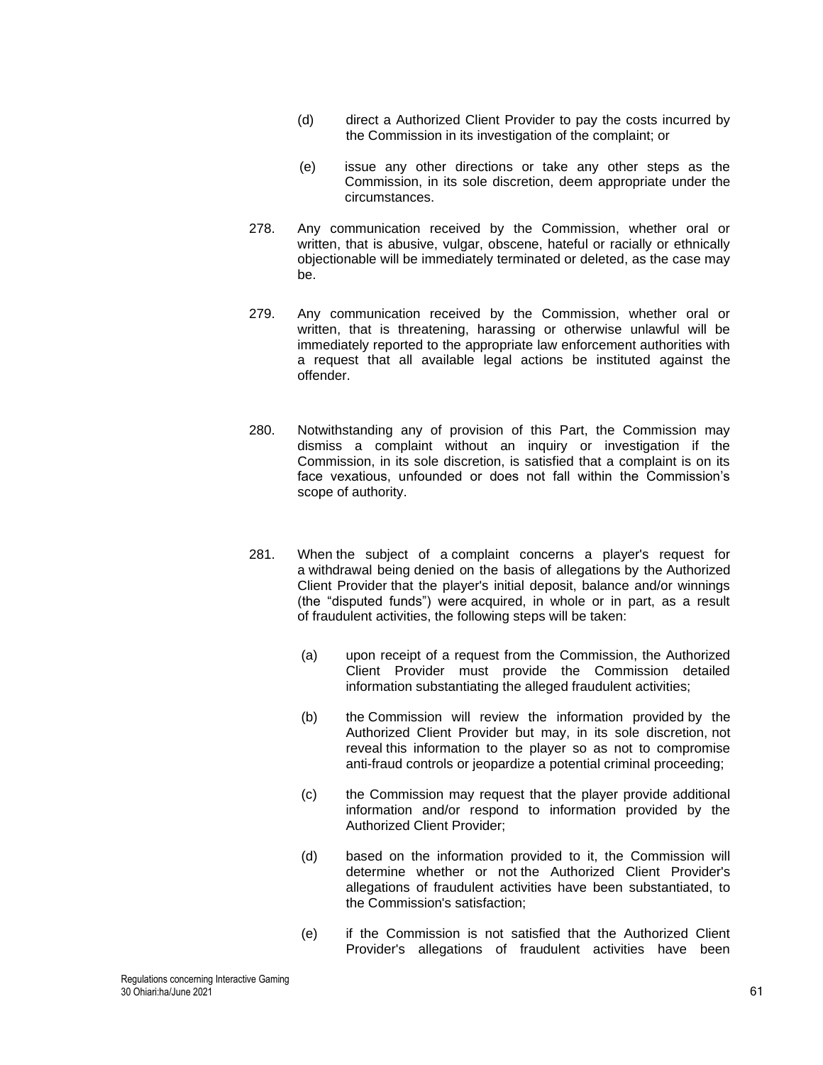(d) direct a Authorized Client Provider to pay the costs incurred by the Commission in its investigation of the complaint; or

(e) issue any other directions or take any other steps as the Commission, in its sole discretion, deem appropriate under the circumstances.

278. Any communication received by the Commission, whether oral or written, that is abusive, vulgar, obscene, hateful or racially or ethnically objectionable will be immediately terminated or deleted, as the case may be.

279. Any communication received by the Commission, whether oral or written, that is threatening, harassing or otherwise unlawful will be immediately reported to the appropriate law enforcement authorities with a request that all available legal actions be instituted against the offender.

280. Notwithstanding any of provision of this Part, the Commission may dismiss a complaint without an inquiry or investigation if the Commission, in its sole discretion, is satisfied that a complaint is on its face vexatious, unfounded or does not fall within the Commission's scope of authority.

281. When the subject of a complaint concerns a player's request for a withdrawal being denied on the basis of allegations by the Authorized Client Provider that the player's initial deposit, balance and/or winnings (the "disputed funds") were acquired, in whole or in part, as a result of fraudulent activities, the following steps will be taken:

(a) upon receipt of a request from the Commission, the Authorized Client Provider must provide the Commission detailed information substantiating the alleged fraudulent activities;

(b) the Commission will review the information provided by the Authorized Client Provider but may, in its sole discretion, not reveal this information to the player so as not to compromise anti-fraud controls or jeopardize a potential criminal proceeding;

(c) the Commission may request that the player provide additional information and/or respond to information provided by the Authorized Client Provider;

(d) based on the information provided to it, the Commission will determine whether or not the Authorized Client Provider's allegations of fraudulent activities have been substantiated, to the Commission's satisfaction;

(e) if the Commission is not satisfied that the Authorized Client Provider's allegations of fraudulent activities have been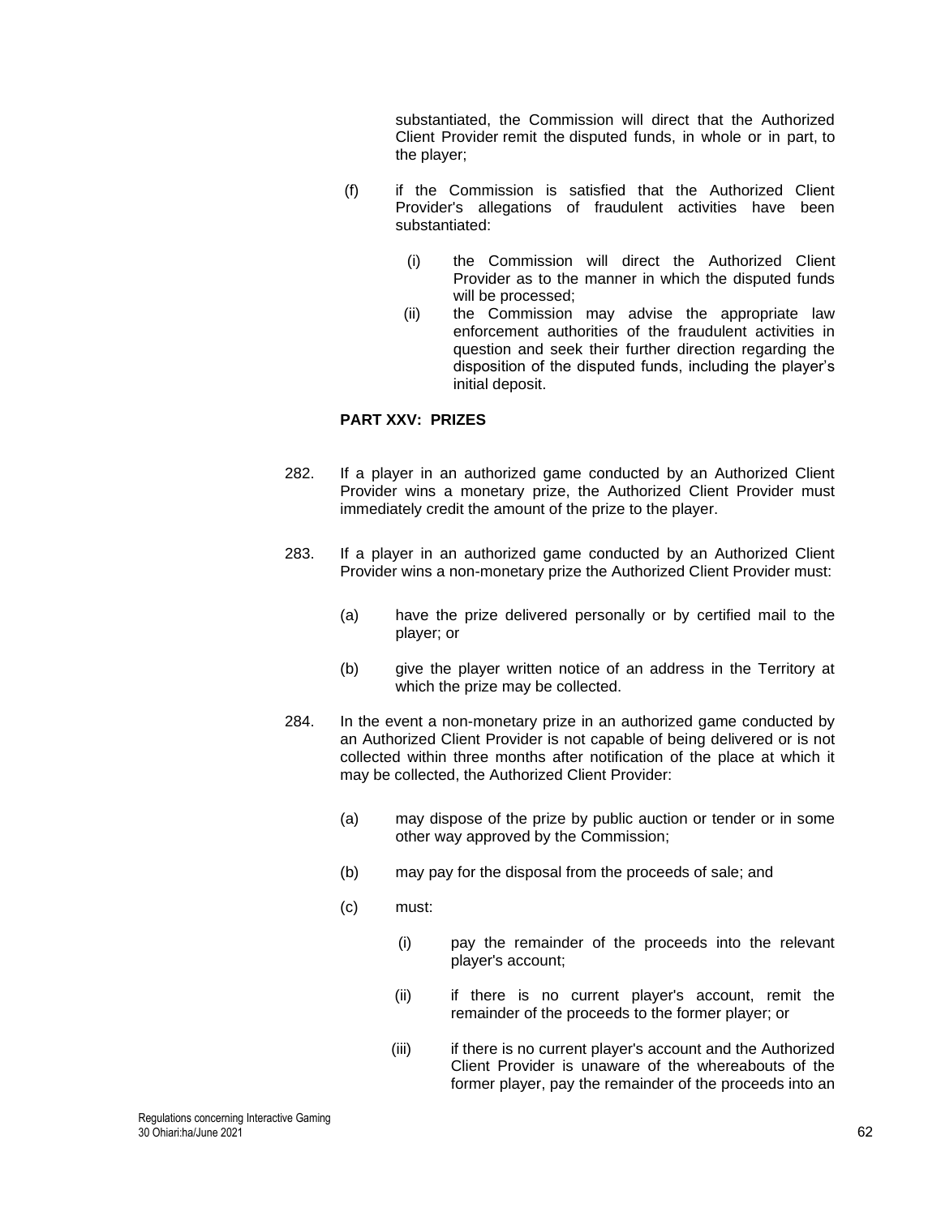substantiated, the Commission will direct that the Authorized Client Provider remit the disputed funds, in whole or in part, to the player;

(f) if the Commission is satisfied that the Authorized Client Provider's allegations of fraudulent activities have been substantiated:

(i) the Commission will direct the Authorized Client Provider as to the manner in which the disputed funds will be processed;

(ii) the Commission may advise the appropriate law enforcement authorities of the fraudulent activities in question and seek their further direction regarding the disposition of the disputed funds, including the player's initial deposit.

**PART XXV: PRIZES**

282. If a player in an authorized game conducted by an Authorized Client Provider wins a monetary prize, the Authorized Client Provider must immediately credit the amount of the prize to the player.

283. If a player in an authorized game conducted by an Authorized Client Provider wins a non-monetary prize the Authorized Client Provider must:

(a) have the prize delivered personally or by certified mail to the player; or

(b) give the player written notice of an address in the Territory at which the prize may be collected.

284. In the event a non-monetary prize in an authorized game conducted by an Authorized Client Provider is not capable of being delivered or is not collected within three months after notification of the place at which it may be collected, the Authorized Client Provider:

(a) may dispose of the prize by public auction or tender or in some other way approved by the Commission;

(b) may pay for the disposal from the proceeds of sale; and

(c) must:

(i) pay the remainder of the proceeds into the relevant player's account;

(ii) if there is no current player's account, remit the remainder of the proceeds to the former player; or

(iii) if there is no current player's account and the Authorized Client Provider is unaware of the whereabouts of the former player, pay the remainder of the proceeds into an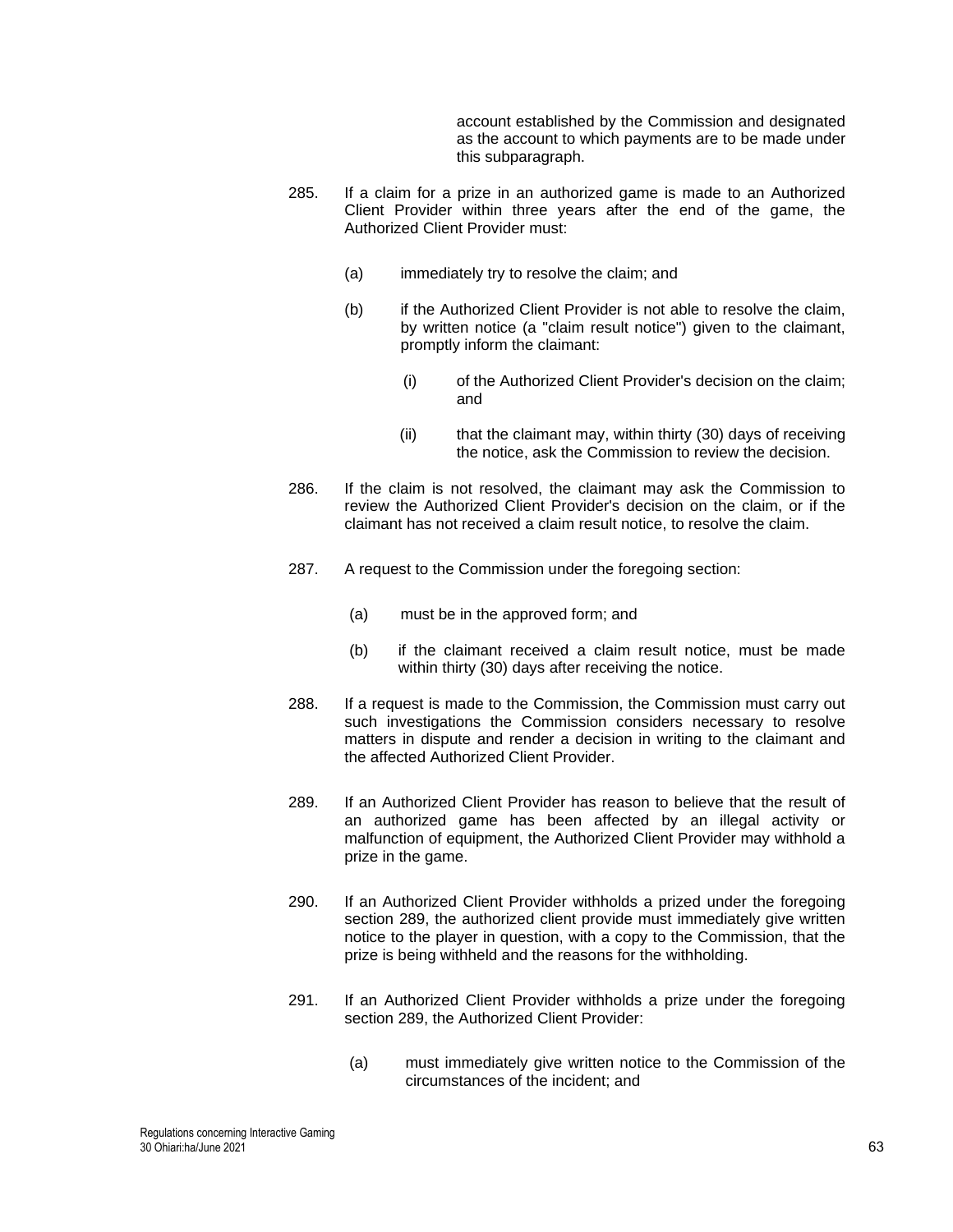account established by the Commission and designated as the account to which payments are to be made under this subparagraph.

285. If a claim for a prize in an authorized game is made to an Authorized Client Provider within three years after the end of the game, the Authorized Client Provider must:

   (a) immediately try to resolve the claim; and

   (b) if the Authorized Client Provider is not able to resolve the claim, by written notice (a "claim result notice") given to the claimant, promptly inform the claimant:

      (i) of the Authorized Client Provider's decision on the claim; and

      (ii) that the claimant may, within thirty (30) days of receiving the notice, ask the Commission to review the decision.

286. If the claim is not resolved, the claimant may ask the Commission to review the Authorized Client Provider's decision on the claim, or if the claimant has not received a claim result notice, to resolve the claim.

287. A request to the Commission under the foregoing section:

   (a) must be in the approved form; and

   (b) if the claimant received a claim result notice, must be made within thirty (30) days after receiving the notice.

288. If a request is made to the Commission, the Commission must carry out such investigations the Commission considers necessary to resolve matters in dispute and render a decision in writing to the claimant and the affected Authorized Client Provider.

289. If an Authorized Client Provider has reason to believe that the result of an authorized game has been affected by an illegal activity or malfunction of equipment, the Authorized Client Provider may withhold a prize in the game.

290. If an Authorized Client Provider withholds a prized under the foregoing section 289, the authorized client provide must immediately give written notice to the player in question, with a copy to the Commission, that the prize is being withheld and the reasons for the withholding.

291. If an Authorized Client Provider withholds a prize under the foregoing section 289, the Authorized Client Provider:

   (a) must immediately give written notice to the Commission of the circumstances of the incident; and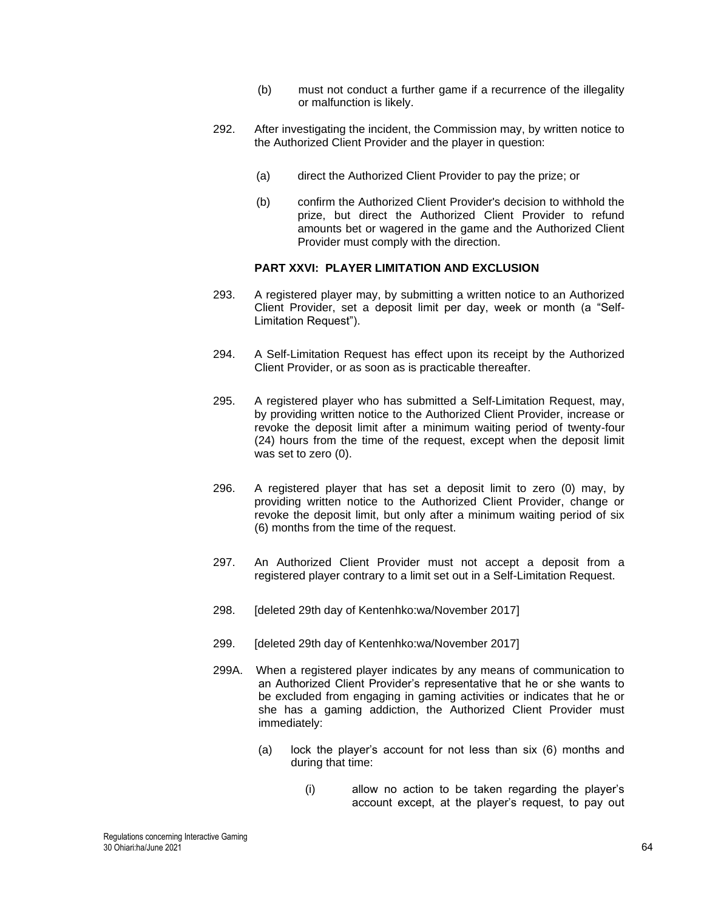(b) must not conduct a further game if a recurrence of the illegality or malfunction is likely.

292. After investigating the incident, the Commission may, by written notice to the Authorized Client Provider and the player in question:

(a) direct the Authorized Client Provider to pay the prize; or

(b) confirm the Authorized Client Provider's decision to withhold the prize, but direct the Authorized Client Provider to refund amounts bet or wagered in the game and the Authorized Client Provider must comply with the direction.

## PART XXVI: PLAYER LIMITATION AND EXCLUSION

293. A registered player may, by submitting a written notice to an Authorized Client Provider, set a deposit limit per day, week or month (a "Self-Limitation Request").

294. A Self-Limitation Request has effect upon its receipt by the Authorized Client Provider, or as soon as is practicable thereafter.

295. A registered player who has submitted a Self-Limitation Request, may, by providing written notice to the Authorized Client Provider, increase or revoke the deposit limit after a minimum waiting period of twenty-four (24) hours from the time of the request, except when the deposit limit was set to zero (0).

296. A registered player that has set a deposit limit to zero (0) may, by providing written notice to the Authorized Client Provider, change or revoke the deposit limit, but only after a minimum waiting period of six (6) months from the time of the request.

297. An Authorized Client Provider must not accept a deposit from a registered player contrary to a limit set out in a Self-Limitation Request.

298. [deleted 29th day of Kentenhko:wa/November 2017]

299. [deleted 29th day of Kentenhko:wa/November 2017]

299A. When a registered player indicates by any means of communication to an Authorized Client Provider's representative that he or she wants to be excluded from engaging in gaming activities or indicates that he or she has a gaming addiction, the Authorized Client Provider must immediately:

(a) lock the player's account for not less than six (6) months and during that time:

(i) allow no action to be taken regarding the player's account except, at the player's request, to pay out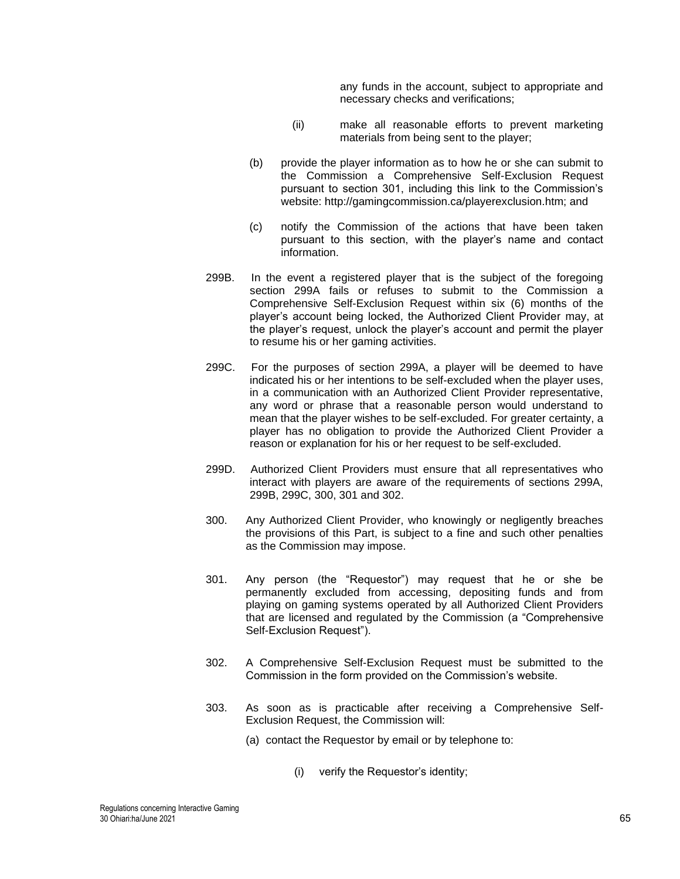any funds in the account, subject to appropriate and necessary checks and verifications;

(ii) make all reasonable efforts to prevent marketing materials from being sent to the player;

(b) provide the player information as to how he or she can submit to the Commission a Comprehensive Self-Exclusion Request pursuant to section 301, including this link to the Commission's website: http://gamingcommission.ca/playerexclusion.htm; and

(c) notify the Commission of the actions that have been taken pursuant to this section, with the player's name and contact information.

299B. In the event a registered player that is the subject of the foregoing section 299A fails or refuses to submit to the Commission a Comprehensive Self-Exclusion Request within six (6) months of the player's account being locked, the Authorized Client Provider may, at the player's request, unlock the player's account and permit the player to resume his or her gaming activities.

299C. For the purposes of section 299A, a player will be deemed to have indicated his or her intentions to be self-excluded when the player uses, in a communication with an Authorized Client Provider representative, any word or phrase that a reasonable person would understand to mean that the player wishes to be self-excluded. For greater certainty, a player has no obligation to provide the Authorized Client Provider a reason or explanation for his or her request to be self-excluded.

299D. Authorized Client Providers must ensure that all representatives who interact with players are aware of the requirements of sections 299A, 299B, 299C, 300, 301 and 302.

300. Any Authorized Client Provider, who knowingly or negligently breaches the provisions of this Part, is subject to a fine and such other penalties as the Commission may impose.

301. Any person (the "Requestor") may request that he or she be permanently excluded from accessing, depositing funds and from playing on gaming systems operated by all Authorized Client Providers that are licensed and regulated by the Commission (a "Comprehensive Self-Exclusion Request").

302. A Comprehensive Self-Exclusion Request must be submitted to the Commission in the form provided on the Commission's website.

303. As soon as is practicable after receiving a Comprehensive Self-Exclusion Request, the Commission will:

(a) contact the Requestor by email or by telephone to:

(i) verify the Requestor's identity;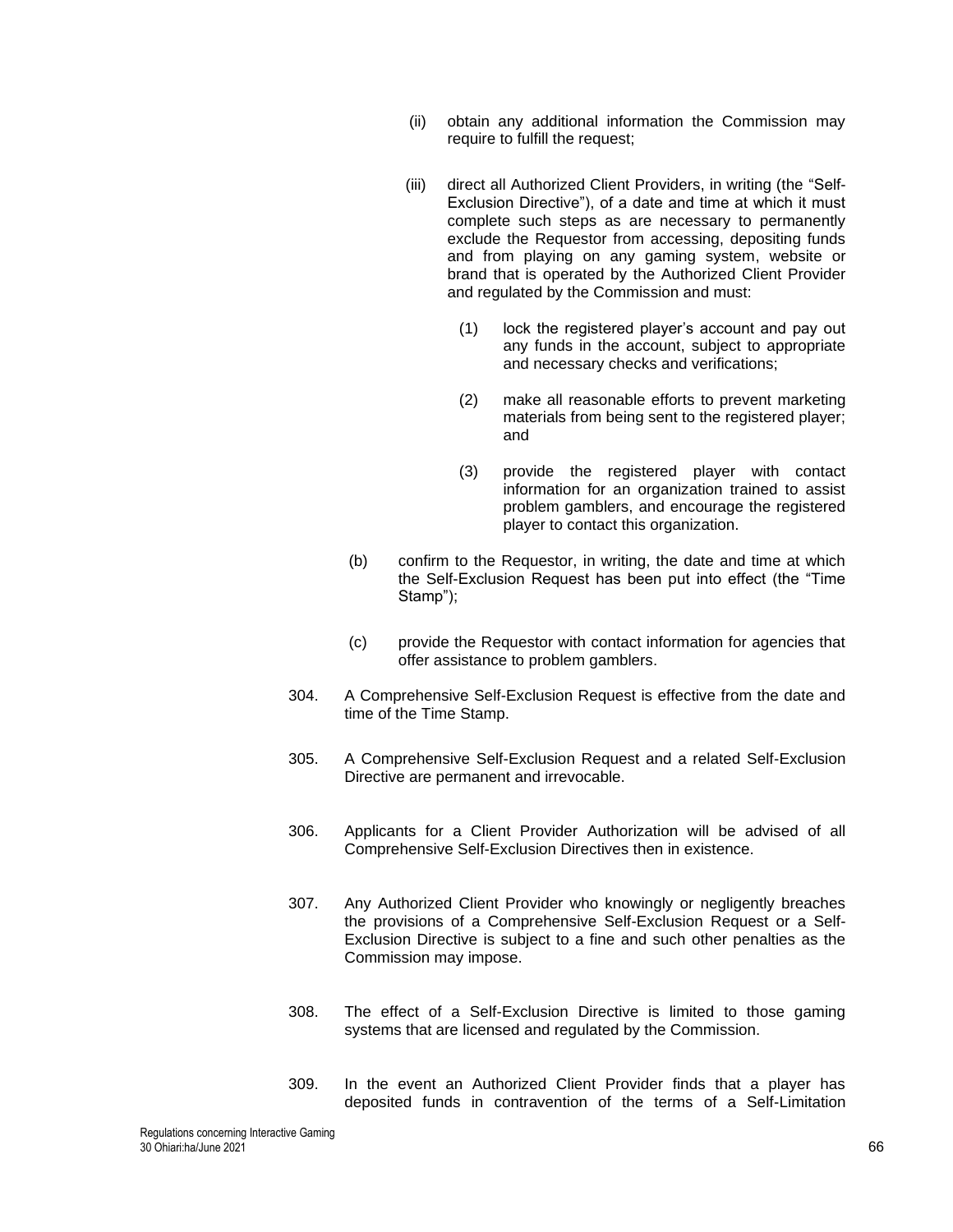(ii) obtain any additional information the Commission may require to fulfill the request;

(iii) direct all Authorized Client Providers, in writing (the "Self-Exclusion Directive"), of a date and time at which it must complete such steps as are necessary to permanently exclude the Requestor from accessing, depositing funds and from playing on any gaming system, website or brand that is operated by the Authorized Client Provider and regulated by the Commission and must:

(1) lock the registered player's account and pay out any funds in the account, subject to appropriate and necessary checks and verifications;

(2) make all reasonable efforts to prevent marketing materials from being sent to the registered player; and

(3) provide the registered player with contact information for an organization trained to assist problem gamblers, and encourage the registered player to contact this organization.

(b) confirm to the Requestor, in writing, the date and time at which the Self-Exclusion Request has been put into effect (the "Time Stamp");

(c) provide the Requestor with contact information for agencies that offer assistance to problem gamblers.

304. A Comprehensive Self-Exclusion Request is effective from the date and time of the Time Stamp.

305. A Comprehensive Self-Exclusion Request and a related Self-Exclusion Directive are permanent and irrevocable.

306. Applicants for a Client Provider Authorization will be advised of all Comprehensive Self-Exclusion Directives then in existence.

307. Any Authorized Client Provider who knowingly or negligently breaches the provisions of a Comprehensive Self-Exclusion Request or a Self-Exclusion Directive is subject to a fine and such other penalties as the Commission may impose.

308. The effect of a Self-Exclusion Directive is limited to those gaming systems that are licensed and regulated by the Commission.

309. In the event an Authorized Client Provider finds that a player has deposited funds in contravention of the terms of a Self-Limitation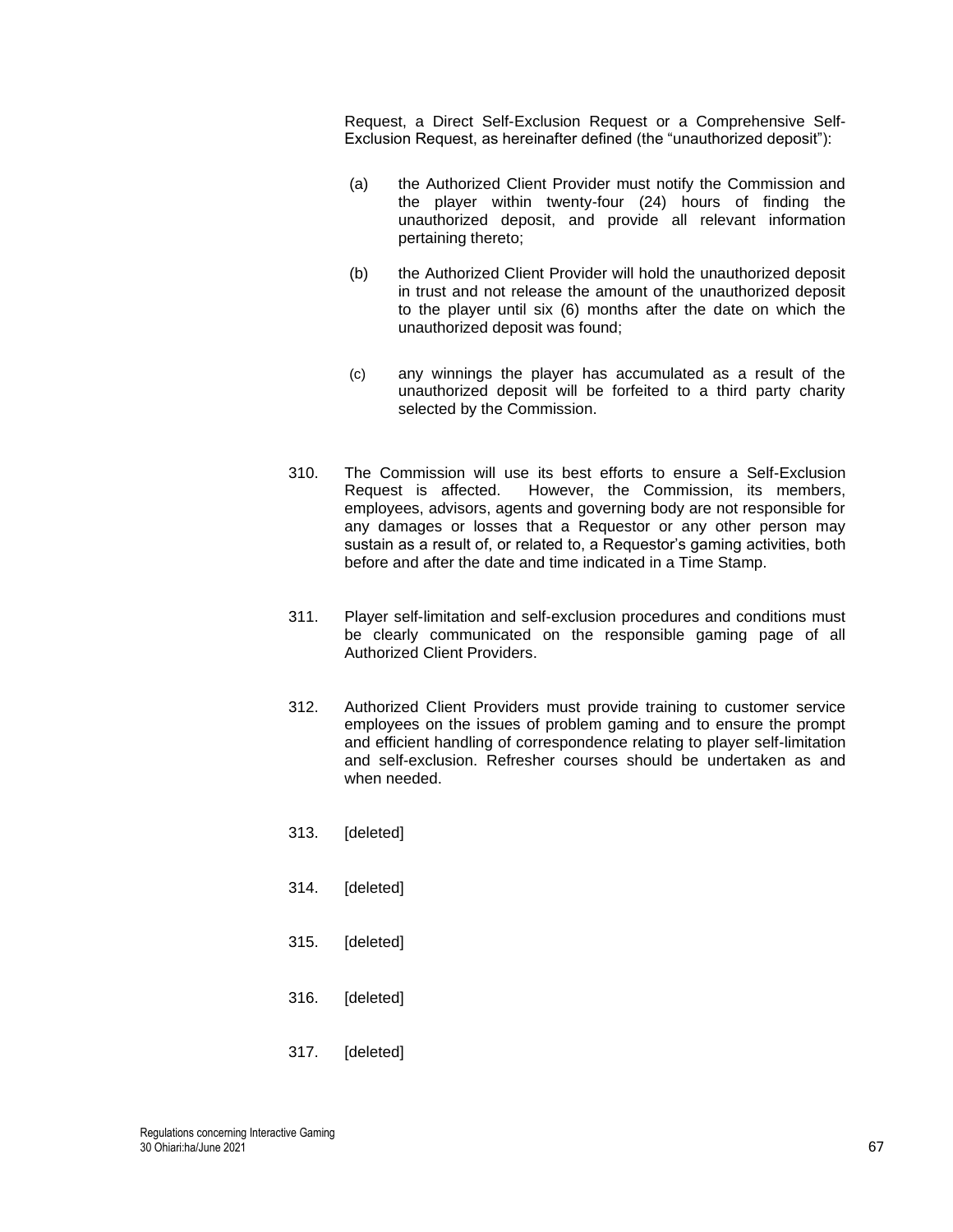Request, a Direct Self-Exclusion Request or a Comprehensive Self-Exclusion Request, as hereinafter defined (the "unauthorized deposit"):

(a) the Authorized Client Provider must notify the Commission and the player within twenty-four (24) hours of finding the unauthorized deposit, and provide all relevant information pertaining thereto;

(b) the Authorized Client Provider will hold the unauthorized deposit in trust and not release the amount of the unauthorized deposit to the player until six (6) months after the date on which the unauthorized deposit was found;

(c) any winnings the player has accumulated as a result of the unauthorized deposit will be forfeited to a third party charity selected by the Commission.

310. The Commission will use its best efforts to ensure a Self-Exclusion Request is affected. However, the Commission, its members, employees, advisors, agents and governing body are not responsible for any damages or losses that a Requestor or any other person may sustain as a result of, or related to, a Requestor's gaming activities, both before and after the date and time indicated in a Time Stamp.

311. Player self-limitation and self-exclusion procedures and conditions must be clearly communicated on the responsible gaming page of all Authorized Client Providers.

312. Authorized Client Providers must provide training to customer service employees on the issues of problem gaming and to ensure the prompt and efficient handling of correspondence relating to player self-limitation and self-exclusion. Refresher courses should be undertaken as and when needed.

313. [deleted]

314. [deleted]

315. [deleted]

316. [deleted]

317. [deleted]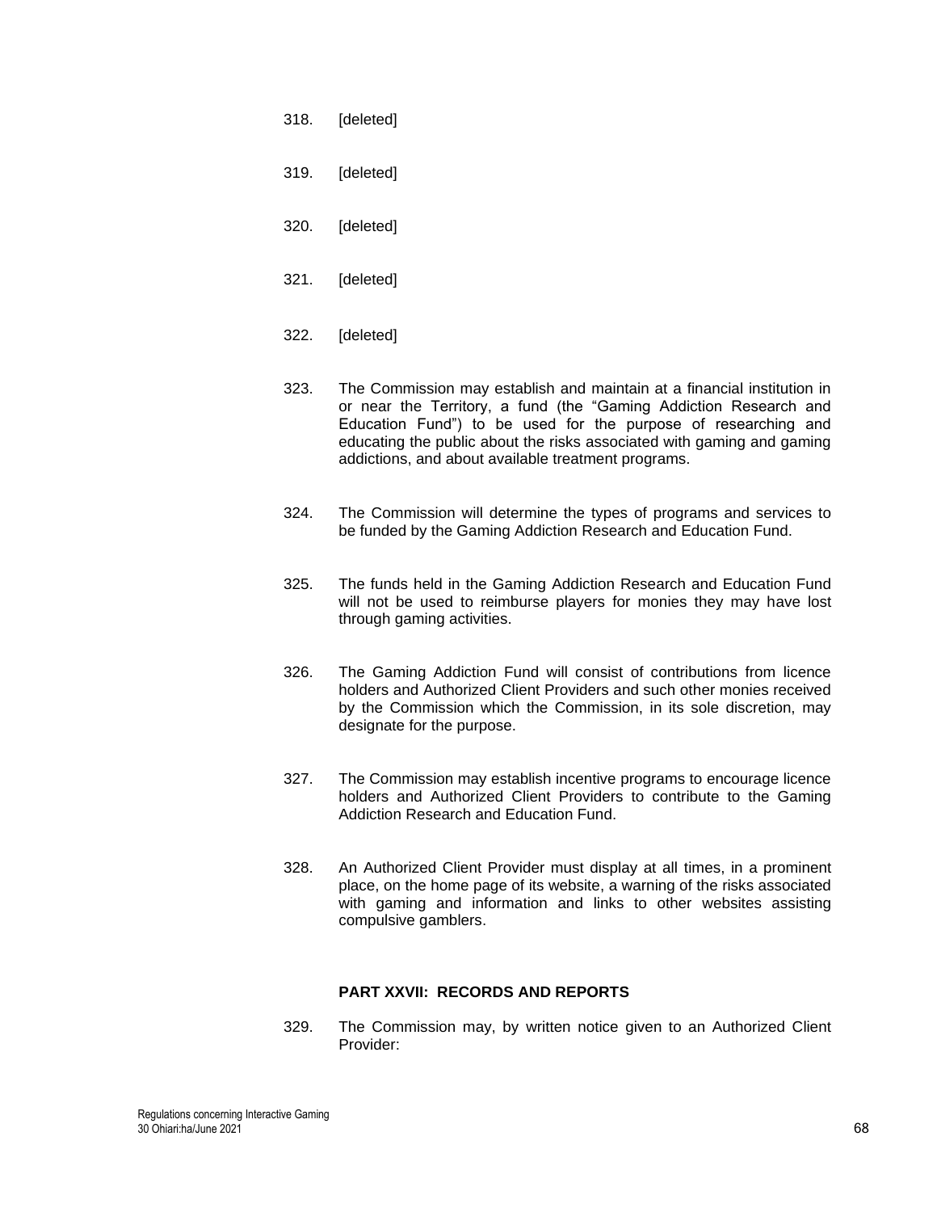318. [deleted]

319. [deleted]

320. [deleted]

321. [deleted]

322. [deleted]

323. The Commission may establish and maintain at a financial institution in or near the Territory, a fund (the "Gaming Addiction Research and Education Fund") to be used for the purpose of researching and educating the public about the risks associated with gaming and gaming addictions, and about available treatment programs.

324. The Commission will determine the types of programs and services to be funded by the Gaming Addiction Research and Education Fund.

325. The funds held in the Gaming Addiction Research and Education Fund will not be used to reimburse players for monies they may have lost through gaming activities.

326. The Gaming Addiction Fund will consist of contributions from licence holders and Authorized Client Providers and such other monies received by the Commission which the Commission, in its sole discretion, may designate for the purpose.

327. The Commission may establish incentive programs to encourage licence holders and Authorized Client Providers to contribute to the Gaming Addiction Research and Education Fund.

328. An Authorized Client Provider must display at all times, in a prominent place, on the home page of its website, a warning of the risks associated with gaming and information and links to other websites assisting compulsive gamblers.

## PART XXVII: RECORDS AND REPORTS

329. The Commission may, by written notice given to an Authorized Client Provider: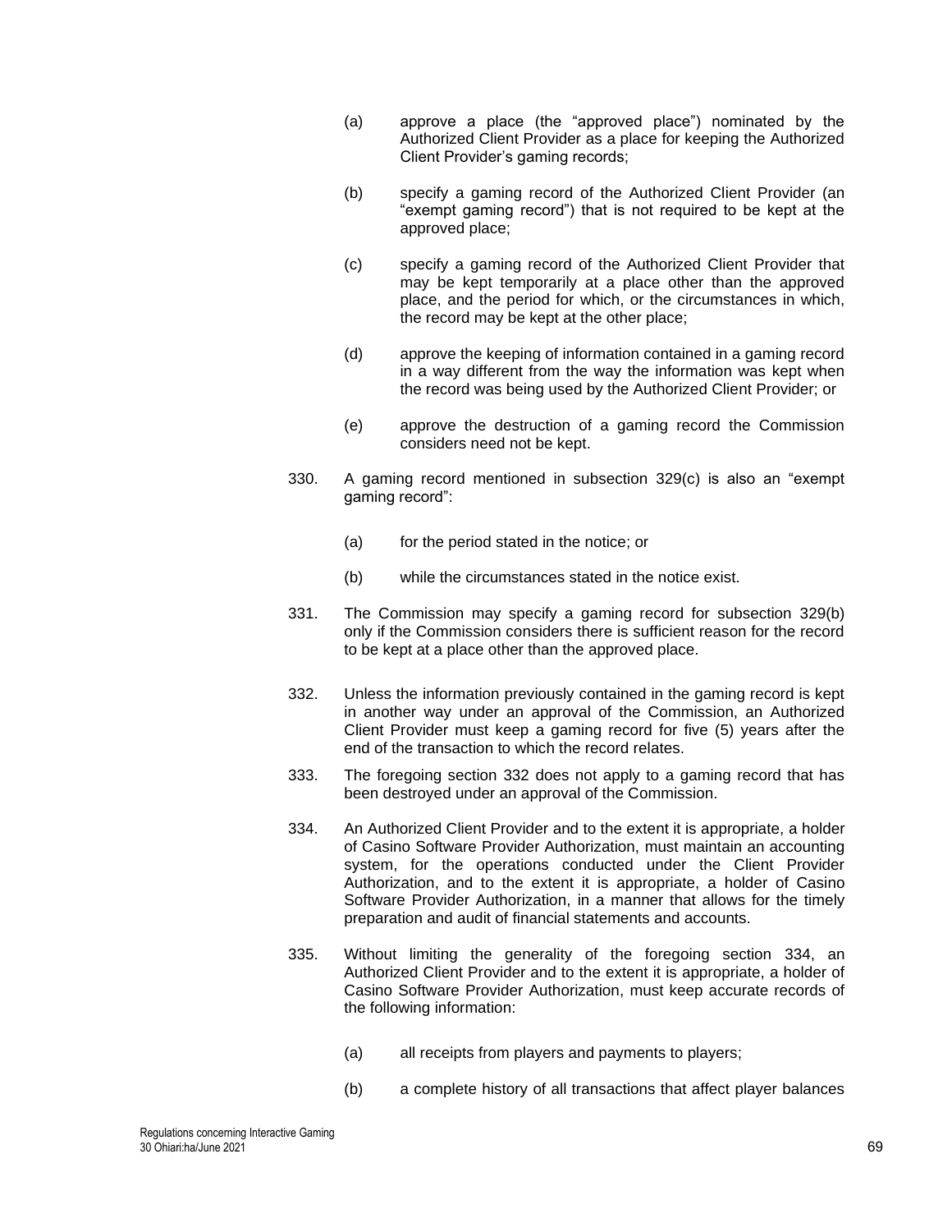(a) approve a place (the "approved place") nominated by the Authorized Client Provider as a place for keeping the Authorized Client Provider's gaming records;

(b) specify a gaming record of the Authorized Client Provider (an "exempt gaming record") that is not required to be kept at the approved place;

(c) specify a gaming record of the Authorized Client Provider that may be kept temporarily at a place other than the approved place, and the period for which, or the circumstances in which, the record may be kept at the other place;

(d) approve the keeping of information contained in a gaming record in a way different from the way the information was kept when the record was being used by the Authorized Client Provider; or

(e) approve the destruction of a gaming record the Commission considers need not be kept.

330. A gaming record mentioned in subsection 329(c) is also an "exempt gaming record":

(a) for the period stated in the notice; or

(b) while the circumstances stated in the notice exist.

331. The Commission may specify a gaming record for subsection 329(b) only if the Commission considers there is sufficient reason for the record to be kept at a place other than the approved place.

332. Unless the information previously contained in the gaming record is kept in another way under an approval of the Commission, an Authorized Client Provider must keep a gaming record for five (5) years after the end of the transaction to which the record relates.

333. The foregoing section 332 does not apply to a gaming record that has been destroyed under an approval of the Commission.

334. An Authorized Client Provider and to the extent it is appropriate, a holder of Casino Software Provider Authorization, must maintain an accounting system, for the operations conducted under the Client Provider Authorization, and to the extent it is appropriate, a holder of Casino Software Provider Authorization, in a manner that allows for the timely preparation and audit of financial statements and accounts.

335. Without limiting the generality of the foregoing section 334, an Authorized Client Provider and to the extent it is appropriate, a holder of Casino Software Provider Authorization, must keep accurate records of the following information:

(a) all receipts from players and payments to players;

(b) a complete history of all transactions that affect player balances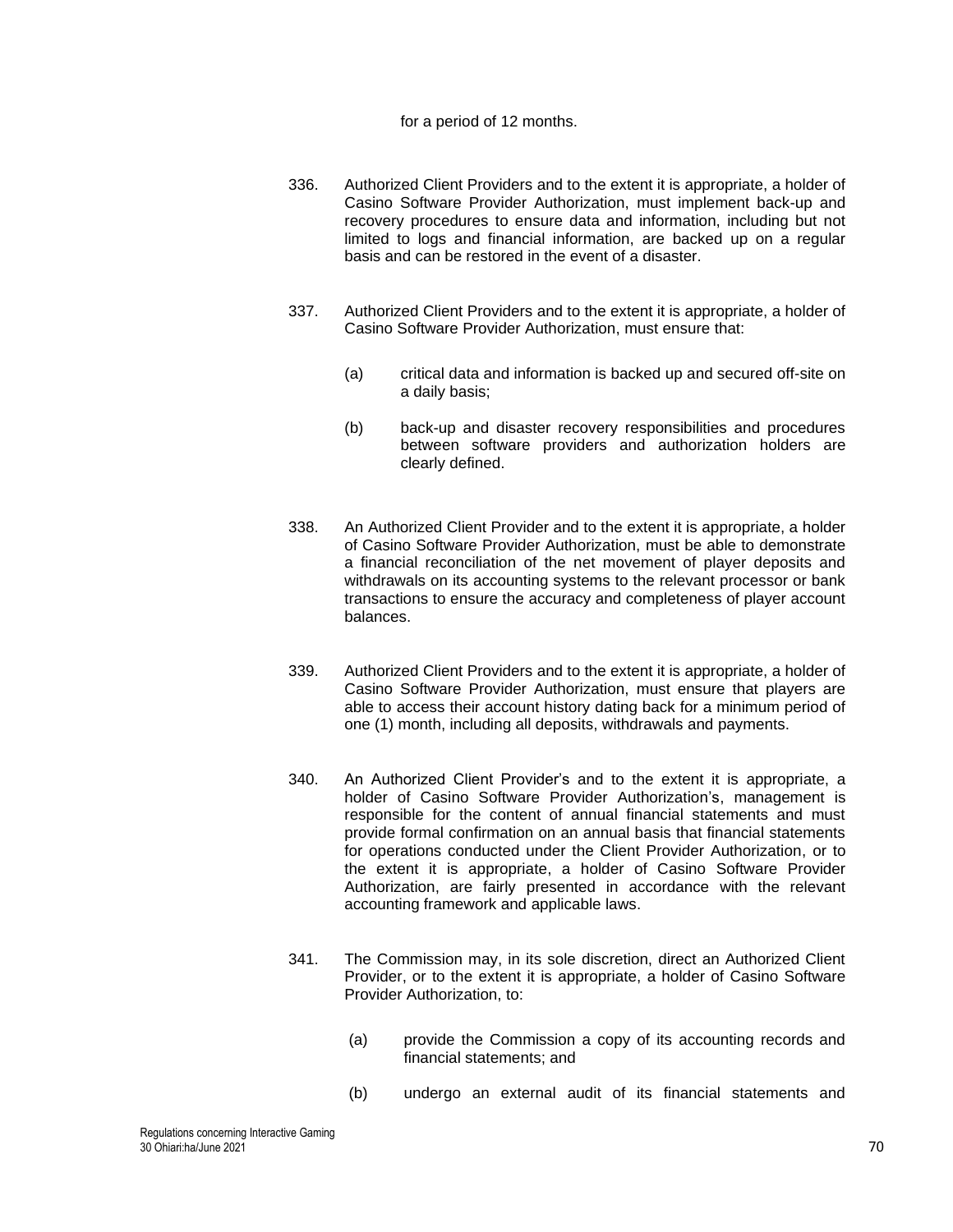for a period of 12 months.

336. Authorized Client Providers and to the extent it is appropriate, a holder of Casino Software Provider Authorization, must implement back-up and recovery procedures to ensure data and information, including but not limited to logs and financial information, are backed up on a regular basis and can be restored in the event of a disaster.

337. Authorized Client Providers and to the extent it is appropriate, a holder of Casino Software Provider Authorization, must ensure that:

(a) critical data and information is backed up and secured off-site on a daily basis;

(b) back-up and disaster recovery responsibilities and procedures between software providers and authorization holders are clearly defined.

338. An Authorized Client Provider and to the extent it is appropriate, a holder of Casino Software Provider Authorization, must be able to demonstrate a financial reconciliation of the net movement of player deposits and withdrawals on its accounting systems to the relevant processor or bank transactions to ensure the accuracy and completeness of player account balances.

339. Authorized Client Providers and to the extent it is appropriate, a holder of Casino Software Provider Authorization, must ensure that players are able to access their account history dating back for a minimum period of one (1) month, including all deposits, withdrawals and payments.

340. An Authorized Client Provider's and to the extent it is appropriate, a holder of Casino Software Provider Authorization's, management is responsible for the content of annual financial statements and must provide formal confirmation on an annual basis that financial statements for operations conducted under the Client Provider Authorization, or to the extent it is appropriate, a holder of Casino Software Provider Authorization, are fairly presented in accordance with the relevant accounting framework and applicable laws.

341. The Commission may, in its sole discretion, direct an Authorized Client Provider, or to the extent it is appropriate, a holder of Casino Software Provider Authorization, to:

(a) provide the Commission a copy of its accounting records and financial statements; and

(b) undergo an external audit of its financial statements and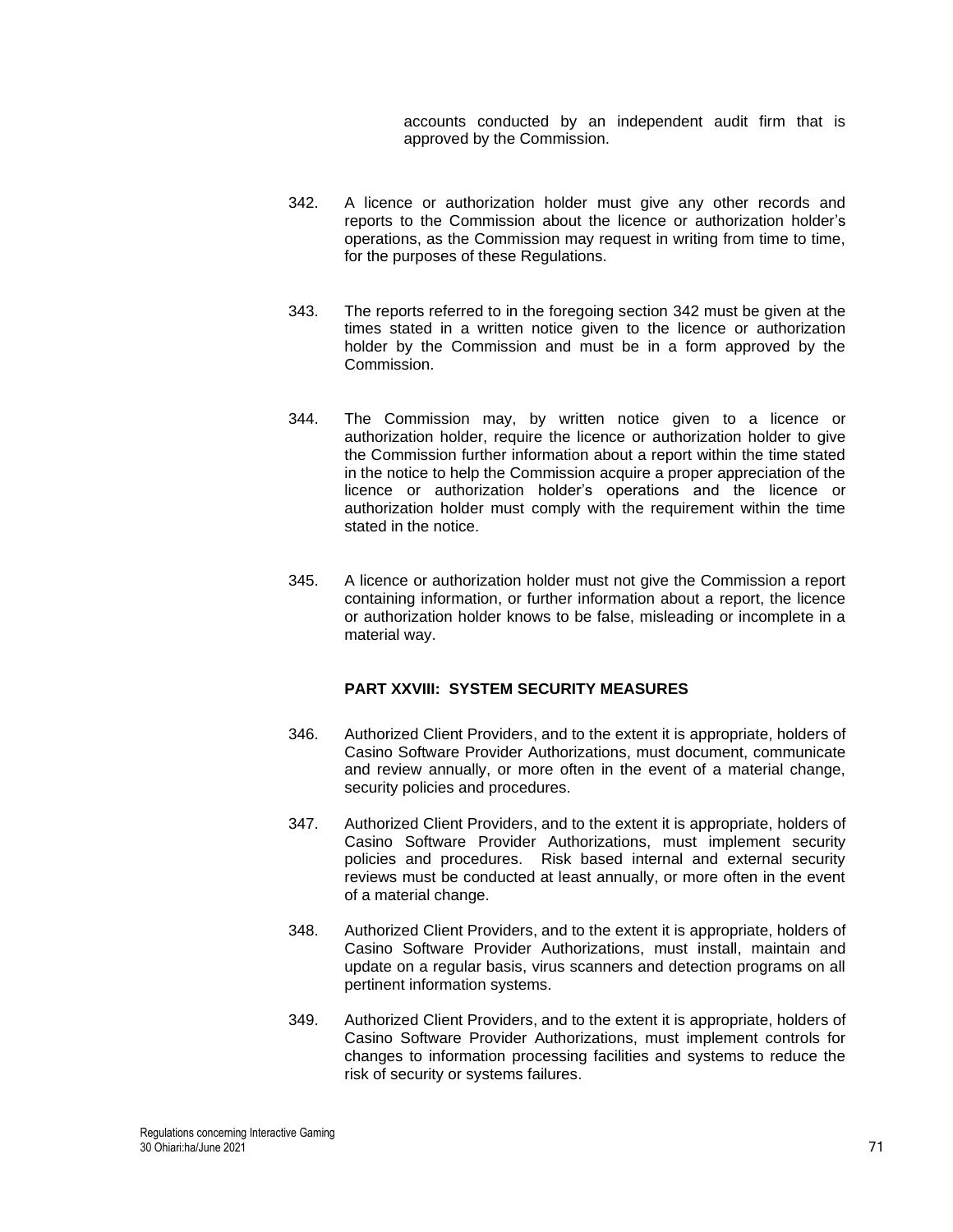accounts conducted by an independent audit firm that is approved by the Commission.

342. A licence or authorization holder must give any other records and reports to the Commission about the licence or authorization holder's operations, as the Commission may request in writing from time to time, for the purposes of these Regulations.

343. The reports referred to in the foregoing section 342 must be given at the times stated in a written notice given to the licence or authorization holder by the Commission and must be in a form approved by the Commission.

344. The Commission may, by written notice given to a licence or authorization holder, require the licence or authorization holder to give the Commission further information about a report within the time stated in the notice to help the Commission acquire a proper appreciation of the licence or authorization holder's operations and the licence or authorization holder must comply with the requirement within the time stated in the notice.

345. A licence or authorization holder must not give the Commission a report containing information, or further information about a report, the licence or authorization holder knows to be false, misleading or incomplete in a material way.

## PART XXVIII: SYSTEM SECURITY MEASURES

346. Authorized Client Providers, and to the extent it is appropriate, holders of Casino Software Provider Authorizations, must document, communicate and review annually, or more often in the event of a material change, security policies and procedures.

347. Authorized Client Providers, and to the extent it is appropriate, holders of Casino Software Provider Authorizations, must implement security policies and procedures. Risk based internal and external security reviews must be conducted at least annually, or more often in the event of a material change.

348. Authorized Client Providers, and to the extent it is appropriate, holders of Casino Software Provider Authorizations, must install, maintain and update on a regular basis, virus scanners and detection programs on all pertinent information systems.

349. Authorized Client Providers, and to the extent it is appropriate, holders of Casino Software Provider Authorizations, must implement controls for changes to information processing facilities and systems to reduce the risk of security or systems failures.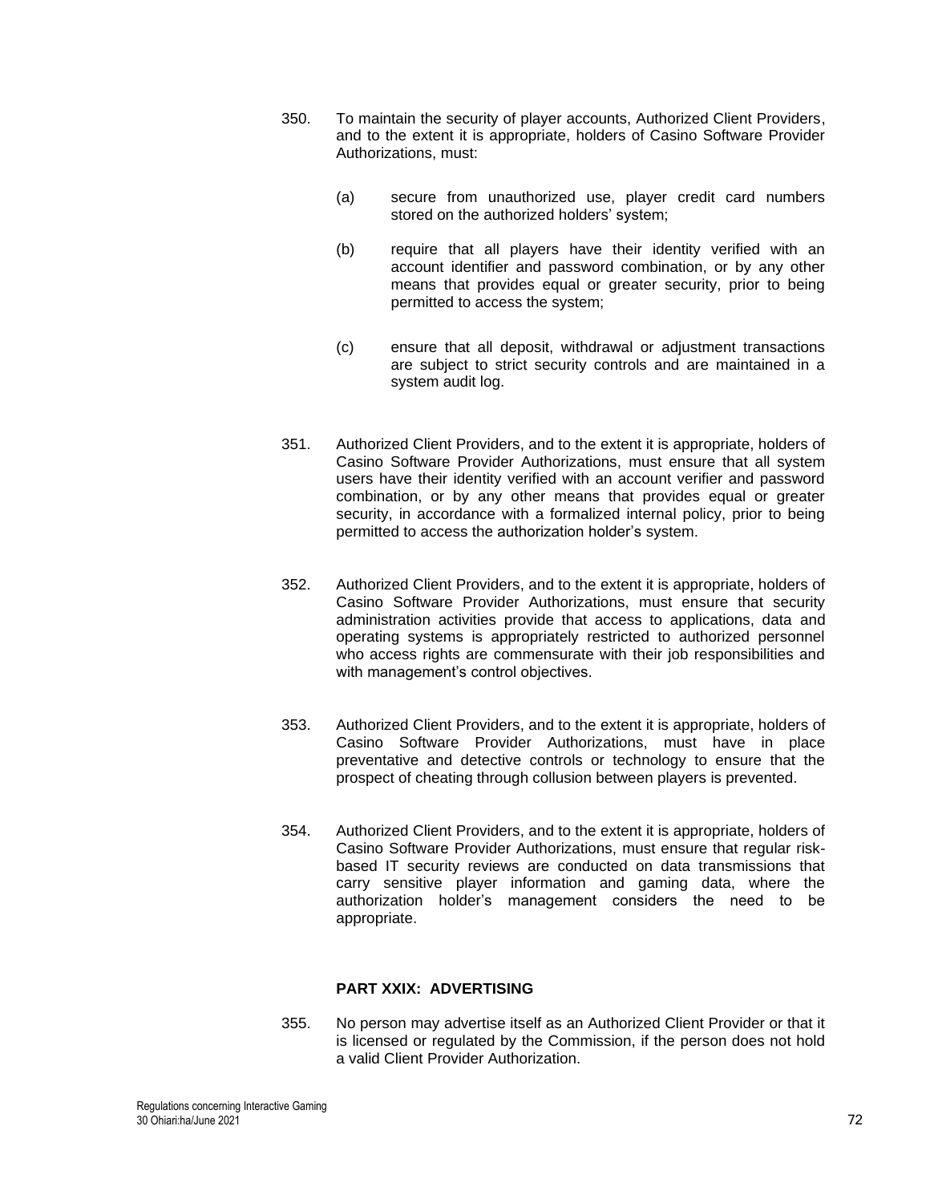350. To maintain the security of player accounts, Authorized Client Providers, and to the extent it is appropriate, holders of Casino Software Provider Authorizations, must:

(a) secure from unauthorized use, player credit card numbers stored on the authorized holders' system;

(b) require that all players have their identity verified with an account identifier and password combination, or by any other means that provides equal or greater security, prior to being permitted to access the system;

(c) ensure that all deposit, withdrawal or adjustment transactions are subject to strict security controls and are maintained in a system audit log.

351. Authorized Client Providers, and to the extent it is appropriate, holders of Casino Software Provider Authorizations, must ensure that all system users have their identity verified with an account verifier and password combination, or by any other means that provides equal or greater security, in accordance with a formalized internal policy, prior to being permitted to access the authorization holder's system.

352. Authorized Client Providers, and to the extent it is appropriate, holders of Casino Software Provider Authorizations, must ensure that security administration activities provide that access to applications, data and operating systems is appropriately restricted to authorized personnel who access rights are commensurate with their job responsibilities and with management's control objectives.

353. Authorized Client Providers, and to the extent it is appropriate, holders of Casino Software Provider Authorizations, must have in place preventative and detective controls or technology to ensure that the prospect of cheating through collusion between players is prevented.

354. Authorized Client Providers, and to the extent it is appropriate, holders of Casino Software Provider Authorizations, must ensure that regular risk-based IT security reviews are conducted on data transmissions that carry sensitive player information and gaming data, where the authorization holder's management considers the need to be appropriate.

## PART XXIX: ADVERTISING

355. No person may advertise itself as an Authorized Client Provider or that it is licensed or regulated by the Commission, if the person does not hold a valid Client Provider Authorization.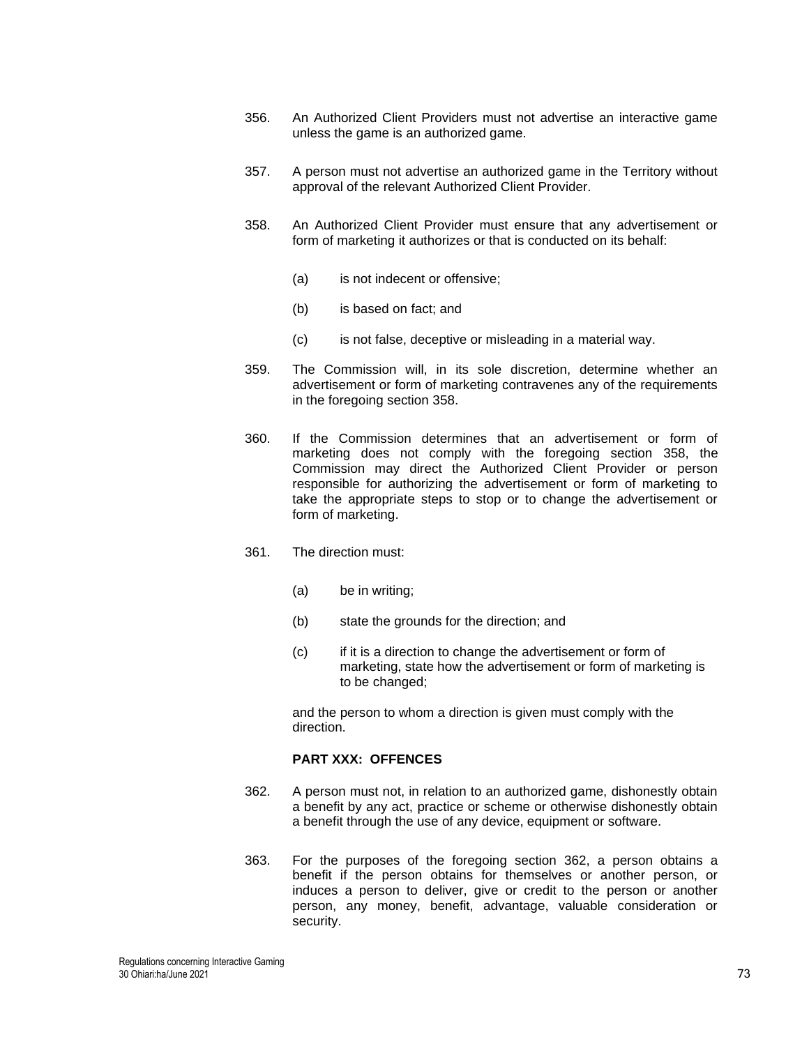356. An Authorized Client Providers must not advertise an interactive game unless the game is an authorized game.

357. A person must not advertise an authorized game in the Territory without approval of the relevant Authorized Client Provider.

358. An Authorized Client Provider must ensure that any advertisement or form of marketing it authorizes or that is conducted on its behalf:

    (a) is not indecent or offensive;

    (b) is based on fact; and

    (c) is not false, deceptive or misleading in a material way.

359. The Commission will, in its sole discretion, determine whether an advertisement or form of marketing contravenes any of the requirements in the foregoing section 358.

360. If the Commission determines that an advertisement or form of marketing does not comply with the foregoing section 358, the Commission may direct the Authorized Client Provider or person responsible for authorizing the advertisement or form of marketing to take the appropriate steps to stop or to change the advertisement or form of marketing.

361. The direction must:

    (a) be in writing;

    (b) state the grounds for the direction; and

    (c) if it is a direction to change the advertisement or form of marketing, state how the advertisement or form of marketing is to be changed;

    and the person to whom a direction is given must comply with the direction.

**PART XXX: OFFENCES**

362. A person must not, in relation to an authorized game, dishonestly obtain a benefit by any act, practice or scheme or otherwise dishonestly obtain a benefit through the use of any device, equipment or software.

363. For the purposes of the foregoing section 362, a person obtains a benefit if the person obtains for themselves or another person, or induces a person to deliver, give or credit to the person or another person, any money, benefit, advantage, valuable consideration or security.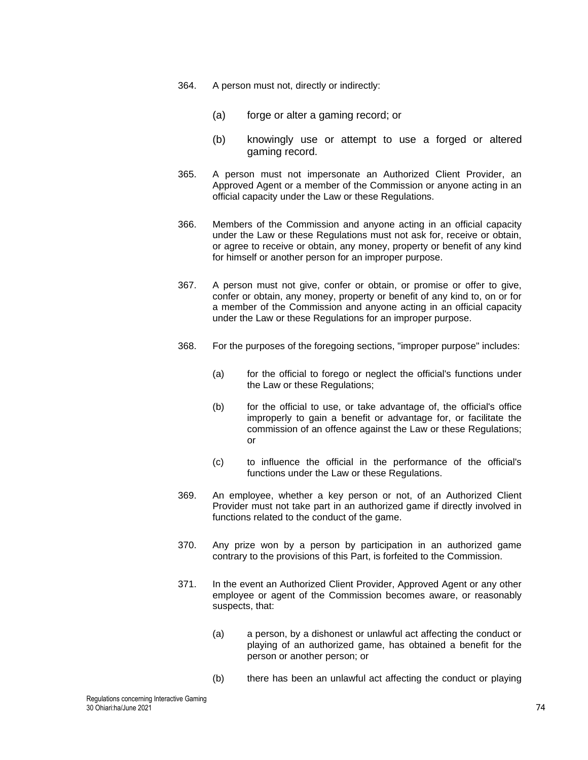364. A person must not, directly or indirectly:

   (a) forge or alter a gaming record; or

   (b) knowingly use or attempt to use a forged or altered gaming record.

365. A person must not impersonate an Authorized Client Provider, an Approved Agent or a member of the Commission or anyone acting in an official capacity under the Law or these Regulations.

366. Members of the Commission and anyone acting in an official capacity under the Law or these Regulations must not ask for, receive or obtain, or agree to receive or obtain, any money, property or benefit of any kind for himself or another person for an improper purpose.

367. A person must not give, confer or obtain, or promise or offer to give, confer or obtain, any money, property or benefit of any kind to, on or for a member of the Commission and anyone acting in an official capacity under the Law or these Regulations for an improper purpose.

368. For the purposes of the foregoing sections, "improper purpose" includes:

   (a) for the official to forego or neglect the official's functions under the Law or these Regulations;

   (b) for the official to use, or take advantage of, the official's office improperly to gain a benefit or advantage for, or facilitate the commission of an offence against the Law or these Regulations; or

   (c) to influence the official in the performance of the official's functions under the Law or these Regulations.

369. An employee, whether a key person or not, of an Authorized Client Provider must not take part in an authorized game if directly involved in functions related to the conduct of the game.

370. Any prize won by a person by participation in an authorized game contrary to the provisions of this Part, is forfeited to the Commission.

371. In the event an Authorized Client Provider, Approved Agent or any other employee or agent of the Commission becomes aware, or reasonably suspects, that:

   (a) a person, by a dishonest or unlawful act affecting the conduct or playing of an authorized game, has obtained a benefit for the person or another person; or

   (b) there has been an unlawful act affecting the conduct or playing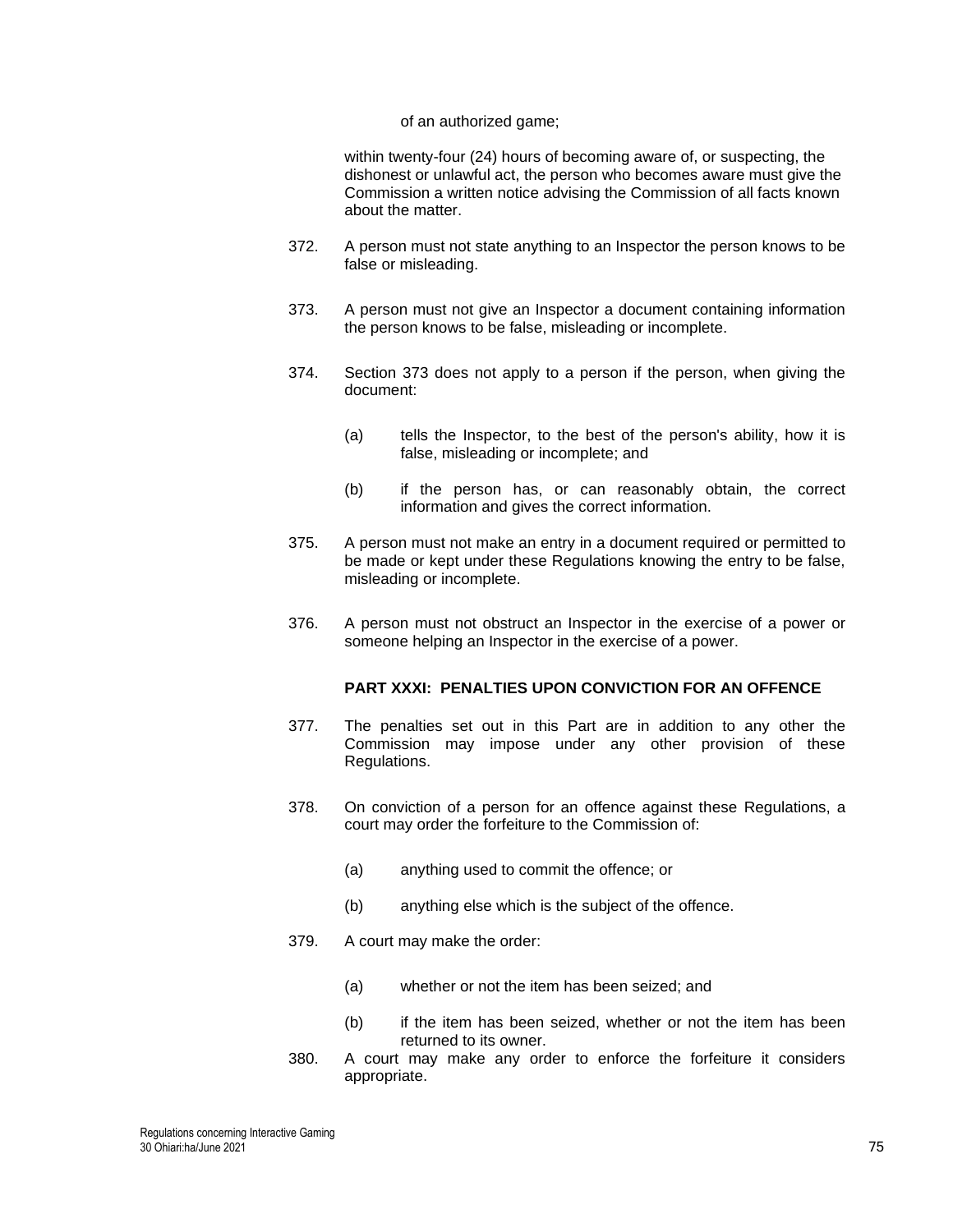of an authorized game;

within twenty-four (24) hours of becoming aware of, or suspecting, the dishonest or unlawful act, the person who becomes aware must give the Commission a written notice advising the Commission of all facts known about the matter.

372. A person must not state anything to an Inspector the person knows to be false or misleading.

373. A person must not give an Inspector a document containing information the person knows to be false, misleading or incomplete.

374. Section 373 does not apply to a person if the person, when giving the document:

(a) tells the Inspector, to the best of the person's ability, how it is false, misleading or incomplete; and

(b) if the person has, or can reasonably obtain, the correct information and gives the correct information.

375. A person must not make an entry in a document required or permitted to be made or kept under these Regulations knowing the entry to be false, misleading or incomplete.

376. A person must not obstruct an Inspector in the exercise of a power or someone helping an Inspector in the exercise of a power.

### PART XXXI: PENALTIES UPON CONVICTION FOR AN OFFENCE

377. The penalties set out in this Part are in addition to any other the Commission may impose under any other provision of these Regulations.

378. On conviction of a person for an offence against these Regulations, a court may order the forfeiture to the Commission of:

(a) anything used to commit the offence; or

(b) anything else which is the subject of the offence.

379. A court may make the order:

(a) whether or not the item has been seized; and

(b) if the item has been seized, whether or not the item has been returned to its owner.

380. A court may make any order to enforce the forfeiture it considers appropriate.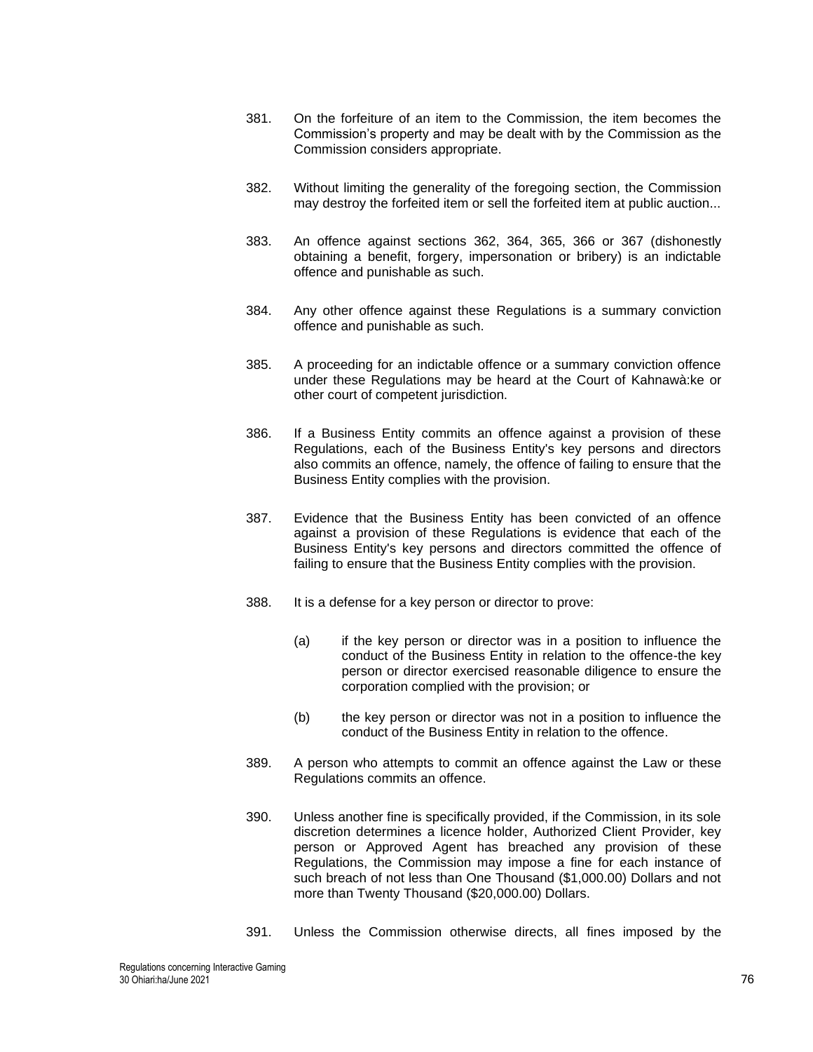381. On the forfeiture of an item to the Commission, the item becomes the Commission's property and may be dealt with by the Commission as the Commission considers appropriate.

382. Without limiting the generality of the foregoing section, the Commission may destroy the forfeited item or sell the forfeited item at public auction...

383. An offence against sections 362, 364, 365, 366 or 367 (dishonestly obtaining a benefit, forgery, impersonation or bribery) is an indictable offence and punishable as such.

384. Any other offence against these Regulations is a summary conviction offence and punishable as such.

385. A proceeding for an indictable offence or a summary conviction offence under these Regulations may be heard at the Court of Kahnawà:ke or other court of competent jurisdiction.

386. If a Business Entity commits an offence against a provision of these Regulations, each of the Business Entity's key persons and directors also commits an offence, namely, the offence of failing to ensure that the Business Entity complies with the provision.

387. Evidence that the Business Entity has been convicted of an offence against a provision of these Regulations is evidence that each of the Business Entity's key persons and directors committed the offence of failing to ensure that the Business Entity complies with the provision.

388. It is a defense for a key person or director to prove:

    (a) if the key person or director was in a position to influence the conduct of the Business Entity in relation to the offence-the key person or director exercised reasonable diligence to ensure the corporation complied with the provision; or

    (b) the key person or director was not in a position to influence the conduct of the Business Entity in relation to the offence.

389. A person who attempts to commit an offence against the Law or these Regulations commits an offence.

390. Unless another fine is specifically provided, if the Commission, in its sole discretion determines a licence holder, Authorized Client Provider, key person or Approved Agent has breached any provision of these Regulations, the Commission may impose a fine for each instance of such breach of not less than One Thousand ($1,000.00) Dollars and not more than Twenty Thousand ($20,000.00) Dollars.

391. Unless the Commission otherwise directs, all fines imposed by the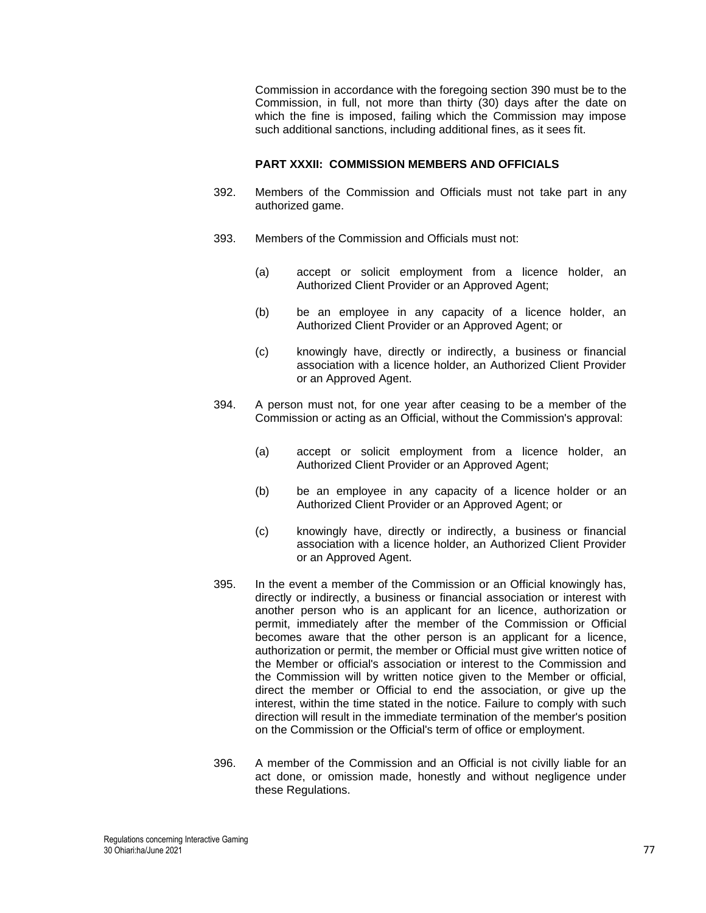Commission in accordance with the foregoing section 390 must be to the Commission, in full, not more than thirty (30) days after the date on which the fine is imposed, failing which the Commission may impose such additional sanctions, including additional fines, as it sees fit.

## PART XXXII: COMMISSION MEMBERS AND OFFICIALS

392. Members of the Commission and Officials must not take part in any authorized game.

393. Members of the Commission and Officials must not:

   (a) accept or solicit employment from a licence holder, an Authorized Client Provider or an Approved Agent;

   (b) be an employee in any capacity of a licence holder, an Authorized Client Provider or an Approved Agent; or

   (c) knowingly have, directly or indirectly, a business or financial association with a licence holder, an Authorized Client Provider or an Approved Agent.

394. A person must not, for one year after ceasing to be a member of the Commission or acting as an Official, without the Commission's approval:

   (a) accept or solicit employment from a licence holder, an Authorized Client Provider or an Approved Agent;

   (b) be an employee in any capacity of a licence holder or an Authorized Client Provider or an Approved Agent; or

   (c) knowingly have, directly or indirectly, a business or financial association with a licence holder, an Authorized Client Provider or an Approved Agent.

395. In the event a member of the Commission or an Official knowingly has, directly or indirectly, a business or financial association or interest with another person who is an applicant for an licence, authorization or permit, immediately after the member of the Commission or Official becomes aware that the other person is an applicant for a licence, authorization or permit, the member or Official must give written notice of the Member or official's association or interest to the Commission and the Commission will by written notice given to the Member or official, direct the member or Official to end the association, or give up the interest, within the time stated in the notice. Failure to comply with such direction will result in the immediate termination of the member's position on the Commission or the Official's term of office or employment.

396. A member of the Commission and an Official is not civilly liable for an act done, or omission made, honestly and without negligence under these Regulations.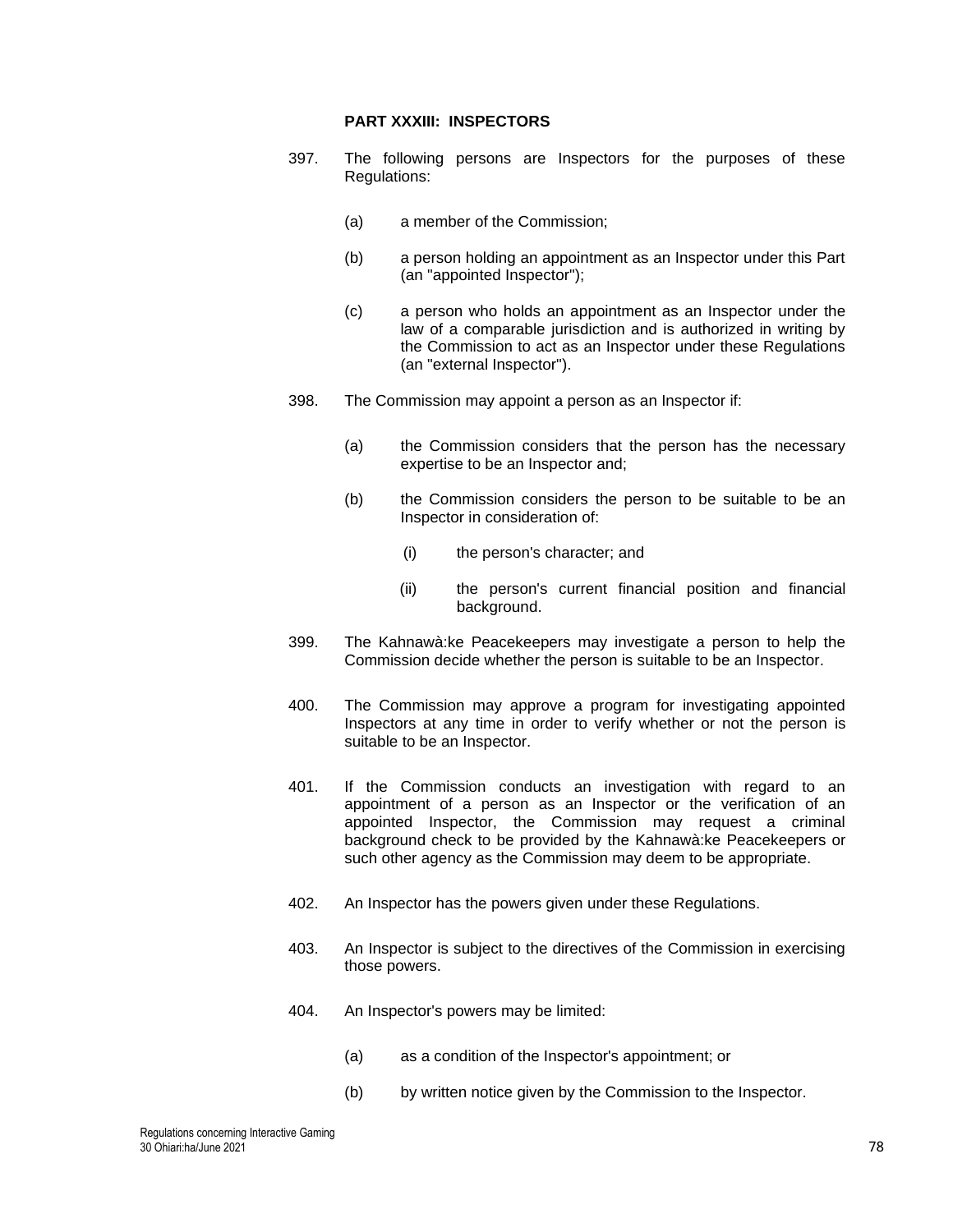## PART XXXIII: INSPECTORS

397. The following persons are Inspectors for the purposes of these Regulations:

    (a) a member of the Commission;

    (b) a person holding an appointment as an Inspector under this Part (an "appointed Inspector");

    (c) a person who holds an appointment as an Inspector under the law of a comparable jurisdiction and is authorized in writing by the Commission to act as an Inspector under these Regulations (an "external Inspector").

398. The Commission may appoint a person as an Inspector if:

    (a) the Commission considers that the person has the necessary expertise to be an Inspector and;

    (b) the Commission considers the person to be suitable to be an Inspector in consideration of:

        (i) the person's character; and

        (ii) the person's current financial position and financial background.

399. The Kahnawà:ke Peacekeepers may investigate a person to help the Commission decide whether the person is suitable to be an Inspector.

400. The Commission may approve a program for investigating appointed Inspectors at any time in order to verify whether or not the person is suitable to be an Inspector.

401. If the Commission conducts an investigation with regard to an appointment of a person as an Inspector or the verification of an appointed Inspector, the Commission may request a criminal background check to be provided by the Kahnawà:ke Peacekeepers or such other agency as the Commission may deem to be appropriate.

402. An Inspector has the powers given under these Regulations.

403. An Inspector is subject to the directives of the Commission in exercising those powers.

404. An Inspector's powers may be limited:

    (a) as a condition of the Inspector's appointment; or

    (b) by written notice given by the Commission to the Inspector.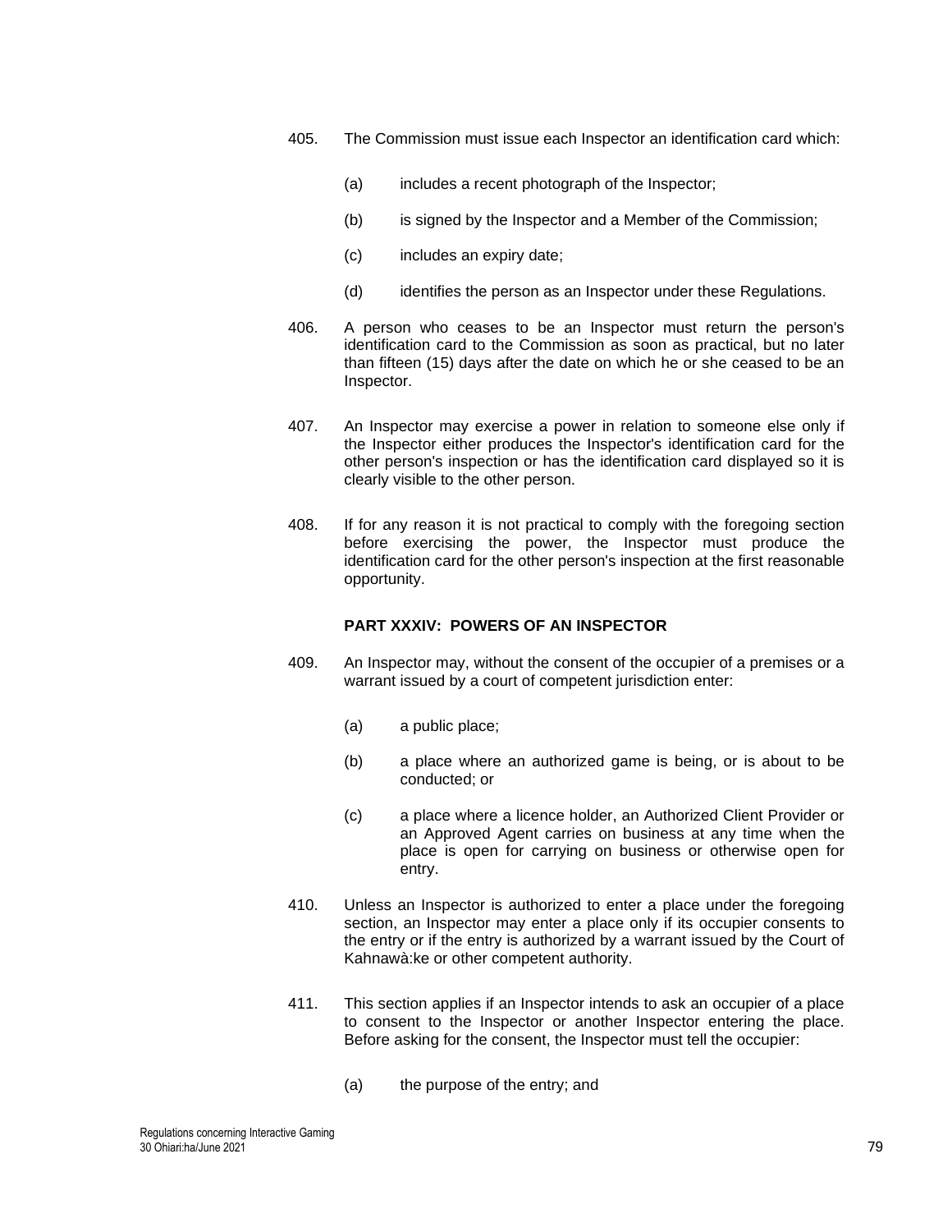405. The Commission must issue each Inspector an identification card which:

    (a) includes a recent photograph of the Inspector;

    (b) is signed by the Inspector and a Member of the Commission;

    (c) includes an expiry date;

    (d) identifies the person as an Inspector under these Regulations.

406. A person who ceases to be an Inspector must return the person's identification card to the Commission as soon as practical, but no later than fifteen (15) days after the date on which he or she ceased to be an Inspector.

407. An Inspector may exercise a power in relation to someone else only if the Inspector either produces the Inspector's identification card for the other person's inspection or has the identification card displayed so it is clearly visible to the other person.

408. If for any reason it is not practical to comply with the foregoing section before exercising the power, the Inspector must produce the identification card for the other person's inspection at the first reasonable opportunity.

## PART XXXIV: POWERS OF AN INSPECTOR

409. An Inspector may, without the consent of the occupier of a premises or a warrant issued by a court of competent jurisdiction enter:

    (a) a public place;

    (b) a place where an authorized game is being, or is about to be conducted; or

    (c) a place where a licence holder, an Authorized Client Provider or an Approved Agent carries on business at any time when the place is open for carrying on business or otherwise open for entry.

410. Unless an Inspector is authorized to enter a place under the foregoing section, an Inspector may enter a place only if its occupier consents to the entry or if the entry is authorized by a warrant issued by the Court of Kahnawà:ke or other competent authority.

411. This section applies if an Inspector intends to ask an occupier of a place to consent to the Inspector or another Inspector entering the place. Before asking for the consent, the Inspector must tell the occupier:

    (a) the purpose of the entry; and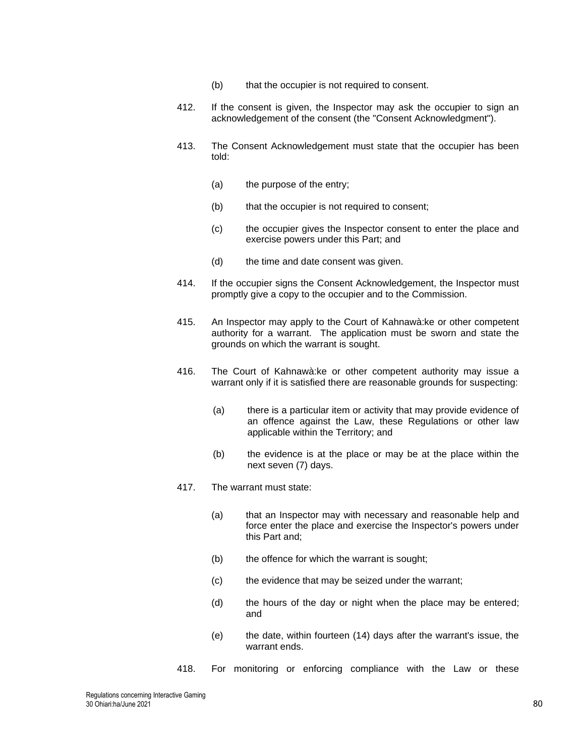(b) that the occupier is not required to consent.

412. If the consent is given, the Inspector may ask the occupier to sign an acknowledgement of the consent (the "Consent Acknowledgment").

413. The Consent Acknowledgement must state that the occupier has been told:

(a) the purpose of the entry;

(b) that the occupier is not required to consent;

(c) the occupier gives the Inspector consent to enter the place and exercise powers under this Part; and

(d) the time and date consent was given.

414. If the occupier signs the Consent Acknowledgement, the Inspector must promptly give a copy to the occupier and to the Commission.

415. An Inspector may apply to the Court of Kahnawà:ke or other competent authority for a warrant. The application must be sworn and state the grounds on which the warrant is sought.

416. The Court of Kahnawà:ke or other competent authority may issue a warrant only if it is satisfied there are reasonable grounds for suspecting:

(a) there is a particular item or activity that may provide evidence of an offence against the Law, these Regulations or other law applicable within the Territory; and

(b) the evidence is at the place or may be at the place within the next seven (7) days.

417. The warrant must state:

(a) that an Inspector may with necessary and reasonable help and force enter the place and exercise the Inspector's powers under this Part and;

(b) the offence for which the warrant is sought;

(c) the evidence that may be seized under the warrant;

(d) the hours of the day or night when the place may be entered; and

(e) the date, within fourteen (14) days after the warrant's issue, the warrant ends.

418. For monitoring or enforcing compliance with the Law or these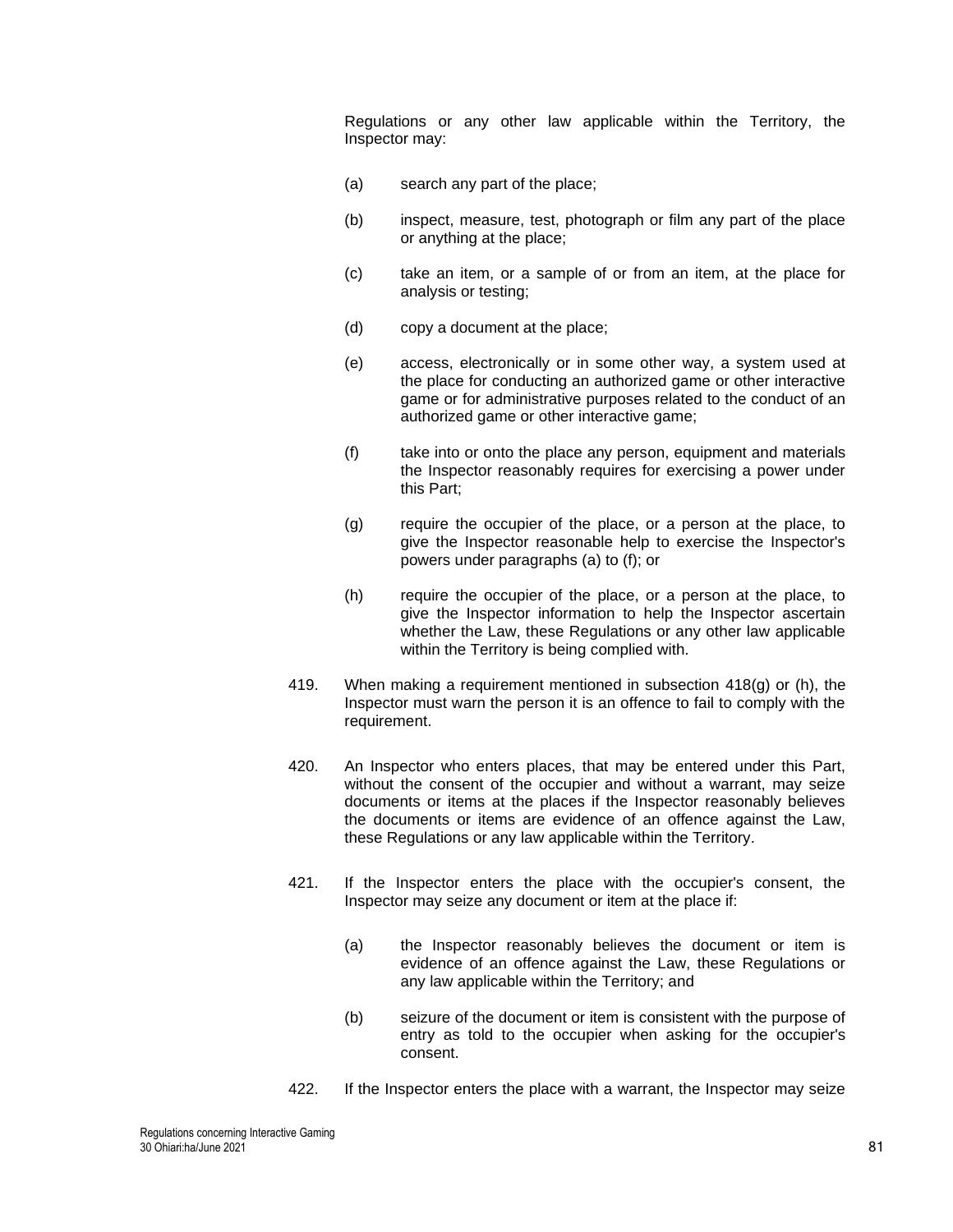Regulations or any other law applicable within the Territory, the Inspector may:

(a) search any part of the place;

(b) inspect, measure, test, photograph or film any part of the place or anything at the place;

(c) take an item, or a sample of or from an item, at the place for analysis or testing;

(d) copy a document at the place;

(e) access, electronically or in some other way, a system used at the place for conducting an authorized game or other interactive game or for administrative purposes related to the conduct of an authorized game or other interactive game;

(f) take into or onto the place any person, equipment and materials the Inspector reasonably requires for exercising a power under this Part;

(g) require the occupier of the place, or a person at the place, to give the Inspector reasonable help to exercise the Inspector's powers under paragraphs (a) to (f); or

(h) require the occupier of the place, or a person at the place, to give the Inspector information to help the Inspector ascertain whether the Law, these Regulations or any other law applicable within the Territory is being complied with.

419. When making a requirement mentioned in subsection 418(g) or (h), the Inspector must warn the person it is an offence to fail to comply with the requirement.

420. An Inspector who enters places, that may be entered under this Part, without the consent of the occupier and without a warrant, may seize documents or items at the places if the Inspector reasonably believes the documents or items are evidence of an offence against the Law, these Regulations or any law applicable within the Territory.

421. If the Inspector enters the place with the occupier's consent, the Inspector may seize any document or item at the place if:

(a) the Inspector reasonably believes the document or item is evidence of an offence against the Law, these Regulations or any law applicable within the Territory; and

(b) seizure of the document or item is consistent with the purpose of entry as told to the occupier when asking for the occupier's consent.

422. If the Inspector enters the place with a warrant, the Inspector may seize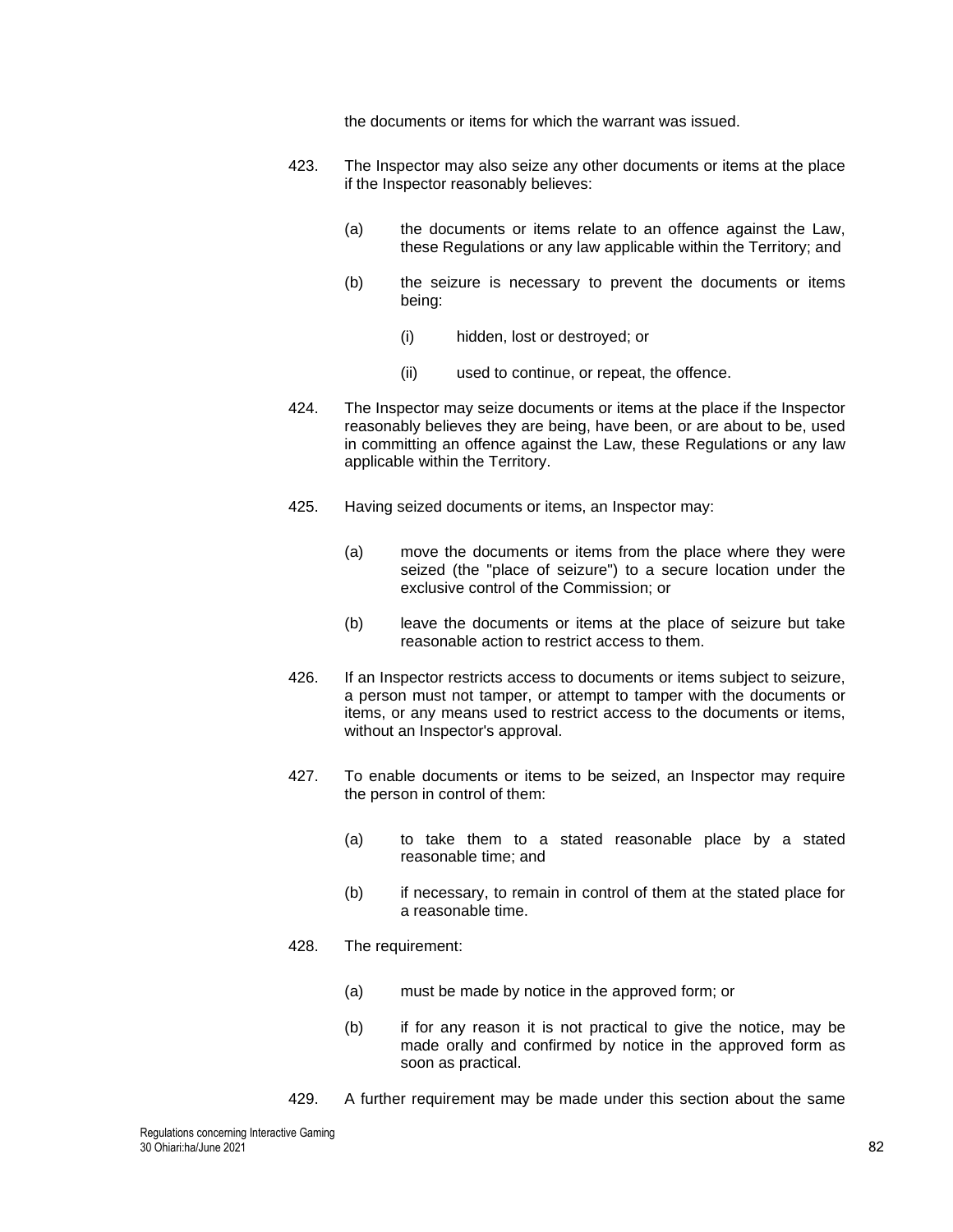the documents or items for which the warrant was issued.

423. The Inspector may also seize any other documents or items at the place if the Inspector reasonably believes:

   (a) the documents or items relate to an offence against the Law, these Regulations or any law applicable within the Territory; and

   (b) the seizure is necessary to prevent the documents or items being:

      (i) hidden, lost or destroyed; or

      (ii) used to continue, or repeat, the offence.

424. The Inspector may seize documents or items at the place if the Inspector reasonably believes they are being, have been, or are about to be, used in committing an offence against the Law, these Regulations or any law applicable within the Territory.

425. Having seized documents or items, an Inspector may:

   (a) move the documents or items from the place where they were seized (the "place of seizure") to a secure location under the exclusive control of the Commission; or

   (b) leave the documents or items at the place of seizure but take reasonable action to restrict access to them.

426. If an Inspector restricts access to documents or items subject to seizure, a person must not tamper, or attempt to tamper with the documents or items, or any means used to restrict access to the documents or items, without an Inspector's approval.

427. To enable documents or items to be seized, an Inspector may require the person in control of them:

   (a) to take them to a stated reasonable place by a stated reasonable time; and

   (b) if necessary, to remain in control of them at the stated place for a reasonable time.

428. The requirement:

   (a) must be made by notice in the approved form; or

   (b) if for any reason it is not practical to give the notice, may be made orally and confirmed by notice in the approved form as soon as practical.

429. A further requirement may be made under this section about the same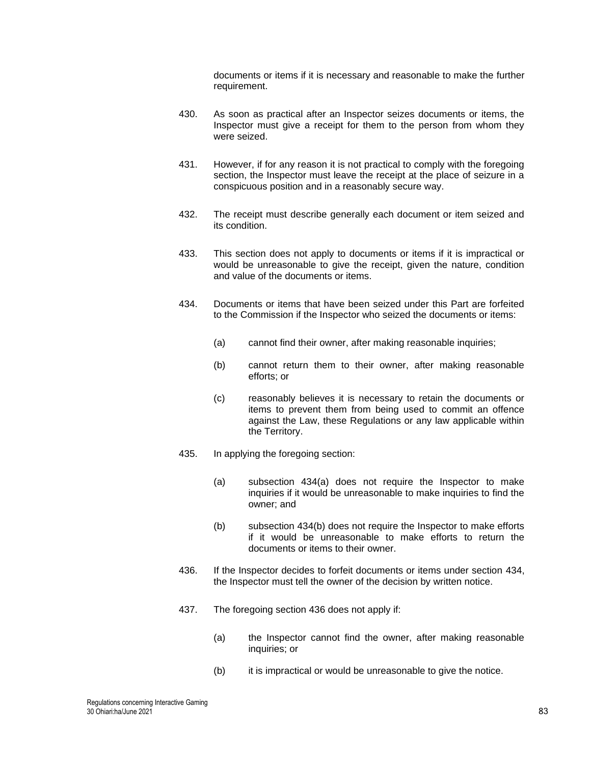documents or items if it is necessary and reasonable to make the further requirement.

430. As soon as practical after an Inspector seizes documents or items, the Inspector must give a receipt for them to the person from whom they were seized.

431. However, if for any reason it is not practical to comply with the foregoing section, the Inspector must leave the receipt at the place of seizure in a conspicuous position and in a reasonably secure way.

432. The receipt must describe generally each document or item seized and its condition.

433. This section does not apply to documents or items if it is impractical or would be unreasonable to give the receipt, given the nature, condition and value of the documents or items.

434. Documents or items that have been seized under this Part are forfeited to the Commission if the Inspector who seized the documents or items:

   (a) cannot find their owner, after making reasonable inquiries;

   (b) cannot return them to their owner, after making reasonable efforts; or

   (c) reasonably believes it is necessary to retain the documents or items to prevent them from being used to commit an offence against the Law, these Regulations or any law applicable within the Territory.

435. In applying the foregoing section:

   (a) subsection 434(a) does not require the Inspector to make inquiries if it would be unreasonable to make inquiries to find the owner; and

   (b) subsection 434(b) does not require the Inspector to make efforts if it would be unreasonable to make efforts to return the documents or items to their owner.

436. If the Inspector decides to forfeit documents or items under section 434, the Inspector must tell the owner of the decision by written notice.

437. The foregoing section 436 does not apply if:

   (a) the Inspector cannot find the owner, after making reasonable inquiries; or

   (b) it is impractical or would be unreasonable to give the notice.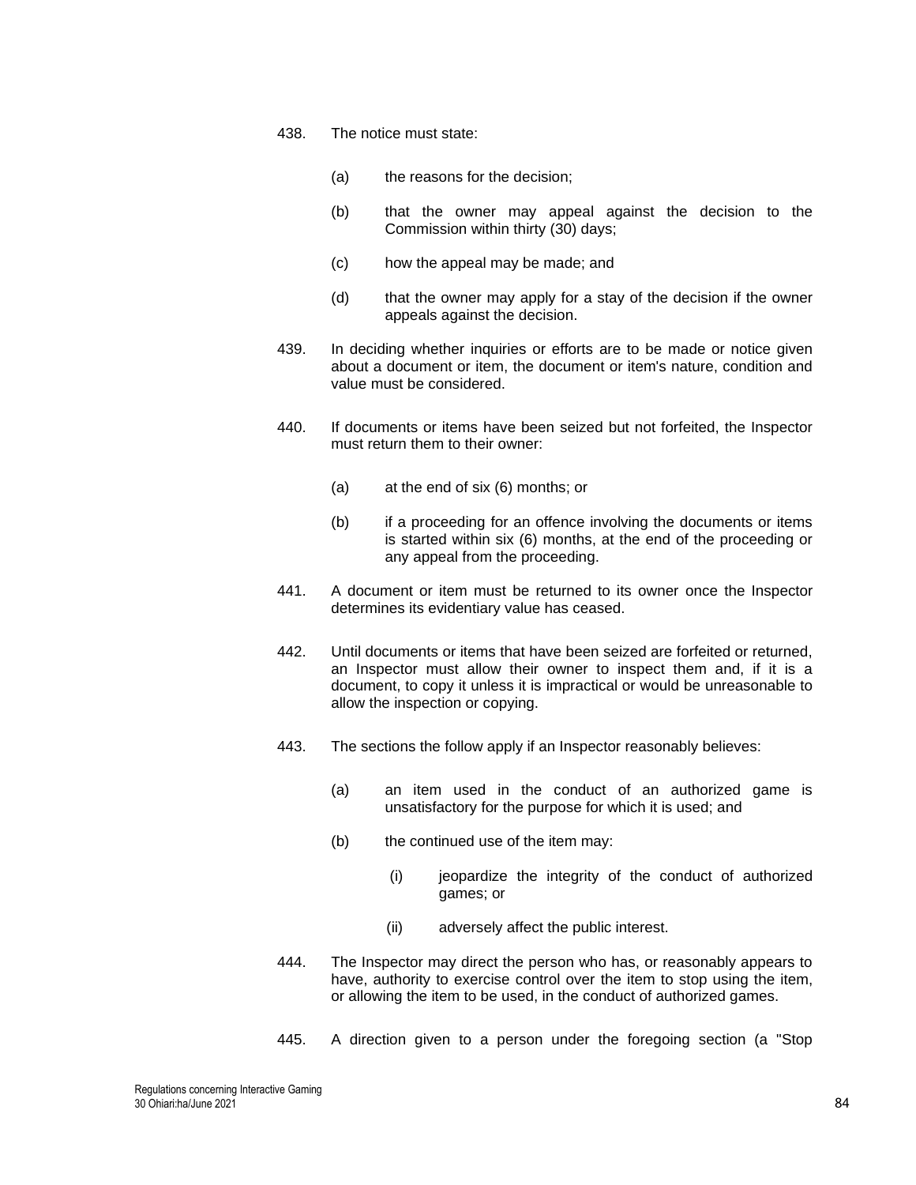438. The notice must state:

   (a) the reasons for the decision;

   (b) that the owner may appeal against the decision to the Commission within thirty (30) days;

   (c) how the appeal may be made; and

   (d) that the owner may apply for a stay of the decision if the owner appeals against the decision.

439. In deciding whether inquiries or efforts are to be made or notice given about a document or item, the document or item's nature, condition and value must be considered.

440. If documents or items have been seized but not forfeited, the Inspector must return them to their owner:

   (a) at the end of six (6) months; or

   (b) if a proceeding for an offence involving the documents or items is started within six (6) months, at the end of the proceeding or any appeal from the proceeding.

441. A document or item must be returned to its owner once the Inspector determines its evidentiary value has ceased.

442. Until documents or items that have been seized are forfeited or returned, an Inspector must allow their owner to inspect them and, if it is a document, to copy it unless it is impractical or would be unreasonable to allow the inspection or copying.

443. The sections the follow apply if an Inspector reasonably believes:

   (a) an item used in the conduct of an authorized game is unsatisfactory for the purpose for which it is used; and

   (b) the continued use of the item may:

      (i) jeopardize the integrity of the conduct of authorized games; or

      (ii) adversely affect the public interest.

444. The Inspector may direct the person who has, or reasonably appears to have, authority to exercise control over the item to stop using the item, or allowing the item to be used, in the conduct of authorized games.

445. A direction given to a person under the foregoing section (a "Stop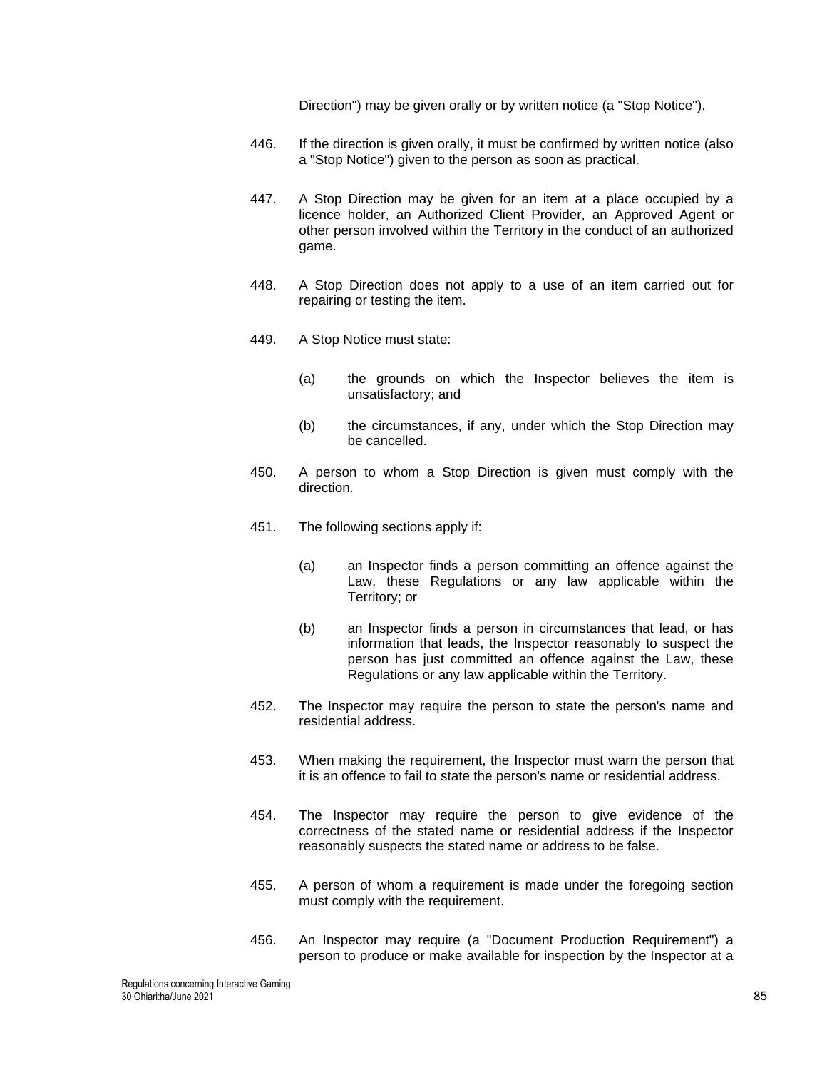Direction") may be given orally or by written notice (a "Stop Notice").

446. If the direction is given orally, it must be confirmed by written notice (also a "Stop Notice") given to the person as soon as practical.

447. A Stop Direction may be given for an item at a place occupied by a licence holder, an Authorized Client Provider, an Approved Agent or other person involved within the Territory in the conduct of an authorized game.

448. A Stop Direction does not apply to a use of an item carried out for repairing or testing the item.

449. A Stop Notice must state:

(a) the grounds on which the Inspector believes the item is unsatisfactory; and

(b) the circumstances, if any, under which the Stop Direction may be cancelled.

450. A person to whom a Stop Direction is given must comply with the direction.

451. The following sections apply if:

(a) an Inspector finds a person committing an offence against the Law, these Regulations or any law applicable within the Territory; or

(b) an Inspector finds a person in circumstances that lead, or has information that leads, the Inspector reasonably to suspect the person has just committed an offence against the Law, these Regulations or any law applicable within the Territory.

452. The Inspector may require the person to state the person's name and residential address.

453. When making the requirement, the Inspector must warn the person that it is an offence to fail to state the person's name or residential address.

454. The Inspector may require the person to give evidence of the correctness of the stated name or residential address if the Inspector reasonably suspects the stated name or address to be false.

455. A person of whom a requirement is made under the foregoing section must comply with the requirement.

456. An Inspector may require (a "Document Production Requirement") a person to produce or make available for inspection by the Inspector at a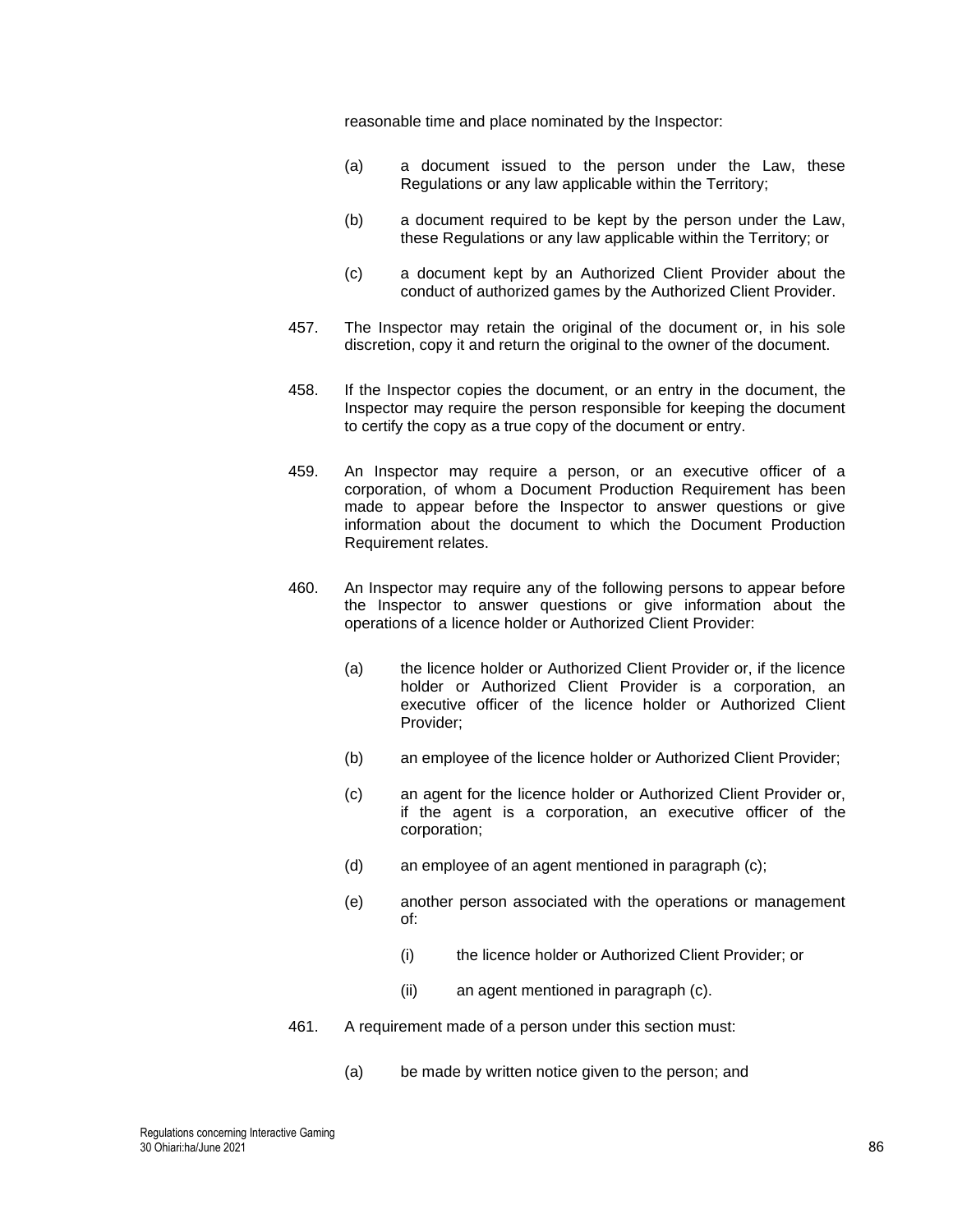reasonable time and place nominated by the Inspector:

(a) a document issued to the person under the Law, these Regulations or any law applicable within the Territory;

(b) a document required to be kept by the person under the Law, these Regulations or any law applicable within the Territory; or

(c) a document kept by an Authorized Client Provider about the conduct of authorized games by the Authorized Client Provider.

457. The Inspector may retain the original of the document or, in his sole discretion, copy it and return the original to the owner of the document.

458. If the Inspector copies the document, or an entry in the document, the Inspector may require the person responsible for keeping the document to certify the copy as a true copy of the document or entry.

459. An Inspector may require a person, or an executive officer of a corporation, of whom a Document Production Requirement has been made to appear before the Inspector to answer questions or give information about the document to which the Document Production Requirement relates.

460. An Inspector may require any of the following persons to appear before the Inspector to answer questions or give information about the operations of a licence holder or Authorized Client Provider:

(a) the licence holder or Authorized Client Provider or, if the licence holder or Authorized Client Provider is a corporation, an executive officer of the licence holder or Authorized Client Provider;

(b) an employee of the licence holder or Authorized Client Provider;

(c) an agent for the licence holder or Authorized Client Provider or, if the agent is a corporation, an executive officer of the corporation;

(d) an employee of an agent mentioned in paragraph (c);

(e) another person associated with the operations or management of:

(i) the licence holder or Authorized Client Provider; or

(ii) an agent mentioned in paragraph (c).

461. A requirement made of a person under this section must:

(a) be made by written notice given to the person; and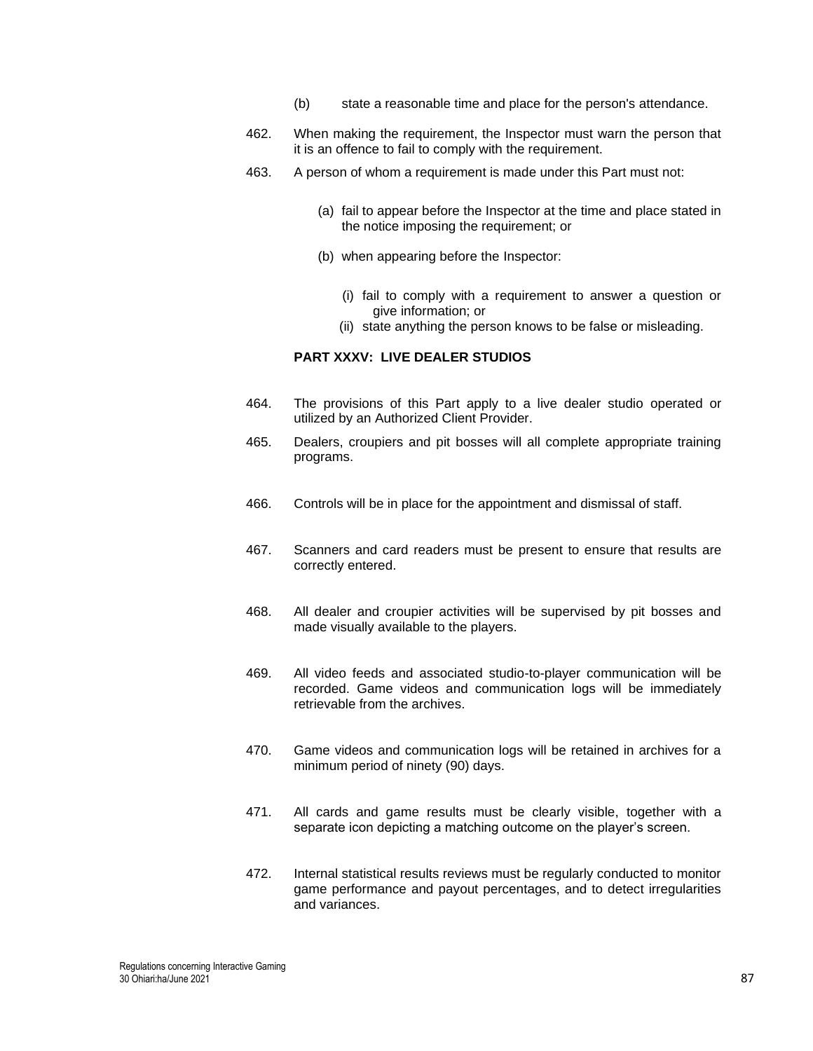(b) state a reasonable time and place for the person's attendance.

462. When making the requirement, the Inspector must warn the person that it is an offence to fail to comply with the requirement.

463. A person of whom a requirement is made under this Part must not:

(a) fail to appear before the Inspector at the time and place stated in the notice imposing the requirement; or

(b) when appearing before the Inspector:

(i) fail to comply with a requirement to answer a question or give information; or

(ii) state anything the person knows to be false or misleading.

## PART XXXV: LIVE DEALER STUDIOS

464. The provisions of this Part apply to a live dealer studio operated or utilized by an Authorized Client Provider.

465. Dealers, croupiers and pit bosses will all complete appropriate training programs.

466. Controls will be in place for the appointment and dismissal of staff.

467. Scanners and card readers must be present to ensure that results are correctly entered.

468. All dealer and croupier activities will be supervised by pit bosses and made visually available to the players.

469. All video feeds and associated studio-to-player communication will be recorded. Game videos and communication logs will be immediately retrievable from the archives.

470. Game videos and communication logs will be retained in archives for a minimum period of ninety (90) days.

471. All cards and game results must be clearly visible, together with a separate icon depicting a matching outcome on the player's screen.

472. Internal statistical results reviews must be regularly conducted to monitor game performance and payout percentages, and to detect irregularities and variances.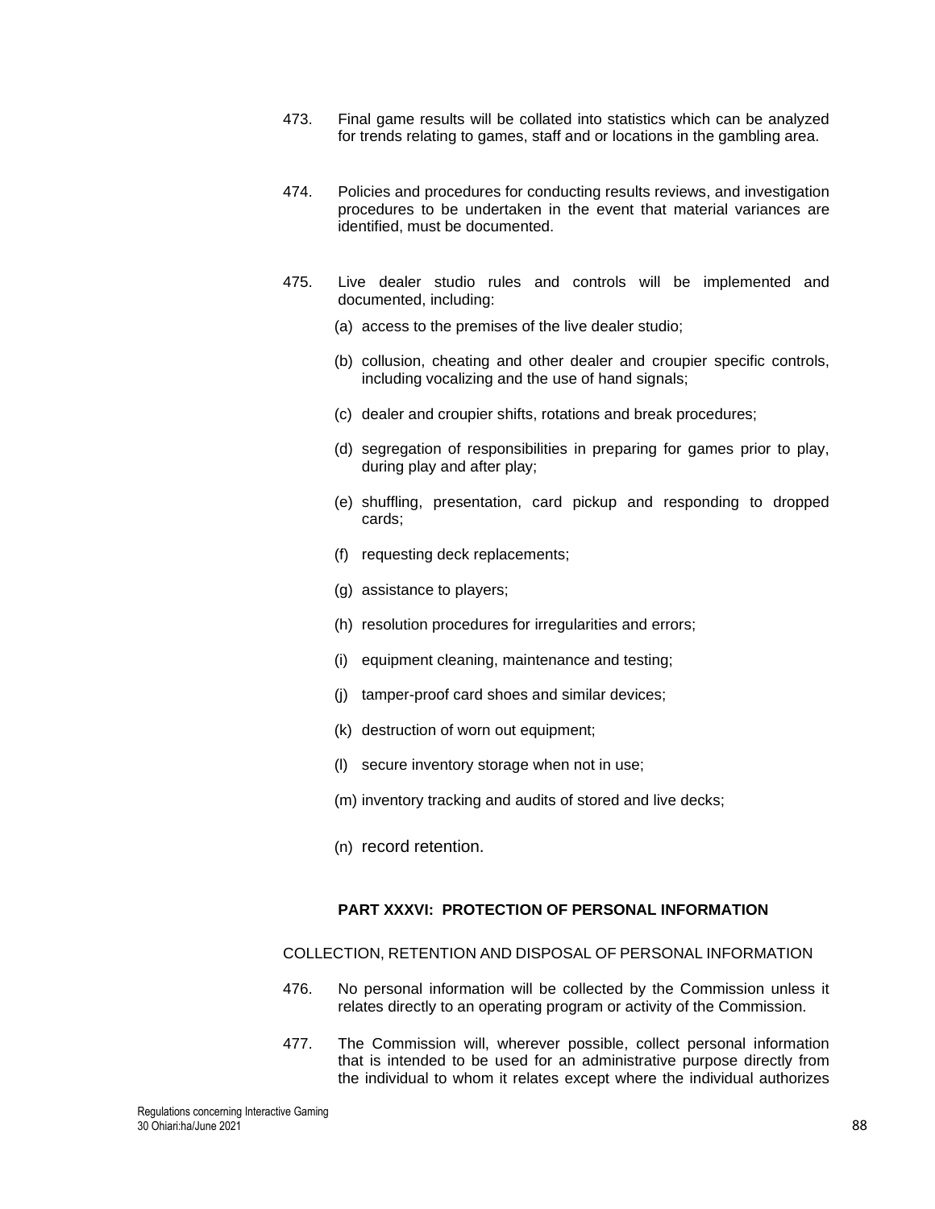473. Final game results will be collated into statistics which can be analyzed for trends relating to games, staff and or locations in the gambling area.

474. Policies and procedures for conducting results reviews, and investigation procedures to be undertaken in the event that material variances are identified, must be documented.

475. Live dealer studio rules and controls will be implemented and documented, including:

(a) access to the premises of the live dealer studio;

(b) collusion, cheating and other dealer and croupier specific controls, including vocalizing and the use of hand signals;

(c) dealer and croupier shifts, rotations and break procedures;

(d) segregation of responsibilities in preparing for games prior to play, during play and after play;

(e) shuffling, presentation, card pickup and responding to dropped cards;

(f) requesting deck replacements;

(g) assistance to players;

(h) resolution procedures for irregularities and errors;

(i) equipment cleaning, maintenance and testing;

(j) tamper-proof card shoes and similar devices;

(k) destruction of worn out equipment;

(l) secure inventory storage when not in use;

(m) inventory tracking and audits of stored and live decks;

(n) record retention.

## PART XXXVI: PROTECTION OF PERSONAL INFORMATION

COLLECTION, RETENTION AND DISPOSAL OF PERSONAL INFORMATION

476. No personal information will be collected by the Commission unless it relates directly to an operating program or activity of the Commission.

477. The Commission will, wherever possible, collect personal information that is intended to be used for an administrative purpose directly from the individual to whom it relates except where the individual authorizes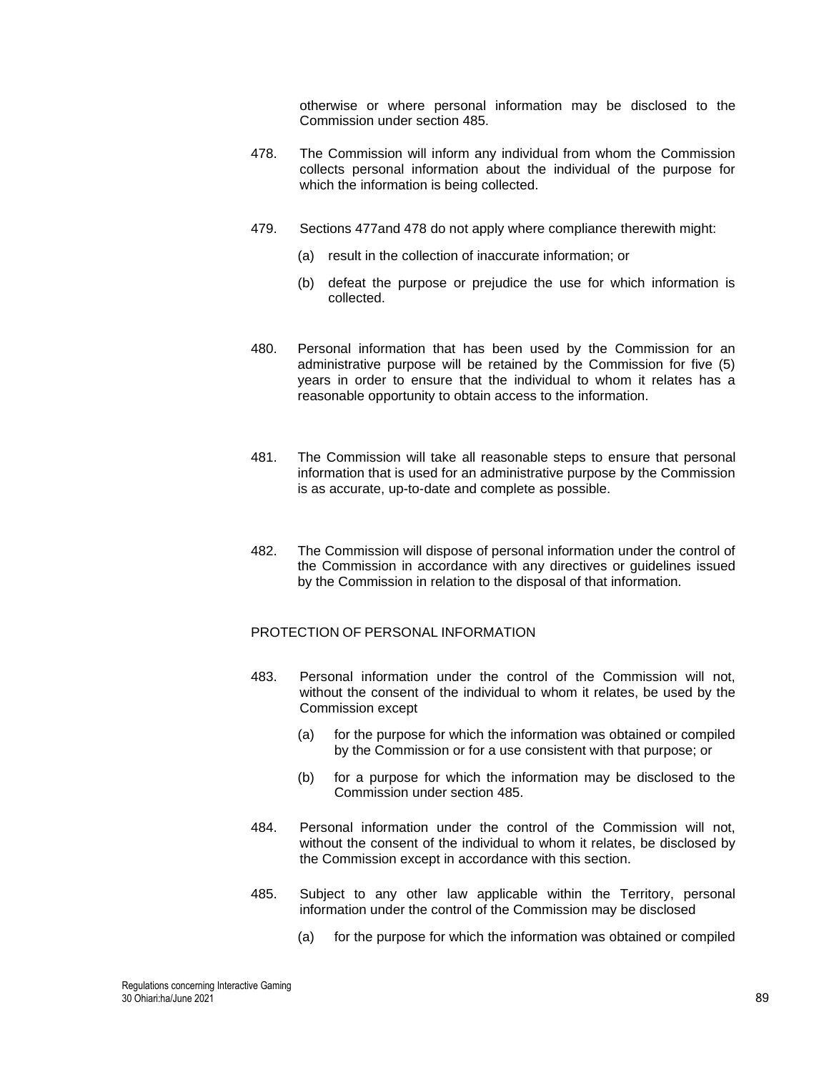otherwise or where personal information may be disclosed to the Commission under section 485.

478. The Commission will inform any individual from whom the Commission collects personal information about the individual of the purpose for which the information is being collected.

479. Sections 477and 478 do not apply where compliance therewith might:

(a) result in the collection of inaccurate information; or

(b) defeat the purpose or prejudice the use for which information is collected.

480. Personal information that has been used by the Commission for an administrative purpose will be retained by the Commission for five (5) years in order to ensure that the individual to whom it relates has a reasonable opportunity to obtain access to the information.

481. The Commission will take all reasonable steps to ensure that personal information that is used for an administrative purpose by the Commission is as accurate, up-to-date and complete as possible.

482. The Commission will dispose of personal information under the control of the Commission in accordance with any directives or guidelines issued by the Commission in relation to the disposal of that information.

PROTECTION OF PERSONAL INFORMATION

483. Personal information under the control of the Commission will not, without the consent of the individual to whom it relates, be used by the Commission except

(a) for the purpose for which the information was obtained or compiled by the Commission or for a use consistent with that purpose; or

(b) for a purpose for which the information may be disclosed to the Commission under section 485.

484. Personal information under the control of the Commission will not, without the consent of the individual to whom it relates, be disclosed by the Commission except in accordance with this section.

485. Subject to any other law applicable within the Territory, personal information under the control of the Commission may be disclosed

(a) for the purpose for which the information was obtained or compiled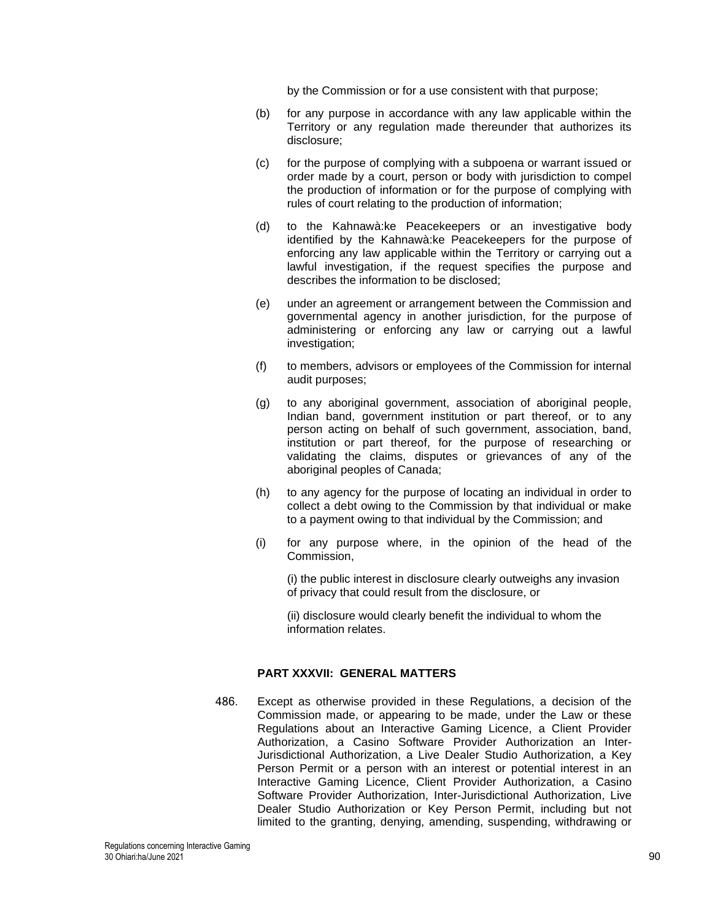by the Commission or for a use consistent with that purpose;

(b) for any purpose in accordance with any law applicable within the Territory or any regulation made thereunder that authorizes its disclosure;

(c) for the purpose of complying with a subpoena or warrant issued or order made by a court, person or body with jurisdiction to compel the production of information or for the purpose of complying with rules of court relating to the production of information;

(d) to the Kahnawà:ke Peacekeepers or an investigative body identified by the Kahnawà:ke Peacekeepers for the purpose of enforcing any law applicable within the Territory or carrying out a lawful investigation, if the request specifies the purpose and describes the information to be disclosed;

(e) under an agreement or arrangement between the Commission and governmental agency in another jurisdiction, for the purpose of administering or enforcing any law or carrying out a lawful investigation;

(f) to members, advisors or employees of the Commission for internal audit purposes;

(g) to any aboriginal government, association of aboriginal people, Indian band, government institution or part thereof, or to any person acting on behalf of such government, association, band, institution or part thereof, for the purpose of researching or validating the claims, disputes or grievances of any of the aboriginal peoples of Canada;

(h) to any agency for the purpose of locating an individual in order to collect a debt owing to the Commission by that individual or make to a payment owing to that individual by the Commission; and

(i) for any purpose where, in the opinion of the head of the Commission,

(i) the public interest in disclosure clearly outweighs any invasion of privacy that could result from the disclosure, or

(ii) disclosure would clearly benefit the individual to whom the information relates.

## PART XXXVII: GENERAL MATTERS

486. Except as otherwise provided in these Regulations, a decision of the Commission made, or appearing to be made, under the Law or these Regulations about an Interactive Gaming Licence, a Client Provider Authorization, a Casino Software Provider Authorization an Inter-Jurisdictional Authorization, a Live Dealer Studio Authorization, a Key Person Permit or a person with an interest or potential interest in an Interactive Gaming Licence, Client Provider Authorization, a Casino Software Provider Authorization, Inter-Jurisdictional Authorization, Live Dealer Studio Authorization or Key Person Permit, including but not limited to the granting, denying, amending, suspending, withdrawing or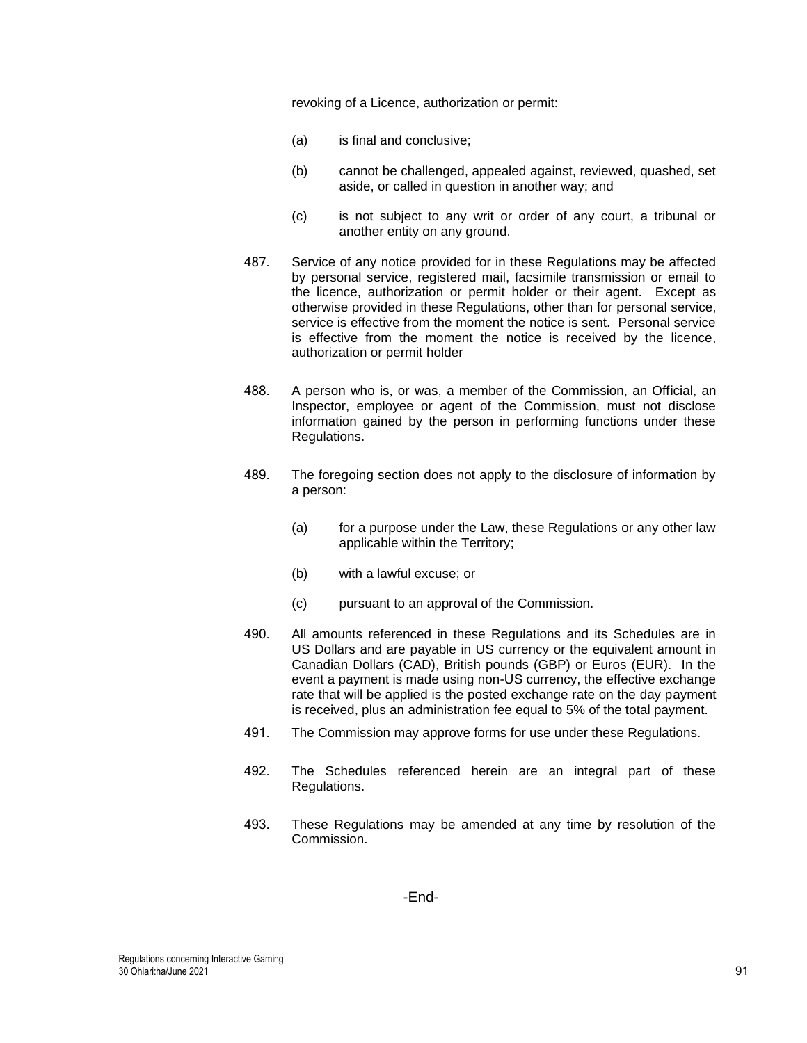revoking of a Licence, authorization or permit:

(a) is final and conclusive;

(b) cannot be challenged, appealed against, reviewed, quashed, set aside, or called in question in another way; and

(c) is not subject to any writ or order of any court, a tribunal or another entity on any ground.

487. Service of any notice provided for in these Regulations may be affected by personal service, registered mail, facsimile transmission or email to the licence, authorization or permit holder or their agent. Except as otherwise provided in these Regulations, other than for personal service, service is effective from the moment the notice is sent. Personal service is effective from the moment the notice is received by the licence, authorization or permit holder

488. A person who is, or was, a member of the Commission, an Official, an Inspector, employee or agent of the Commission, must not disclose information gained by the person in performing functions under these Regulations.

489. The foregoing section does not apply to the disclosure of information by a person:

(a) for a purpose under the Law, these Regulations or any other law applicable within the Territory;

(b) with a lawful excuse; or

(c) pursuant to an approval of the Commission.

490. All amounts referenced in these Regulations and its Schedules are in US Dollars and are payable in US currency or the equivalent amount in Canadian Dollars (CAD), British pounds (GBP) or Euros (EUR). In the event a payment is made using non-US currency, the effective exchange rate that will be applied is the posted exchange rate on the day payment is received, plus an administration fee equal to 5% of the total payment.

491. The Commission may approve forms for use under these Regulations.

492. The Schedules referenced herein are an integral part of these Regulations.

493. These Regulations may be amended at any time by resolution of the Commission.

-End-